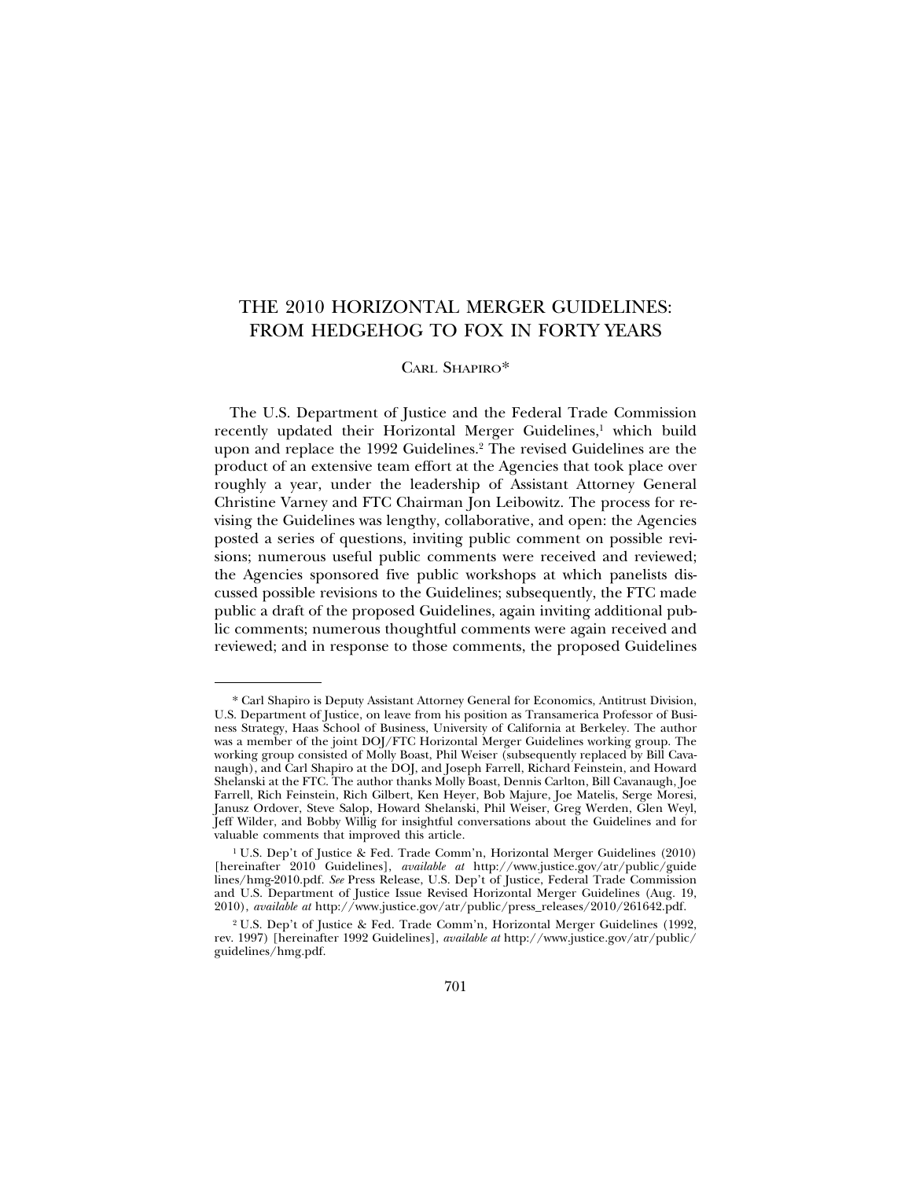# THE 2010 HORIZONTAL MERGER GUIDELINES: FROM HEDGEHOG TO FOX IN FORTY YEARS

CARL SHAPIRO*

The U.S. Department of Justice and the Federal Trade Commission recently updated their Horizontal Merger Guidelines,[1] which build upon and replace the 1992 Guidelines.[2] The revised Guidelines are the product of an extensive team effort at the Agencies that took place over roughly a year, under the leadership of Assistant Attorney General Christine Varney and FTC Chairman Jon Leibowitz. The process for revising the Guidelines was lengthy, collaborative, and open: the Agencies posted a series of questions, inviting public comment on possible revisions; numerous useful public comments were received and reviewed; the Agencies sponsored five public workshops at which panelists discussed possible revisions to the Guidelines; subsequently, the FTC made public a draft of the proposed Guidelines, again inviting additional public comments; numerous thoughtful comments were again received and reviewed; and in response to those comments, the proposed Guidelines

---

\* Carl Shapiro is Deputy Assistant Attorney General for Economics, Antitrust Division, U.S. Department of Justice, on leave from his position as Transamerica Professor of Business Strategy, Haas School of Business, University of California at Berkeley. The author was a member of the joint DOJ/FTC Horizontal Merger Guidelines working group. The working group consisted of Molly Boast, Phil Weiser (subsequently replaced by Bill Cavanaugh), and Carl Shapiro at the DOJ, and Joseph Farrell, Richard Feinstein, and Howard Shelanski at the FTC. The author thanks Molly Boast, Dennis Carlton, Bill Cavanaugh, Joe Farrell, Rich Feinstein, Rich Gilbert, Ken Heyer, Bob Majure, Joe Matelis, Serge Moresi, Janusz Ordover, Steve Salop, Howard Shelanski, Phil Weiser, Greg Werden, Glen Weyl, Jeff Wilder, and Bobby Willig for insightful conversations about the Guidelines and for valuable comments that improved this article.

[1] U.S. Dep't of Justice & Fed. Trade Comm'n, Horizontal Merger Guidelines (2010) [hereinafter 2010 Guidelines], *available at* http://www.justice.gov/atr/public/guidelines/hmg-2010.pdf. *See* Press Release, U.S. Dep't of Justice, Federal Trade Commission and U.S. Department of Justice Issue Revised Horizontal Merger Guidelines (Aug. 19, 2010), *available at* http://www.justice.gov/atr/public/press_releases/2010/261642.pdf.

[2] U.S. Dep't of Justice & Fed. Trade Comm'n, Horizontal Merger Guidelines (1992, rev. 1997) [hereinafter 1992 Guidelines], *available at* http://www.justice.gov/atr/public/guidelines/hmg.pdf.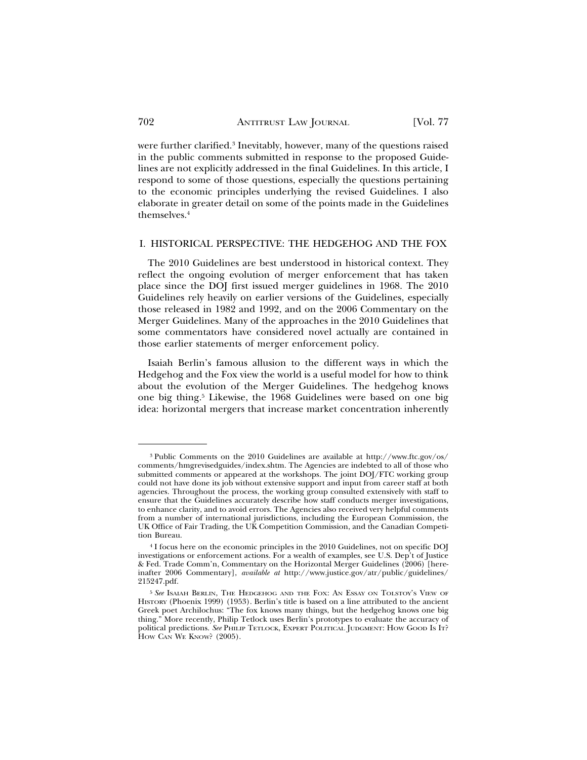were further clarified.[3] Inevitably, however, many of the questions raised in the public comments submitted in response to the proposed Guidelines are not explicitly addressed in the final Guidelines. In this article, I respond to some of those questions, especially the questions pertaining to the economic principles underlying the revised Guidelines. I also elaborate in greater detail on some of the points made in the Guidelines themselves.[4]

## I. HISTORICAL PERSPECTIVE: THE HEDGEHOG AND THE FOX

The 2010 Guidelines are best understood in historical context. They reflect the ongoing evolution of merger enforcement that has taken place since the DOJ first issued merger guidelines in 1968. The 2010 Guidelines rely heavily on earlier versions of the Guidelines, especially those released in 1982 and 1992, and on the 2006 Commentary on the Merger Guidelines. Many of the approaches in the 2010 Guidelines that some commentators have considered novel actually are contained in those earlier statements of merger enforcement policy.

Isaiah Berlin's famous allusion to the different ways in which the Hedgehog and the Fox view the world is a useful model for how to think about the evolution of the Merger Guidelines. The hedgehog knows one big thing.[5] Likewise, the 1968 Guidelines were based on one big idea: horizontal mergers that increase market concentration inherently

---

[3] Public Comments on the 2010 Guidelines are available at http://www.ftc.gov/os/comments/hmgrevisedguides/index.shtm. The Agencies are indebted to all of those who submitted comments or appeared at the workshops. The joint DOJ/FTC working group could not have done its job without extensive support and input from career staff at both agencies. Throughout the process, the working group consulted extensively with staff to ensure that the Guidelines accurately describe how staff conducts merger investigations, to enhance clarity, and to avoid errors. The Agencies also received very helpful comments from a number of international jurisdictions, including the European Commission, the UK Office of Fair Trading, the UK Competition Commission, and the Canadian Competition Bureau.

[4] I focus here on the economic principles in the 2010 Guidelines, not on specific DOJ investigations or enforcement actions. For a wealth of examples, see U.S. Dep't of Justice & Fed. Trade Comm'n, Commentary on the Horizontal Merger Guidelines (2006) [hereinafter 2006 Commentary], *available at* http://www.justice.gov/atr/public/guidelines/215247.pdf.

[5] *See* Isaiah Berlin, The Hedgehog and the Fox: An Essay on Tolstoy's View of History (Phoenix 1999) (1953). Berlin's title is based on a line attributed to the ancient Greek poet Archilochus: "The fox knows many things, but the hedgehog knows one big thing." More recently, Philip Tetlock uses Berlin's prototypes to evaluate the accuracy of political predictions. *See* Philip Tetlock, Expert Political Judgment: How Good Is It? How Can We Know? (2005).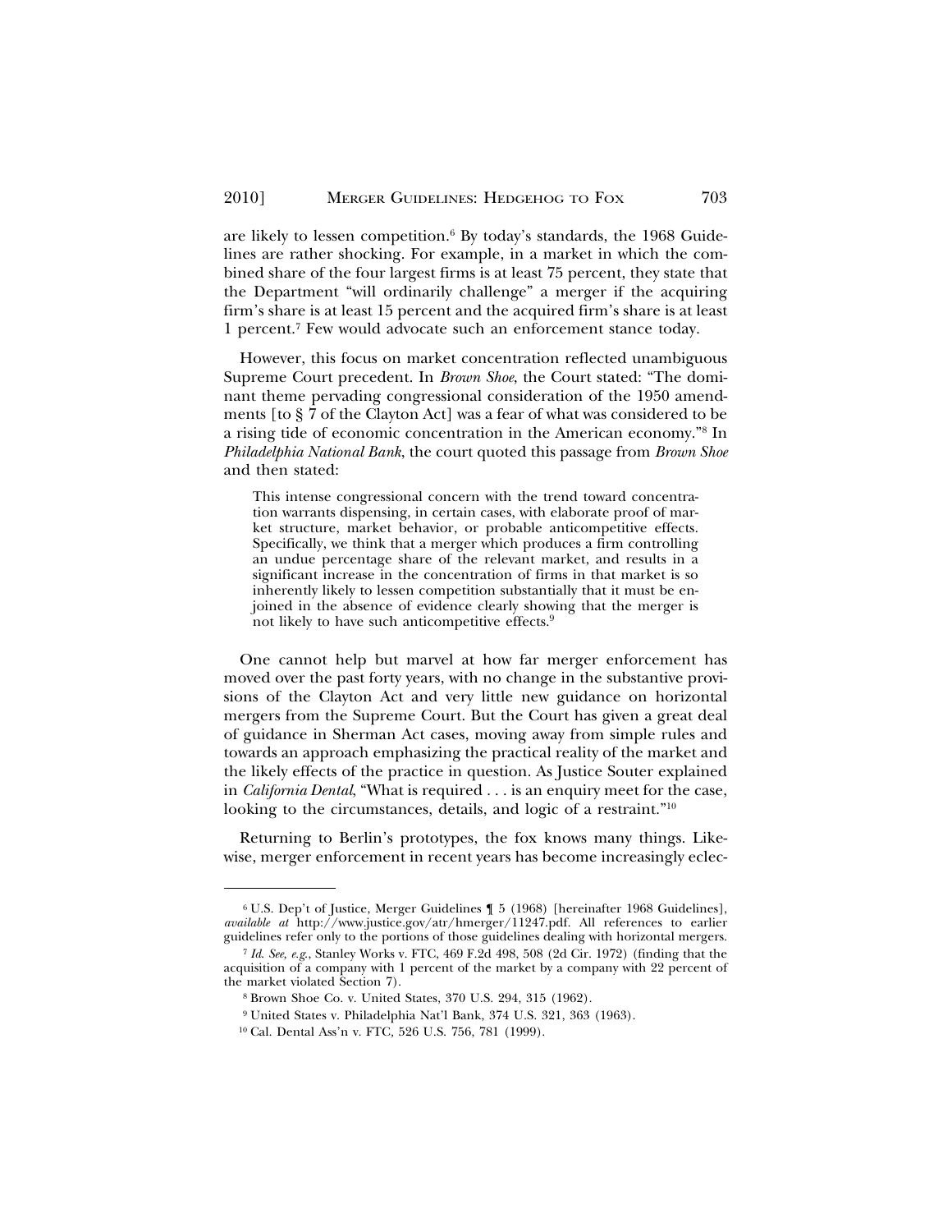are likely to lessen competition.[6] By today's standards, the 1968 Guidelines are rather shocking. For example, in a market in which the combined share of the four largest firms is at least 75 percent, they state that the Department "will ordinarily challenge" a merger if the acquiring firm's share is at least 15 percent and the acquired firm's share is at least 1 percent.[7] Few would advocate such an enforcement stance today.

However, this focus on market concentration reflected unambiguous Supreme Court precedent. In *Brown Shoe*, the Court stated: "The dominant theme pervading congressional consideration of the 1950 amendments [to § 7 of the Clayton Act] was a fear of what was considered to be a rising tide of economic concentration in the American economy."[8] In *Philadelphia National Bank*, the court quoted this passage from *Brown Shoe* and then stated:

> This intense congressional concern with the trend toward concentration warrants dispensing, in certain cases, with elaborate proof of market structure, market behavior, or probable anticompetitive effects. Specifically, we think that a merger which produces a firm controlling an undue percentage share of the relevant market, and results in a significant increase in the concentration of firms in that market is so inherently likely to lessen competition substantially that it must be enjoined in the absence of evidence clearly showing that the merger is not likely to have such anticompetitive effects.[9]

One cannot help but marvel at how far merger enforcement has moved over the past forty years, with no change in the substantive provisions of the Clayton Act and very little new guidance on horizontal mergers from the Supreme Court. But the Court has given a great deal of guidance in Sherman Act cases, moving away from simple rules and towards an approach emphasizing the practical reality of the market and the likely effects of the practice in question. As Justice Souter explained in *California Dental*, "What is required . . . is an enquiry meet for the case, looking to the circumstances, details, and logic of a restraint."[10]

Returning to Berlin's prototypes, the fox knows many things. Likewise, merger enforcement in recent years has become increasingly eclec-

---

[6] U.S. Dep't of Justice, Merger Guidelines ¶ 5 (1968) [hereinafter 1968 Guidelines], *available at* http://www.justice.gov/atr/hmerger/11247.pdf. All references to earlier guidelines refer only to the portions of those guidelines dealing with horizontal mergers.

[7] *Id. See, e.g.*, Stanley Works v. FTC, 469 F.2d 498, 508 (2d Cir. 1972) (finding that the acquisition of a company with 1 percent of the market by a company with 22 percent of the market violated Section 7).

[8] Brown Shoe Co. v. United States, 370 U.S. 294, 315 (1962).

[9] United States v. Philadelphia Nat'l Bank, 374 U.S. 321, 363 (1963).

[10] Cal. Dental Ass'n v. FTC, 526 U.S. 756, 781 (1999).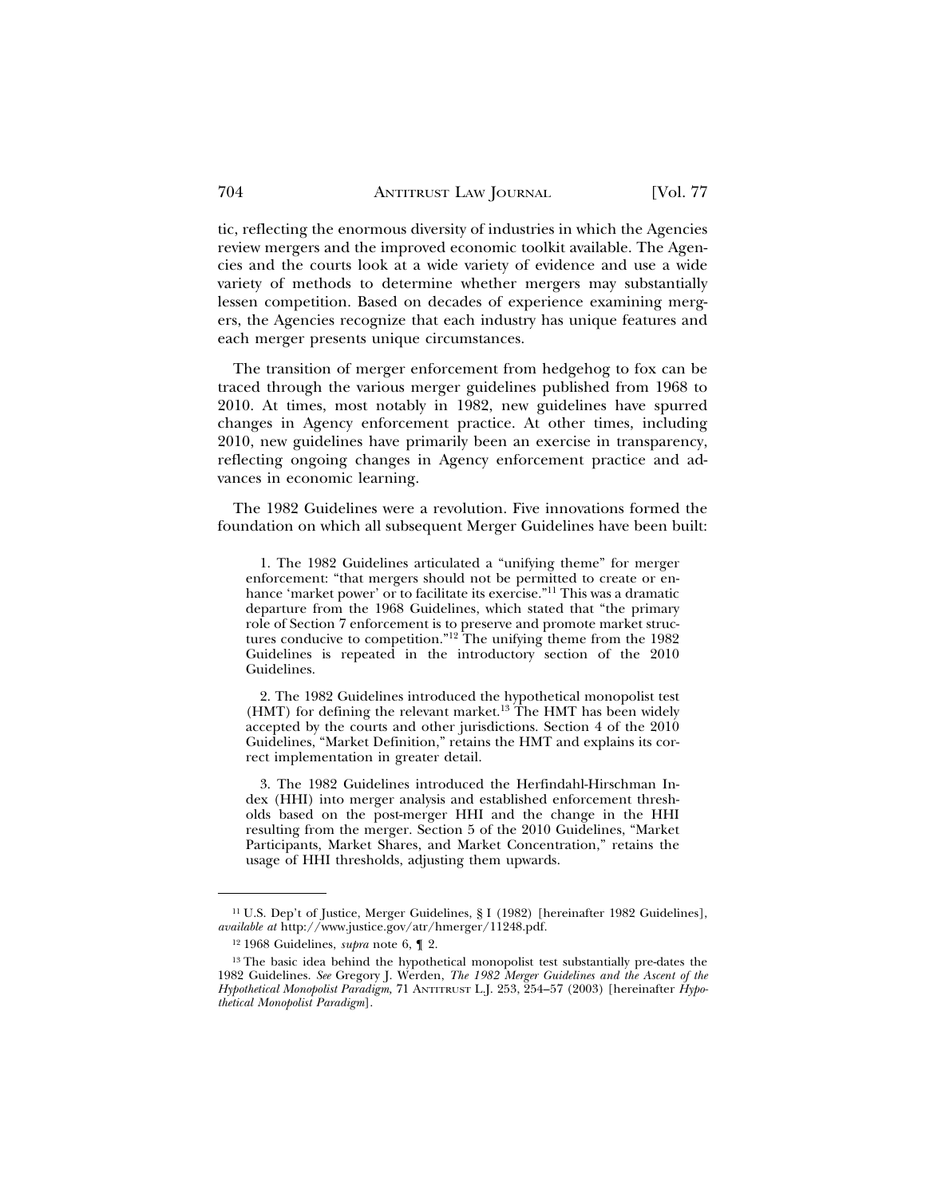tic, reflecting the enormous diversity of industries in which the Agencies review mergers and the improved economic toolkit available. The Agencies and the courts look at a wide variety of evidence and use a wide variety of methods to determine whether mergers may substantially lessen competition. Based on decades of experience examining mergers, the Agencies recognize that each industry has unique features and each merger presents unique circumstances.

The transition of merger enforcement from hedgehog to fox can be traced through the various merger guidelines published from 1968 to 2010. At times, most notably in 1982, new guidelines have spurred changes in Agency enforcement practice. At other times, including 2010, new guidelines have primarily been an exercise in transparency, reflecting ongoing changes in Agency enforcement practice and advances in economic learning.

The 1982 Guidelines were a revolution. Five innovations formed the foundation on which all subsequent Merger Guidelines have been built:

> 1. The 1982 Guidelines articulated a "unifying theme" for merger enforcement: "that mergers should not be permitted to create or enhance 'market power' or to facilitate its exercise."[11] This was a dramatic departure from the 1968 Guidelines, which stated that "the primary role of Section 7 enforcement is to preserve and promote market structures conducive to competition."[12] The unifying theme from the 1982 Guidelines is repeated in the introductory section of the 2010 Guidelines.
>
> 2. The 1982 Guidelines introduced the hypothetical monopolist test (HMT) for defining the relevant market.[13] The HMT has been widely accepted by the courts and other jurisdictions. Section 4 of the 2010 Guidelines, "Market Definition," retains the HMT and explains its correct implementation in greater detail.
>
> 3. The 1982 Guidelines introduced the Herfindahl-Hirschman Index (HHI) into merger analysis and established enforcement thresholds based on the post-merger HHI and the change in the HHI resulting from the merger. Section 5 of the 2010 Guidelines, "Market Participants, Market Shares, and Market Concentration," retains the usage of HHI thresholds, adjusting them upwards.

---

[11] U.S. Dep't of Justice, Merger Guidelines, § I (1982) [hereinafter 1982 Guidelines], *available at* http://www.justice.gov/atr/hmerger/11248.pdf.

[12] 1968 Guidelines, *supra* note 6, ¶ 2.

[13] The basic idea behind the hypothetical monopolist test substantially pre-dates the 1982 Guidelines. *See* Gregory J. Werden, *The 1982 Merger Guidelines and the Ascent of the Hypothetical Monopolist Paradigm*, 71 ANTITRUST L.J. 253, 254–57 (2003) [hereinafter *Hypothetical Monopolist Paradigm*].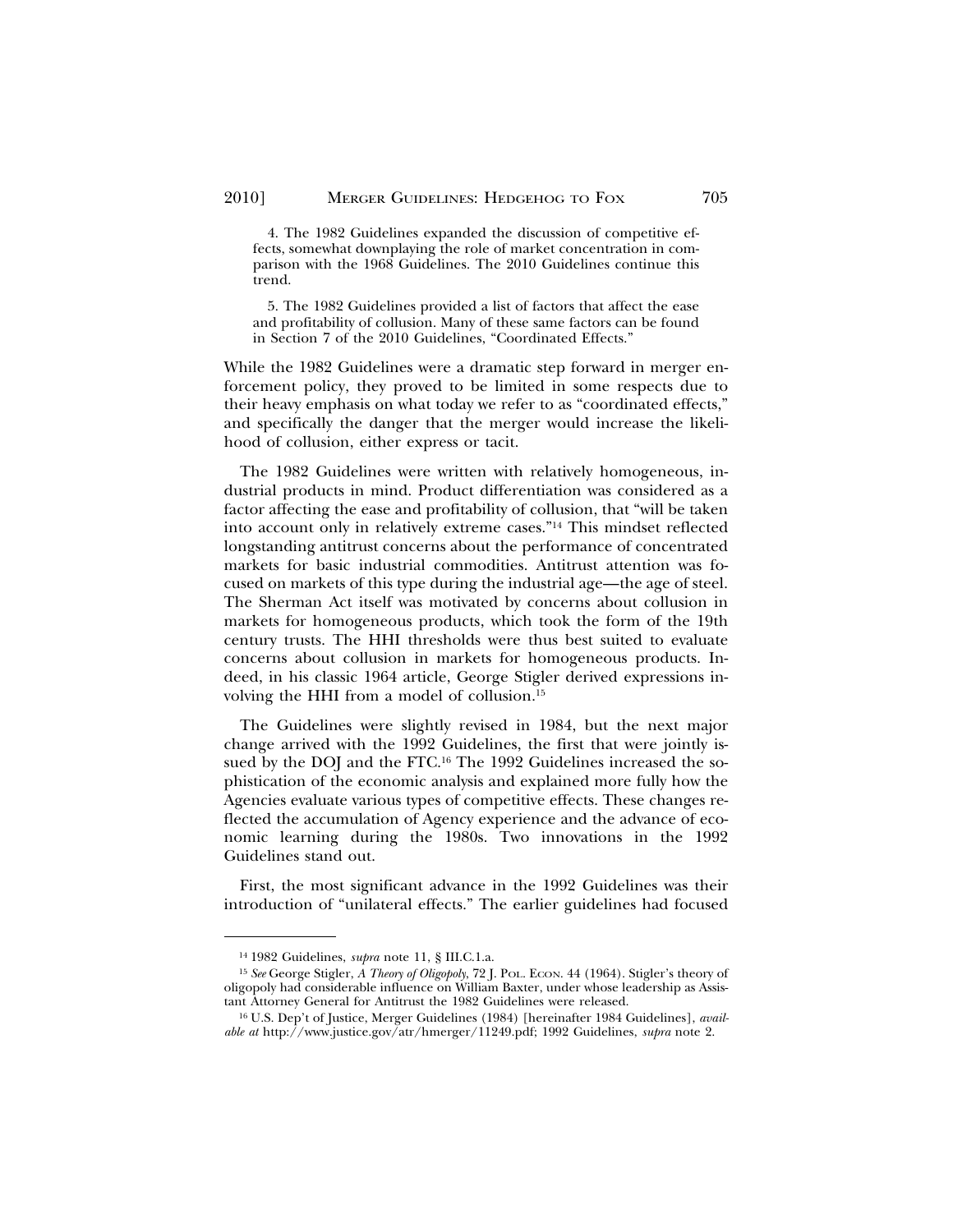4. The 1982 Guidelines expanded the discussion of competitive effects, somewhat downplaying the role of market concentration in comparison with the 1968 Guidelines. The 2010 Guidelines continue this trend.

5. The 1982 Guidelines provided a list of factors that affect the ease and profitability of collusion. Many of these same factors can be found in Section 7 of the 2010 Guidelines, "Coordinated Effects."

While the 1982 Guidelines were a dramatic step forward in merger enforcement policy, they proved to be limited in some respects due to their heavy emphasis on what today we refer to as "coordinated effects," and specifically the danger that the merger would increase the likelihood of collusion, either express or tacit.

The 1982 Guidelines were written with relatively homogeneous, industrial products in mind. Product differentiation was considered as a factor affecting the ease and profitability of collusion, that "will be taken into account only in relatively extreme cases."[14] This mindset reflected longstanding antitrust concerns about the performance of concentrated markets for basic industrial commodities. Antitrust attention was focused on markets of this type during the industrial age—the age of steel. The Sherman Act itself was motivated by concerns about collusion in markets for homogeneous products, which took the form of the 19th century trusts. The HHI thresholds were thus best suited to evaluate concerns about collusion in markets for homogeneous products. Indeed, in his classic 1964 article, George Stigler derived expressions involving the HHI from a model of collusion.[15]

The Guidelines were slightly revised in 1984, but the next major change arrived with the 1992 Guidelines, the first that were jointly issued by the DOJ and the FTC.[16] The 1992 Guidelines increased the sophistication of the economic analysis and explained more fully how the Agencies evaluate various types of competitive effects. These changes reflected the accumulation of Agency experience and the advance of economic learning during the 1980s. Two innovations in the 1992 Guidelines stand out.

First, the most significant advance in the 1992 Guidelines was their introduction of "unilateral effects." The earlier guidelines had focused

---

[14] 1982 Guidelines, *supra* note 11, § III.C.1.a.

[15] *See* George Stigler, *A Theory of Oligopoly*, 72 J. Pol. Econ. 44 (1964). Stigler's theory of oligopoly had considerable influence on William Baxter, under whose leadership as Assistant Attorney General for Antitrust the 1982 Guidelines were released.

[16] U.S. Dep't of Justice, Merger Guidelines (1984) [hereinafter 1984 Guidelines], *available at* http://www.justice.gov/atr/hmerger/11249.pdf; 1992 Guidelines, *supra* note 2.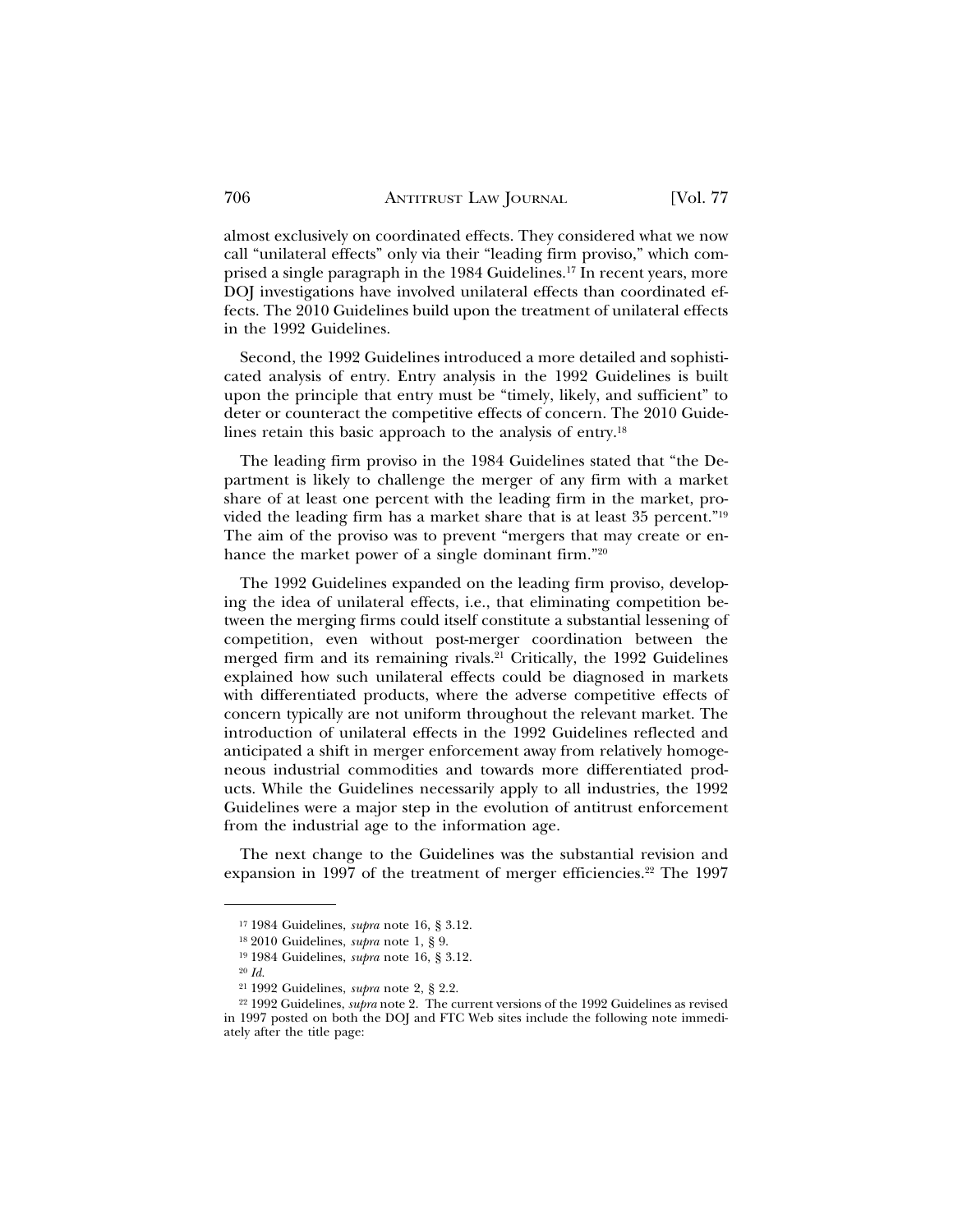almost exclusively on coordinated effects. They considered what we now call "unilateral effects" only via their "leading firm proviso," which comprised a single paragraph in the 1984 Guidelines.[17] In recent years, more DOJ investigations have involved unilateral effects than coordinated effects. The 2010 Guidelines build upon the treatment of unilateral effects in the 1992 Guidelines.

Second, the 1992 Guidelines introduced a more detailed and sophisticated analysis of entry. Entry analysis in the 1992 Guidelines is built upon the principle that entry must be "timely, likely, and sufficient" to deter or counteract the competitive effects of concern. The 2010 Guidelines retain this basic approach to the analysis of entry.[18]

The leading firm proviso in the 1984 Guidelines stated that "the Department is likely to challenge the merger of any firm with a market share of at least one percent with the leading firm in the market, provided the leading firm has a market share that is at least 35 percent."[19] The aim of the proviso was to prevent "mergers that may create or enhance the market power of a single dominant firm."[20]

The 1992 Guidelines expanded on the leading firm proviso, developing the idea of unilateral effects, i.e., that eliminating competition between the merging firms could itself constitute a substantial lessening of competition, even without post-merger coordination between the merged firm and its remaining rivals.[21] Critically, the 1992 Guidelines explained how such unilateral effects could be diagnosed in markets with differentiated products, where the adverse competitive effects of concern typically are not uniform throughout the relevant market. The introduction of unilateral effects in the 1992 Guidelines reflected and anticipated a shift in merger enforcement away from relatively homogeneous industrial commodities and towards more differentiated products. While the Guidelines necessarily apply to all industries, the 1992 Guidelines were a major step in the evolution of antitrust enforcement from the industrial age to the information age.

The next change to the Guidelines was the substantial revision and expansion in 1997 of the treatment of merger efficiencies.[22] The 1997

---

[17] 1984 Guidelines, *supra* note 16, § 3.12.

[18] 2010 Guidelines, *supra* note 1, § 9.

[19] 1984 Guidelines, *supra* note 16, § 3.12.

[20] *Id.*

[21] 1992 Guidelines, *supra* note 2, § 2.2.

[22] 1992 Guidelines, *supra* note 2. The current versions of the 1992 Guidelines as revised in 1997 posted on both the DOJ and FTC Web sites include the following note immediately after the title page: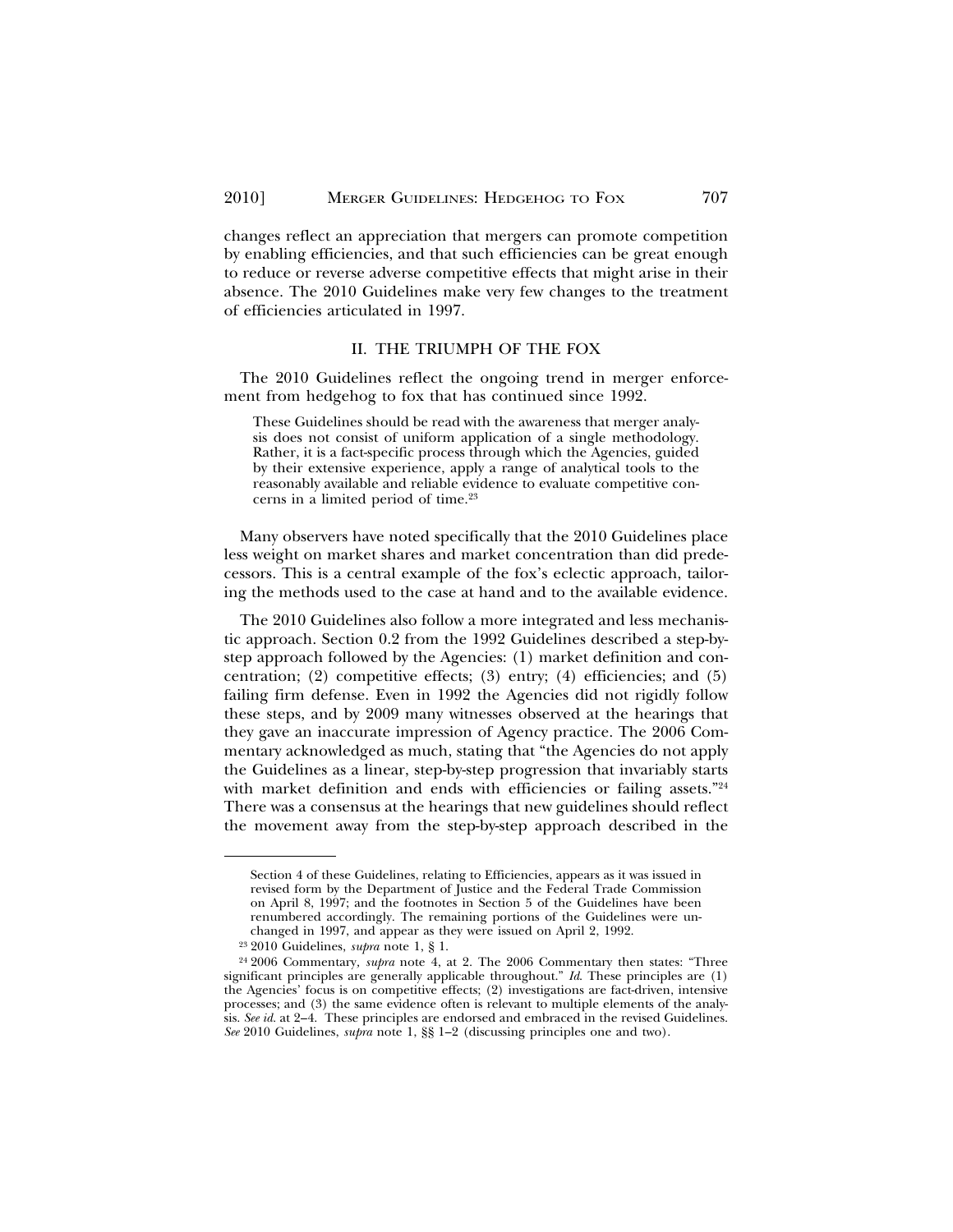changes reflect an appreciation that mergers can promote competition by enabling efficiencies, and that such efficiencies can be great enough to reduce or reverse adverse competitive effects that might arise in their absence. The 2010 Guidelines make very few changes to the treatment of efficiencies articulated in 1997.

## II. THE TRIUMPH OF THE FOX

The 2010 Guidelines reflect the ongoing trend in merger enforcement from hedgehog to fox that has continued since 1992.

> These Guidelines should be read with the awareness that merger analysis does not consist of uniform application of a single methodology. Rather, it is a fact-specific process through which the Agencies, guided by their extensive experience, apply a range of analytical tools to the reasonably available and reliable evidence to evaluate competitive concerns in a limited period of time.[23]

Many observers have noted specifically that the 2010 Guidelines place less weight on market shares and market concentration than did predecessors. This is a central example of the fox's eclectic approach, tailoring the methods used to the case at hand and to the available evidence.

The 2010 Guidelines also follow a more integrated and less mechanistic approach. Section 0.2 from the 1992 Guidelines described a step-by-step approach followed by the Agencies: (1) market definition and concentration; (2) competitive effects; (3) entry; (4) efficiencies; and (5) failing firm defense. Even in 1992 the Agencies did not rigidly follow these steps, and by 2009 many witnesses observed at the hearings that they gave an inaccurate impression of Agency practice. The 2006 Commentary acknowledged as much, stating that "the Agencies do not apply the Guidelines as a linear, step-by-step progression that invariably starts with market definition and ends with efficiencies or failing assets."[24] There was a consensus at the hearings that new guidelines should reflect the movement away from the step-by-step approach described in the

---

Section 4 of these Guidelines, relating to Efficiencies, appears as it was issued in revised form by the Department of Justice and the Federal Trade Commission on April 8, 1997; and the footnotes in Section 5 of the Guidelines have been renumbered accordingly. The remaining portions of the Guidelines were unchanged in 1997, and appear as they were issued on April 2, 1992.

[23] 2010 Guidelines, *supra* note 1, § 1.

[24] 2006 Commentary, *supra* note 4, at 2. The 2006 Commentary then states: "Three significant principles are generally applicable throughout." *Id*. These principles are (1) the Agencies' focus is on competitive effects; (2) investigations are fact-driven, intensive processes; and (3) the same evidence often is relevant to multiple elements of the analysis. *See id.* at 2–4. These principles are endorsed and embraced in the revised Guidelines. *See* 2010 Guidelines, *supra* note 1, §§ 1–2 (discussing principles one and two).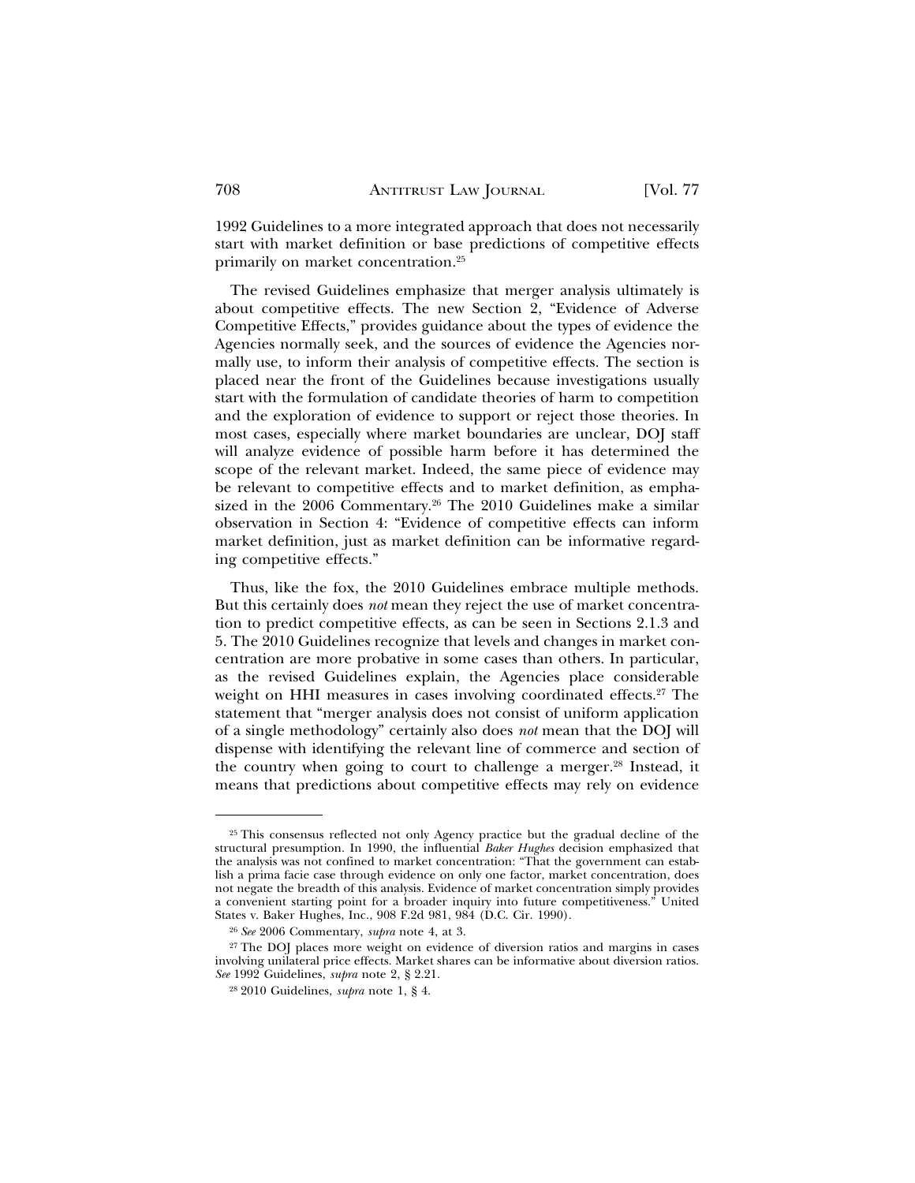1992 Guidelines to a more integrated approach that does not necessarily start with market definition or base predictions of competitive effects primarily on market concentration.[25]

The revised Guidelines emphasize that merger analysis ultimately is about competitive effects. The new Section 2, "Evidence of Adverse Competitive Effects," provides guidance about the types of evidence the Agencies normally seek, and the sources of evidence the Agencies normally use, to inform their analysis of competitive effects. The section is placed near the front of the Guidelines because investigations usually start with the formulation of candidate theories of harm to competition and the exploration of evidence to support or reject those theories. In most cases, especially where market boundaries are unclear, DOJ staff will analyze evidence of possible harm before it has determined the scope of the relevant market. Indeed, the same piece of evidence may be relevant to competitive effects and to market definition, as emphasized in the 2006 Commentary.[26] The 2010 Guidelines make a similar observation in Section 4: "Evidence of competitive effects can inform market definition, just as market definition can be informative regarding competitive effects."

Thus, like the fox, the 2010 Guidelines embrace multiple methods. But this certainly does *not* mean they reject the use of market concentration to predict competitive effects, as can be seen in Sections 2.1.3 and 5. The 2010 Guidelines recognize that levels and changes in market concentration are more probative in some cases than others. In particular, as the revised Guidelines explain, the Agencies place considerable weight on HHI measures in cases involving coordinated effects.[27] The statement that "merger analysis does not consist of uniform application of a single methodology" certainly also does *not* mean that the DOJ will dispense with identifying the relevant line of commerce and section of the country when going to court to challenge a merger.[28] Instead, it means that predictions about competitive effects may rely on evidence

---

[25] This consensus reflected not only Agency practice but the gradual decline of the structural presumption. In 1990, the influential *Baker Hughes* decision emphasized that the analysis was not confined to market concentration: "That the government can establish a prima facie case through evidence on only one factor, market concentration, does not negate the breadth of this analysis. Evidence of market concentration simply provides a convenient starting point for a broader inquiry into future competitiveness." United States v. Baker Hughes, Inc., 908 F.2d 981, 984 (D.C. Cir. 1990).

[26] *See* 2006 Commentary, *supra* note 4, at 3.

[27] The DOJ places more weight on evidence of diversion ratios and margins in cases involving unilateral price effects. Market shares can be informative about diversion ratios. *See* 1992 Guidelines, *supra* note 2, § 2.21.

[28] 2010 Guidelines, *supra* note 1, § 4.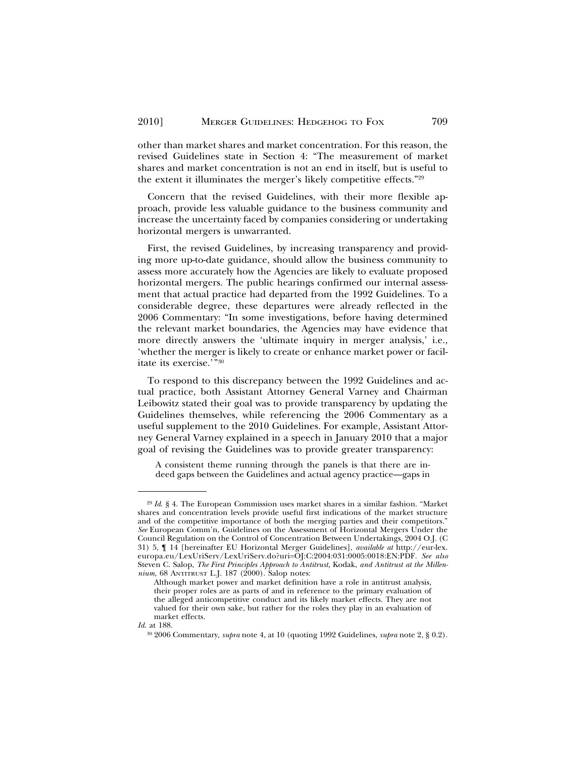other than market shares and market concentration. For this reason, the revised Guidelines state in Section 4: "The measurement of market shares and market concentration is not an end in itself, but is useful to the extent it illuminates the merger's likely competitive effects."[29]

Concern that the revised Guidelines, with their more flexible approach, provide less valuable guidance to the business community and increase the uncertainty faced by companies considering or undertaking horizontal mergers is unwarranted.

First, the revised Guidelines, by increasing transparency and providing more up-to-date guidance, should allow the business community to assess more accurately how the Agencies are likely to evaluate proposed horizontal mergers. The public hearings confirmed our internal assessment that actual practice had departed from the 1992 Guidelines. To a considerable degree, these departures were already reflected in the 2006 Commentary: "In some investigations, before having determined the relevant market boundaries, the Agencies may have evidence that more directly answers the 'ultimate inquiry in merger analysis,' i.e., 'whether the merger is likely to create or enhance market power or facilitate its exercise.'"[30]

To respond to this discrepancy between the 1992 Guidelines and actual practice, both Assistant Attorney General Varney and Chairman Leibowitz stated their goal was to provide transparency by updating the Guidelines themselves, while referencing the 2006 Commentary as a useful supplement to the 2010 Guidelines. For example, Assistant Attorney General Varney explained in a speech in January 2010 that a major goal of revising the Guidelines was to provide greater transparency:

> A consistent theme running through the panels is that there are indeed gaps between the Guidelines and actual agency practice—gaps in

---

[29] *Id.* § 4. The European Commission uses market shares in a similar fashion. "Market shares and concentration levels provide useful first indications of the market structure and of the competitive importance of both the merging parties and their competitors." *See* European Comm'n, Guidelines on the Assessment of Horizontal Mergers Under the Council Regulation on the Control of Concentration Between Undertakings, 2004 O.J. (C 31) 5, ¶ 14 [hereinafter EU Horizontal Merger Guidelines], *available at* http://eur-lex.europa.eu/LexUriServ/LexUriServ.do?uri=OJ:C:2004:031:0005:0018:EN:PDF. *See also* Steven C. Salop, *The First Principles Approach to Antitrust,* Kodak, *and Antitrust at the Millennium,* 68 ANTITRUST L.J. 187 (2000). Salop notes:

> Although market power and market definition have a role in antitrust analysis, their proper roles are as parts of and in reference to the primary evaluation of the alleged anticompetitive conduct and its likely market effects. They are not valued for their own sake, but rather for the roles they play in an evaluation of market effects.

*Id.* at 188.

[30] 2006 Commentary, *supra* note 4, at 10 (quoting 1992 Guidelines, *supra* note 2, § 0.2).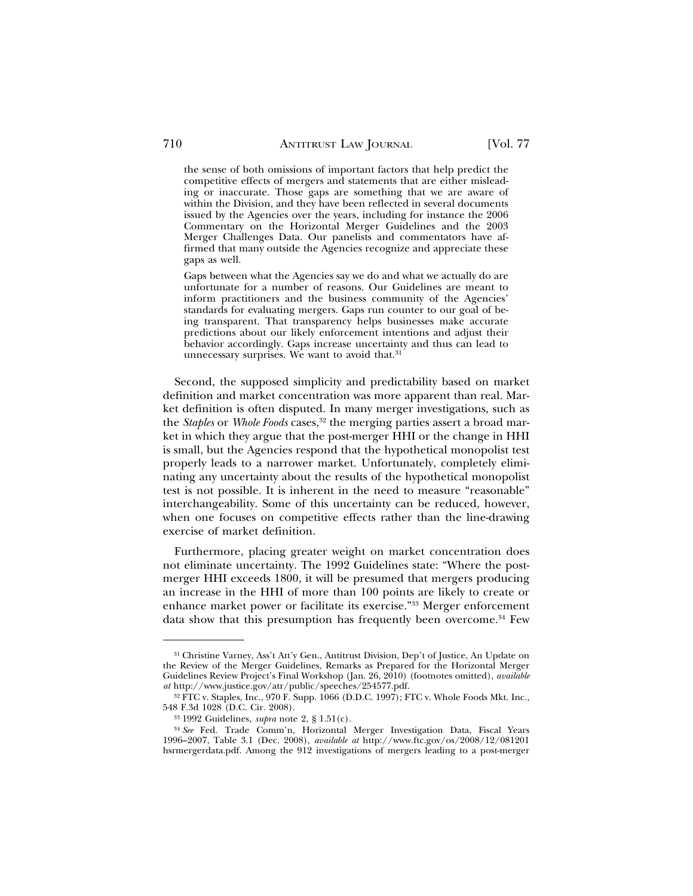> the sense of both omissions of important factors that help predict the competitive effects of mergers and statements that are either misleading or inaccurate. Those gaps are something that we are aware of within the Division, and they have been reflected in several documents issued by the Agencies over the years, including for instance the 2006 Commentary on the Horizontal Merger Guidelines and the 2003 Merger Challenges Data. Our panelists and commentators have affirmed that many outside the Agencies recognize and appreciate these gaps as well.
>
> Gaps between what the Agencies say we do and what we actually do are unfortunate for a number of reasons. Our Guidelines are meant to inform practitioners and the business community of the Agencies' standards for evaluating mergers. Gaps run counter to our goal of being transparent. That transparency helps businesses make accurate predictions about our likely enforcement intentions and adjust their behavior accordingly. Gaps increase uncertainty and thus can lead to unnecessary surprises. We want to avoid that.[31]

Second, the supposed simplicity and predictability based on market definition and market concentration was more apparent than real. Market definition is often disputed. In many merger investigations, such as the *Staples* or *Whole Foods* cases,[32] the merging parties assert a broad market in which they argue that the post-merger HHI or the change in HHI is small, but the Agencies respond that the hypothetical monopolist test properly leads to a narrower market. Unfortunately, completely eliminating any uncertainty about the results of the hypothetical monopolist test is not possible. It is inherent in the need to measure "reasonable" interchangeability. Some of this uncertainty can be reduced, however, when one focuses on competitive effects rather than the line-drawing exercise of market definition.

Furthermore, placing greater weight on market concentration does not eliminate uncertainty. The 1992 Guidelines state: "Where the post-merger HHI exceeds 1800, it will be presumed that mergers producing an increase in the HHI of more than 100 points are likely to create or enhance market power or facilitate its exercise."[33] Merger enforcement data show that this presumption has frequently been overcome.[34] Few

---

[31] Christine Varney, Ass't Att'y Gen., Antitrust Division, Dep't of Justice, An Update on the Review of the Merger Guidelines, Remarks as Prepared for the Horizontal Merger Guidelines Review Project's Final Workshop (Jan. 26, 2010) (footnotes omitted), *available at* http://www.justice.gov/atr/public/speeches/254577.pdf.

[32] FTC v. Staples, Inc., 970 F. Supp. 1066 (D.D.C. 1997); FTC v. Whole Foods Mkt. Inc., 548 F.3d 1028 (D.C. Cir. 2008).

[33] 1992 Guidelines, *supra* note 2, § 1.51(c).

[34] *See* Fed. Trade Comm'n, Horizontal Merger Investigation Data, Fiscal Years 1996–2007, Table 3.1 (Dec. 2008), *available at* http://www.ftc.gov/os/2008/12/081201hsrmergerdata.pdf. Among the 912 investigations of mergers leading to a post-merger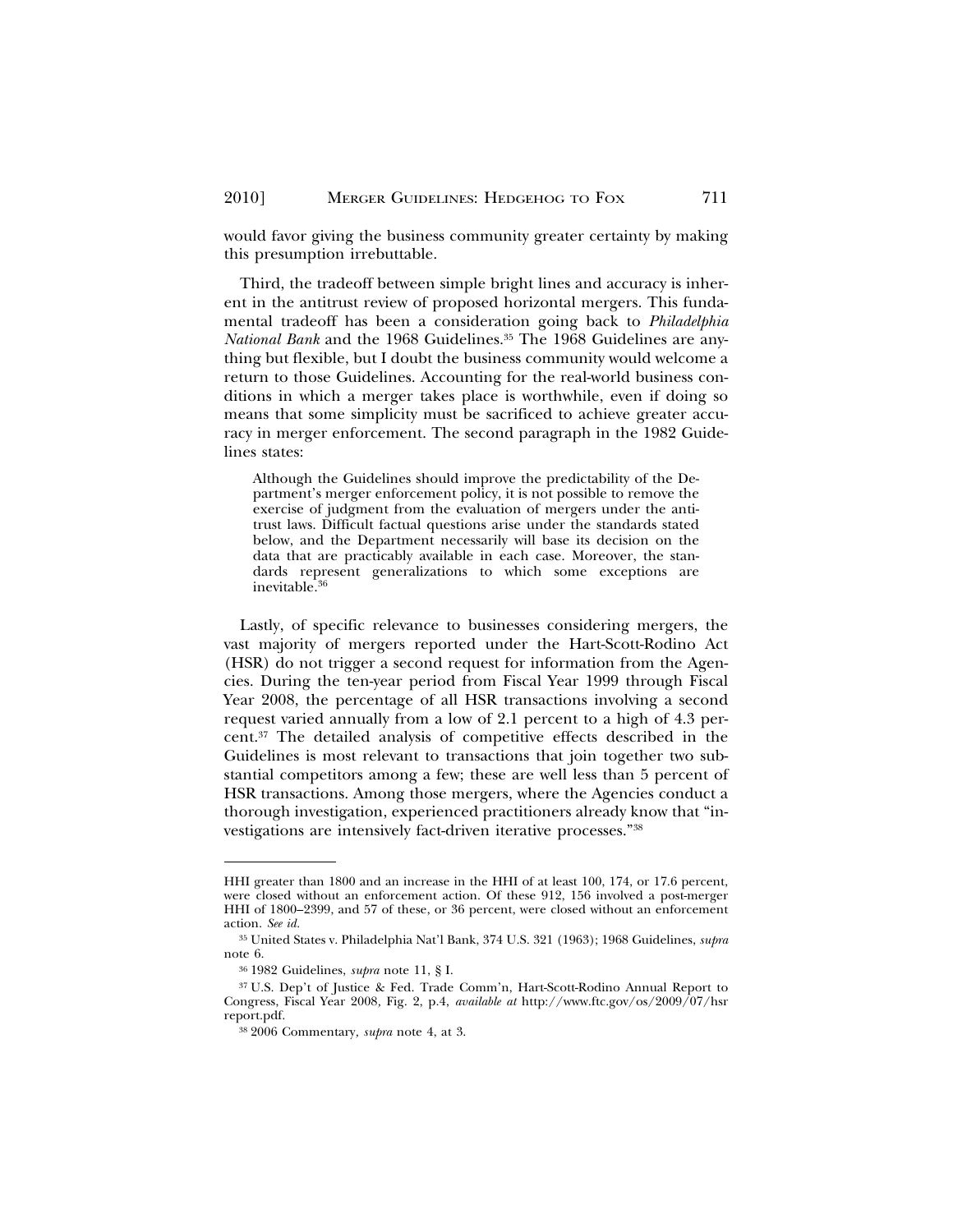would favor giving the business community greater certainty by making this presumption irrebuttable.

Third, the tradeoff between simple bright lines and accuracy is inherent in the antitrust review of proposed horizontal mergers. This fundamental tradeoff has been a consideration going back to *Philadelphia National Bank* and the 1968 Guidelines.[35] The 1968 Guidelines are anything but flexible, but I doubt the business community would welcome a return to those Guidelines. Accounting for the real-world business conditions in which a merger takes place is worthwhile, even if doing so means that some simplicity must be sacrificed to achieve greater accuracy in merger enforcement. The second paragraph in the 1982 Guidelines states:

> Although the Guidelines should improve the predictability of the Department's merger enforcement policy, it is not possible to remove the exercise of judgment from the evaluation of mergers under the antitrust laws. Difficult factual questions arise under the standards stated below, and the Department necessarily will base its decision on the data that are practicably available in each case. Moreover, the standards represent generalizations to which some exceptions are inevitable.[36]

Lastly, of specific relevance to businesses considering mergers, the vast majority of mergers reported under the Hart-Scott-Rodino Act (HSR) do not trigger a second request for information from the Agencies. During the ten-year period from Fiscal Year 1999 through Fiscal Year 2008, the percentage of all HSR transactions involving a second request varied annually from a low of 2.1 percent to a high of 4.3 percent.[37] The detailed analysis of competitive effects described in the Guidelines is most relevant to transactions that join together two substantial competitors among a few; these are well less than 5 percent of HSR transactions. Among those mergers, where the Agencies conduct a thorough investigation, experienced practitioners already know that "investigations are intensively fact-driven iterative processes."[38]

---

HHI greater than 1800 and an increase in the HHI of at least 100, 174, or 17.6 percent, were closed without an enforcement action. Of these 912, 156 involved a post-merger HHI of 1800–2399, and 57 of these, or 36 percent, were closed without an enforcement action. *See id.*

[35] United States v. Philadelphia Nat'l Bank, 374 U.S. 321 (1963); 1968 Guidelines, *supra* note 6.

[36] 1982 Guidelines, *supra* note 11, § I.

[37] U.S. Dep't of Justice & Fed. Trade Comm'n, Hart-Scott-Rodino Annual Report to Congress, Fiscal Year 2008, Fig. 2, p.4, *available at* http://www.ftc.gov/os/2009/07/hsrreport.pdf.

[38] 2006 Commentary, *supra* note 4, at 3.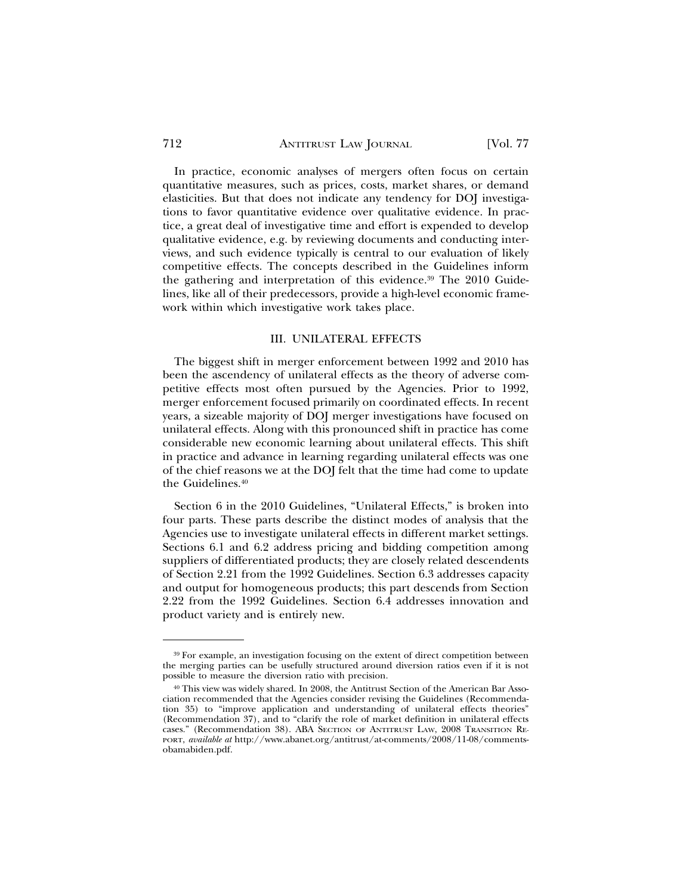In practice, economic analyses of mergers often focus on certain quantitative measures, such as prices, costs, market shares, or demand elasticities. But that does not indicate any tendency for DOJ investigations to favor quantitative evidence over qualitative evidence. In practice, a great deal of investigative time and effort is expended to develop qualitative evidence, e.g. by reviewing documents and conducting interviews, and such evidence typically is central to our evaluation of likely competitive effects. The concepts described in the Guidelines inform the gathering and interpretation of this evidence.[39] The 2010 Guidelines, like all of their predecessors, provide a high-level economic framework within which investigative work takes place.

## III. UNILATERAL EFFECTS

The biggest shift in merger enforcement between 1992 and 2010 has been the ascendency of unilateral effects as the theory of adverse competitive effects most often pursued by the Agencies. Prior to 1992, merger enforcement focused primarily on coordinated effects. In recent years, a sizeable majority of DOJ merger investigations have focused on unilateral effects. Along with this pronounced shift in practice has come considerable new economic learning about unilateral effects. This shift in practice and advance in learning regarding unilateral effects was one of the chief reasons we at the DOJ felt that the time had come to update the Guidelines.[40]

Section 6 in the 2010 Guidelines, "Unilateral Effects," is broken into four parts. These parts describe the distinct modes of analysis that the Agencies use to investigate unilateral effects in different market settings. Sections 6.1 and 6.2 address pricing and bidding competition among suppliers of differentiated products; they are closely related descendents of Section 2.21 from the 1992 Guidelines. Section 6.3 addresses capacity and output for homogeneous products; this part descends from Section 2.22 from the 1992 Guidelines. Section 6.4 addresses innovation and product variety and is entirely new.

---

[39] For example, an investigation focusing on the extent of direct competition between the merging parties can be usefully structured around diversion ratios even if it is not possible to measure the diversion ratio with precision.

[40] This view was widely shared. In 2008, the Antitrust Section of the American Bar Association recommended that the Agencies consider revising the Guidelines (Recommendation 35) to "improve application and understanding of unilateral effects theories" (Recommendation 37), and to "clarify the role of market definition in unilateral effects cases." (Recommendation 38). ABA SECTION OF ANTITRUST LAW, 2008 TRANSITION REPORT, *available at* http://www.abanet.org/antitrust/at-comments/2008/11-08/comments-obamabiden.pdf.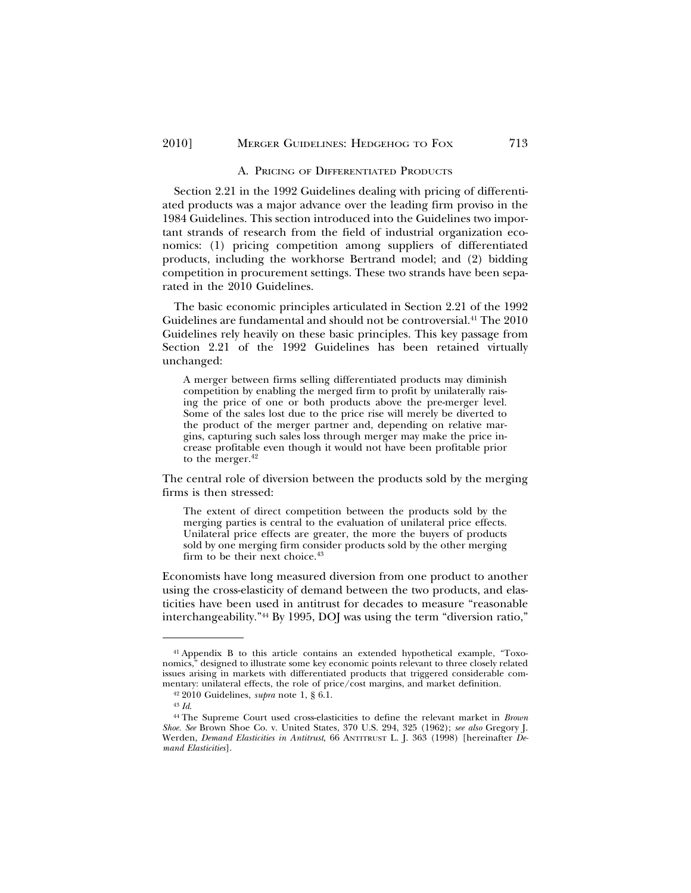### A. Pricing of Differentiated Products

Section 2.21 in the 1992 Guidelines dealing with pricing of differentiated products was a major advance over the leading firm proviso in the 1984 Guidelines. This section introduced into the Guidelines two important strands of research from the field of industrial organization economics: (1) pricing competition among suppliers of differentiated products, including the workhorse Bertrand model; and (2) bidding competition in procurement settings. These two strands have been separated in the 2010 Guidelines.

The basic economic principles articulated in Section 2.21 of the 1992 Guidelines are fundamental and should not be controversial.[41] The 2010 Guidelines rely heavily on these basic principles. This key passage from Section 2.21 of the 1992 Guidelines has been retained virtually unchanged:

> A merger between firms selling differentiated products may diminish competition by enabling the merged firm to profit by unilaterally raising the price of one or both products above the pre-merger level. Some of the sales lost due to the price rise will merely be diverted to the product of the merger partner and, depending on relative margins, capturing such sales loss through merger may make the price increase profitable even though it would not have been profitable prior to the merger.[42]

The central role of diversion between the products sold by the merging firms is then stressed:

> The extent of direct competition between the products sold by the merging parties is central to the evaluation of unilateral price effects. Unilateral price effects are greater, the more the buyers of products sold by one merging firm consider products sold by the other merging firm to be their next choice.[43]

Economists have long measured diversion from one product to another using the cross-elasticity of demand between the two products, and elasticities have been used in antitrust for decades to measure "reasonable interchangeability."[44] By 1995, DOJ was using the term "diversion ratio,"

---

[41] Appendix B to this article contains an extended hypothetical example, "Toxonomics," designed to illustrate some key economic points relevant to three closely related issues arising in markets with differentiated products that triggered considerable commentary: unilateral effects, the role of price/cost margins, and market definition.

[42] 2010 Guidelines, *supra* note 1, § 6.1.

[43] *Id.*

[44] The Supreme Court used cross-elasticities to define the relevant market in *Brown Shoe*. *See* Brown Shoe Co. v. United States, 370 U.S. 294, 325 (1962); *see also* Gregory J. Werden, *Demand Elasticities in Antitrust*, 66 Antitrust L. J. 363 (1998) [hereinafter *Demand Elasticities*].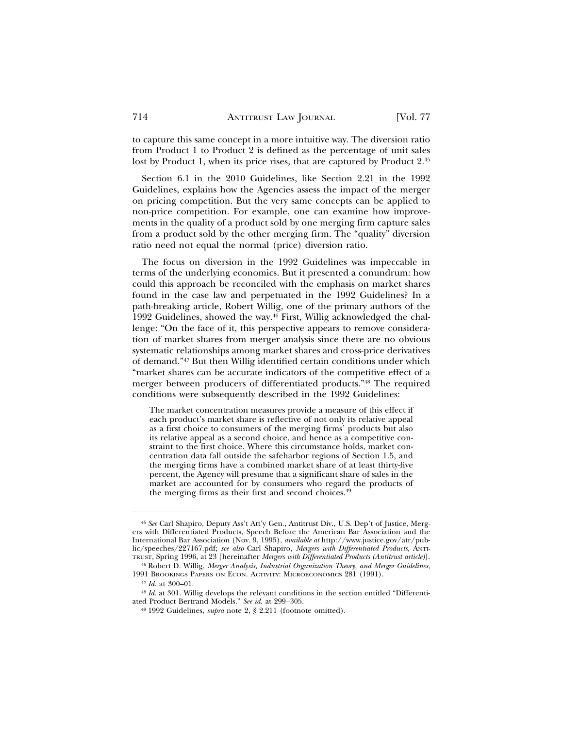to capture this same concept in a more intuitive way. The diversion ratio from Product 1 to Product 2 is defined as the percentage of unit sales lost by Product 1, when its price rises, that are captured by Product 2.[45]

Section 6.1 in the 2010 Guidelines, like Section 2.21 in the 1992 Guidelines, explains how the Agencies assess the impact of the merger on pricing competition. But the very same concepts can be applied to non-price competition. For example, one can examine how improvements in the quality of a product sold by one merging firm capture sales from a product sold by the other merging firm. The "quality" diversion ratio need not equal the normal (price) diversion ratio.

The focus on diversion in the 1992 Guidelines was impeccable in terms of the underlying economics. But it presented a conundrum: how could this approach be reconciled with the emphasis on market shares found in the case law and perpetuated in the 1992 Guidelines? In a path-breaking article, Robert Willig, one of the primary authors of the 1992 Guidelines, showed the way.[46] First, Willig acknowledged the challenge: "On the face of it, this perspective appears to remove consideration of market shares from merger analysis since there are no obvious systematic relationships among market shares and cross-price derivatives of demand."[47] But then Willig identified certain conditions under which "market shares can be accurate indicators of the competitive effect of a merger between producers of differentiated products."[48] The required conditions were subsequently described in the 1992 Guidelines:

> The market concentration measures provide a measure of this effect if each product's market share is reflective of not only its relative appeal as a first choice to consumers of the merging firms' products but also its relative appeal as a second choice, and hence as a competitive constraint to the first choice. Where this circumstance holds, market concentration data fall outside the safeharbor regions of Section 1.5, and the merging firms have a combined market share of at least thirty-five percent, the Agency will presume that a significant share of sales in the market are accounted for by consumers who regard the products of the merging firms as their first and second choices.[49]

---

[45] *See* Carl Shapiro, Deputy Ass't Att'y Gen., Antitrust Div., U.S. Dep't of Justice, Mergers with Differentiated Products, Speech Before the American Bar Association and the International Bar Association (Nov. 9, 1995), *available at* http://www.justice.gov/atr/public/speeches/227167.pdf; *see also* Carl Shapiro, *Mergers with Differentiated Products*, ANTITRUST, Spring 1996, at 23 [hereinafter *Mergers with Differentiated Products (Antitrust article)*].

[46] Robert D. Willig, *Merger Analysis, Industrial Organization Theory, and Merger Guidelines*, 1991 BROOKINGS PAPERS ON ECON. ACTIVITY: MICROECONOMICS 281 (1991).

[47] *Id.* at 300–01.

[48] *Id.* at 301. Willig develops the relevant conditions in the section entitled "Differentiated Product Bertrand Models." *See id.* at 299–305.

[49] 1992 Guidelines, *supra* note 2, § 2.211 (footnote omitted).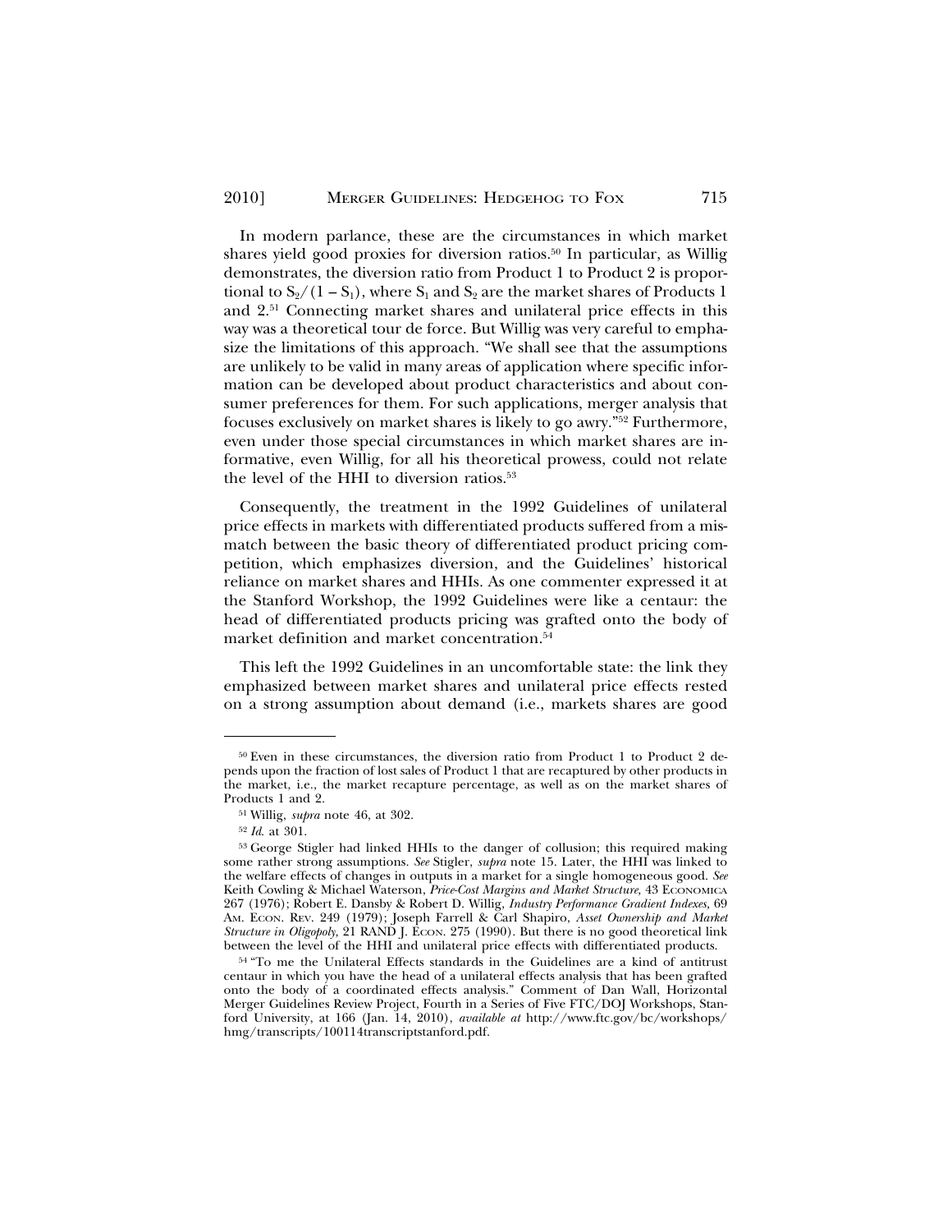In modern parlance, these are the circumstances in which market shares yield good proxies for diversion ratios.[50] In particular, as Willig demonstrates, the diversion ratio from Product 1 to Product 2 is proportional to $S_2/(1 - S_1)$, where $S_1$ and $S_2$ are the market shares of Products 1 and 2.[51] Connecting market shares and unilateral price effects in this way was a theoretical tour de force. But Willig was very careful to emphasize the limitations of this approach. "We shall see that the assumptions are unlikely to be valid in many areas of application where specific information can be developed about product characteristics and about consumer preferences for them. For such applications, merger analysis that focuses exclusively on market shares is likely to go awry."[52] Furthermore, even under those special circumstances in which market shares are informative, even Willig, for all his theoretical prowess, could not relate the level of the HHI to diversion ratios.[53]

Consequently, the treatment in the 1992 Guidelines of unilateral price effects in markets with differentiated products suffered from a mismatch between the basic theory of differentiated product pricing competition, which emphasizes diversion, and the Guidelines' historical reliance on market shares and HHIs. As one commenter expressed it at the Stanford Workshop, the 1992 Guidelines were like a centaur: the head of differentiated products pricing was grafted onto the body of market definition and market concentration.[54]

This left the 1992 Guidelines in an uncomfortable state: the link they emphasized between market shares and unilateral price effects rested on a strong assumption about demand (i.e., markets shares are good

---

[50] Even in these circumstances, the diversion ratio from Product 1 to Product 2 depends upon the fraction of lost sales of Product 1 that are recaptured by other products in the market, i.e., the market recapture percentage, as well as on the market shares of Products 1 and 2.

[51] Willig, *supra* note 46, at 302.

[52] *Id.* at 301.

[53] George Stigler had linked HHIs to the danger of collusion; this required making some rather strong assumptions. *See* Stigler, *supra* note 15. Later, the HHI was linked to the welfare effects of changes in outputs in a market for a single homogeneous good. *See* Keith Cowling & Michael Waterson, *Price-Cost Margins and Market Structure,* 43 ECONOMICA 267 (1976); Robert E. Dansby & Robert D. Willig, *Industry Performance Gradient Indexes,* 69 AM. ECON. REV. 249 (1979); Joseph Farrell & Carl Shapiro, *Asset Ownership and Market Structure in Oligopoly,* 21 RAND J. ECON. 275 (1990). But there is no good theoretical link between the level of the HHI and unilateral price effects with differentiated products.

[54] "To me the Unilateral Effects standards in the Guidelines are a kind of antitrust centaur in which you have the head of a unilateral effects analysis that has been grafted onto the body of a coordinated effects analysis." Comment of Dan Wall, Horizontal Merger Guidelines Review Project, Fourth in a Series of Five FTC/DOJ Workshops, Stanford University, at 166 (Jan. 14, 2010), *available at* http://www.ftc.gov/bc/workshops/hmg/transcripts/100114transcriptstanford.pdf.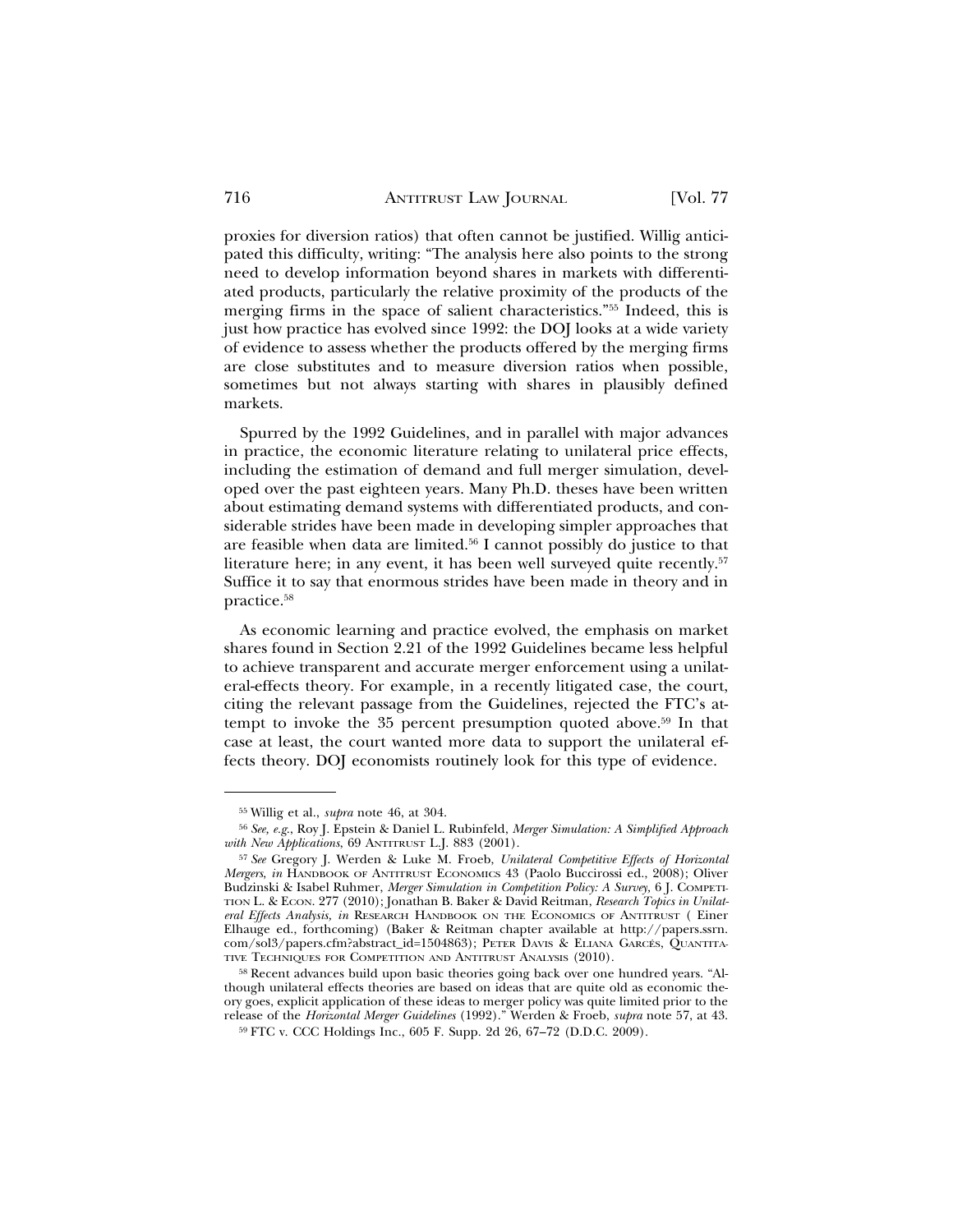proxies for diversion ratios) that often cannot be justified. Willig anticipated this difficulty, writing: "The analysis here also points to the strong need to develop information beyond shares in markets with differentiated products, particularly the relative proximity of the products of the merging firms in the space of salient characteristics."[55] Indeed, this is just how practice has evolved since 1992: the DOJ looks at a wide variety of evidence to assess whether the products offered by the merging firms are close substitutes and to measure diversion ratios when possible, sometimes but not always starting with shares in plausibly defined markets.

Spurred by the 1992 Guidelines, and in parallel with major advances in practice, the economic literature relating to unilateral price effects, including the estimation of demand and full merger simulation, developed over the past eighteen years. Many Ph.D. theses have been written about estimating demand systems with differentiated products, and considerable strides have been made in developing simpler approaches that are feasible when data are limited.[56] I cannot possibly do justice to that literature here; in any event, it has been well surveyed quite recently.[57] Suffice it to say that enormous strides have been made in theory and in practice.[58]

As economic learning and practice evolved, the emphasis on market shares found in Section 2.21 of the 1992 Guidelines became less helpful to achieve transparent and accurate merger enforcement using a unilateral-effects theory. For example, in a recently litigated case, the court, citing the relevant passage from the Guidelines, rejected the FTC's attempt to invoke the 35 percent presumption quoted above.[59] In that case at least, the court wanted more data to support the unilateral effects theory. DOJ economists routinely look for this type of evidence.

---

[55] Willig et al., *supra* note 46, at 304.

[56] *See, e.g.*, Roy J. Epstein & Daniel L. Rubinfeld, *Merger Simulation: A Simplified Approach with New Applications*, 69 ANTITRUST L.J. 883 (2001).

[57] *See* Gregory J. Werden & Luke M. Froeb, *Unilateral Competitive Effects of Horizontal Mergers*, *in* HANDBOOK OF ANTITRUST ECONOMICS 43 (Paolo Buccirossi ed., 2008); Oliver Budzinski & Isabel Ruhmer, *Merger Simulation in Competition Policy: A Survey*, 6 J. COMPETITION L. & ECON. 277 (2010); Jonathan B. Baker & David Reitman, *Research Topics in Unilateral Effects Analysis*, *in* RESEARCH HANDBOOK ON THE ECONOMICS OF ANTITRUST ( Einer Elhauge ed., forthcoming) (Baker & Reitman chapter available at http://papers.ssrn.com/sol3/papers.cfm?abstract_id=1504863); PETER DAVIS & ELIANA GARCÉS, QUANTITATIVE TECHNIQUES FOR COMPETITION AND ANTITRUST ANALYSIS (2010).

[58] Recent advances build upon basic theories going back over one hundred years. "Although unilateral effects theories are based on ideas that are quite old as economic theory goes, explicit application of these ideas to merger policy was quite limited prior to the release of the *Horizontal Merger Guidelines* (1992)." Werden & Froeb, *supra* note 57, at 43.

[59] FTC v. CCC Holdings Inc., 605 F. Supp. 2d 26, 67–72 (D.D.C. 2009).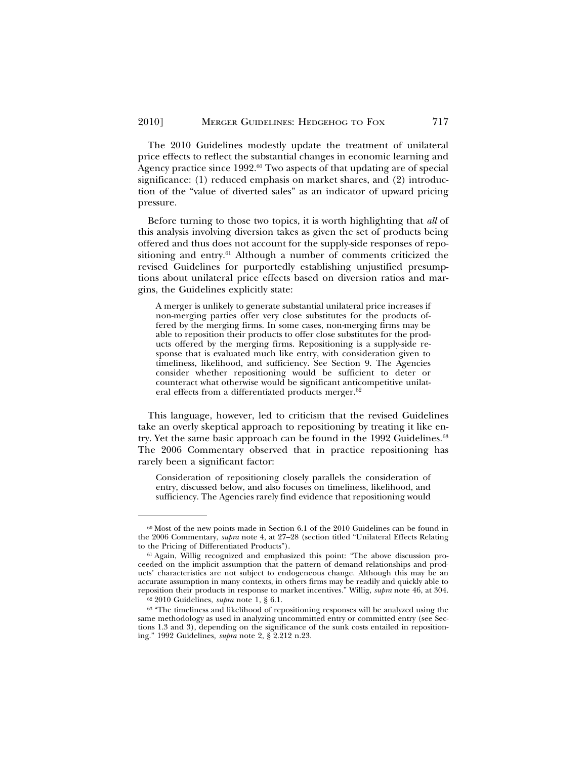The 2010 Guidelines modestly update the treatment of unilateral price effects to reflect the substantial changes in economic learning and Agency practice since 1992.[60] Two aspects of that updating are of special significance: (1) reduced emphasis on market shares, and (2) introduction of the "value of diverted sales" as an indicator of upward pricing pressure.

Before turning to those two topics, it is worth highlighting that *all* of this analysis involving diversion takes as given the set of products being offered and thus does not account for the supply-side responses of repositioning and entry.[61] Although a number of comments criticized the revised Guidelines for purportedly establishing unjustified presumptions about unilateral price effects based on diversion ratios and margins, the Guidelines explicitly state:

> A merger is unlikely to generate substantial unilateral price increases if non-merging parties offer very close substitutes for the products offered by the merging firms. In some cases, non-merging firms may be able to reposition their products to offer close substitutes for the products offered by the merging firms. Repositioning is a supply-side response that is evaluated much like entry, with consideration given to timeliness, likelihood, and sufficiency. See Section 9. The Agencies consider whether repositioning would be sufficient to deter or counteract what otherwise would be significant anticompetitive unilateral effects from a differentiated products merger.[62]

This language, however, led to criticism that the revised Guidelines take an overly skeptical approach to repositioning by treating it like entry. Yet the same basic approach can be found in the 1992 Guidelines.[63] The 2006 Commentary observed that in practice repositioning has rarely been a significant factor:

> Consideration of repositioning closely parallels the consideration of entry, discussed below, and also focuses on timeliness, likelihood, and sufficiency. The Agencies rarely find evidence that repositioning would

---

[60] Most of the new points made in Section 6.1 of the 2010 Guidelines can be found in the 2006 Commentary, *supra* note 4, at 27–28 (section titled "Unilateral Effects Relating to the Pricing of Differentiated Products").

[61] Again, Willig recognized and emphasized this point: "The above discussion proceeded on the implicit assumption that the pattern of demand relationships and products' characteristics are not subject to endogeneous change. Although this may be an accurate assumption in many contexts, in others firms may be readily and quickly able to reposition their products in response to market incentives." Willig, *supra* note 46, at 304.

[62] 2010 Guidelines, *supra* note 1, § 6.1.

[63] "The timeliness and likelihood of repositioning responses will be analyzed using the same methodology as used in analyzing uncommitted entry or committed entry (see Sections 1.3 and 3), depending on the significance of the sunk costs entailed in repositioning." 1992 Guidelines*, supra* note 2, § 2.212 n.23.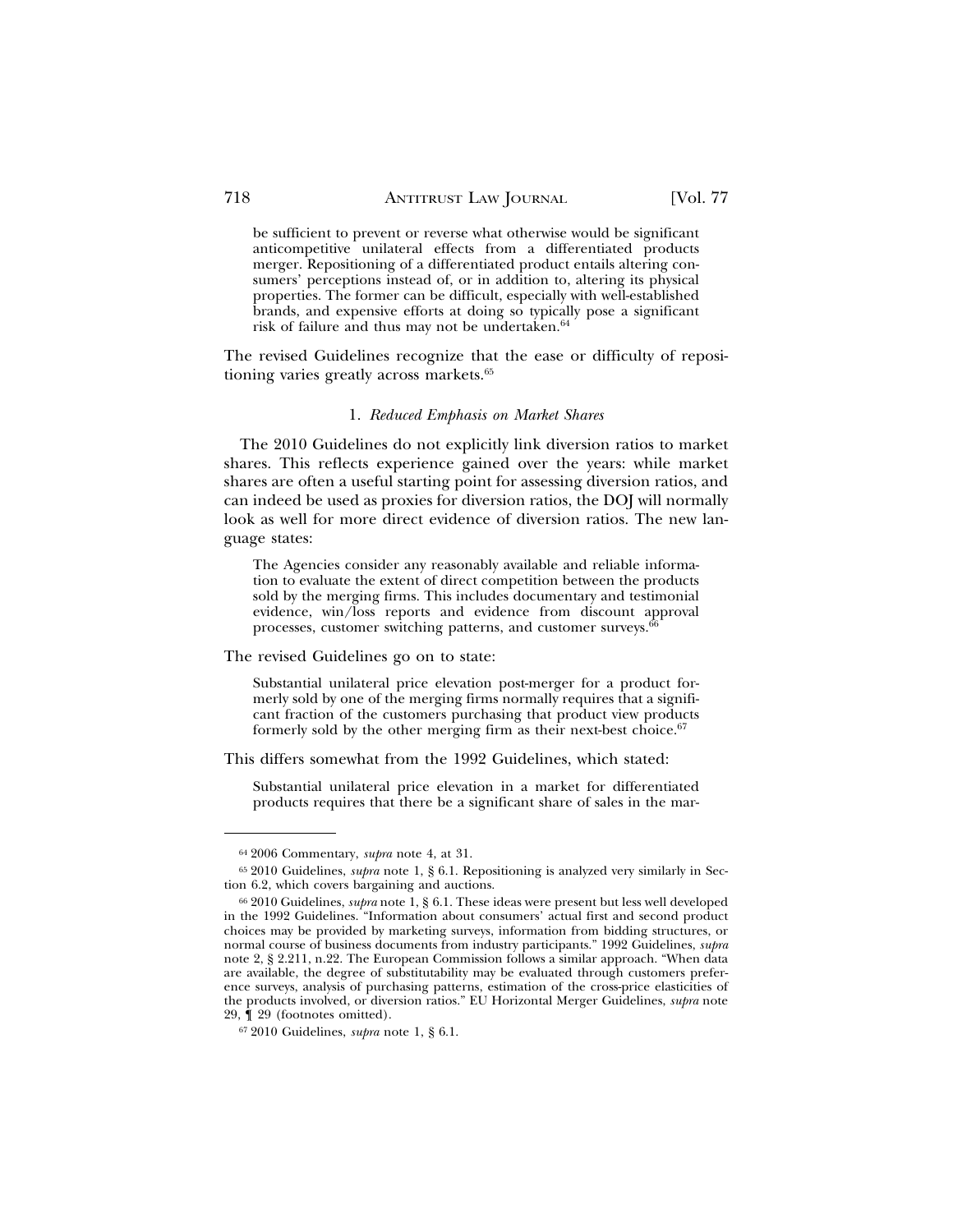be sufficient to prevent or reverse what otherwise would be significant anticompetitive unilateral effects from a differentiated products merger. Repositioning of a differentiated product entails altering consumers' perceptions instead of, or in addition to, altering its physical properties. The former can be difficult, especially with well-established brands, and expensive efforts at doing so typically pose a significant risk of failure and thus may not be undertaken.[64]

The revised Guidelines recognize that the ease or difficulty of repositioning varies greatly across markets.[65]

### 1. *Reduced Emphasis on Market Shares*

The 2010 Guidelines do not explicitly link diversion ratios to market shares. This reflects experience gained over the years: while market shares are often a useful starting point for assessing diversion ratios, and can indeed be used as proxies for diversion ratios, the DOJ will normally look as well for more direct evidence of diversion ratios. The new language states:

> The Agencies consider any reasonably available and reliable information to evaluate the extent of direct competition between the products sold by the merging firms. This includes documentary and testimonial evidence, win/loss reports and evidence from discount approval processes, customer switching patterns, and customer surveys.[66]

The revised Guidelines go on to state:

> Substantial unilateral price elevation post-merger for a product formerly sold by one of the merging firms normally requires that a significant fraction of the customers purchasing that product view products formerly sold by the other merging firm as their next-best choice.[67]

This differs somewhat from the 1992 Guidelines, which stated:

> Substantial unilateral price elevation in a market for differentiated products requires that there be a significant share of sales in the mar-

---

[64] 2006 Commentary, *supra* note 4, at 31.

[65] 2010 Guidelines, *supra* note 1, § 6.1. Repositioning is analyzed very similarly in Section 6.2, which covers bargaining and auctions.

[66] 2010 Guidelines, *supra* note 1, § 6.1. These ideas were present but less well developed in the 1992 Guidelines. "Information about consumers' actual first and second product choices may be provided by marketing surveys, information from bidding structures, or normal course of business documents from industry participants." 1992 Guidelines, *supra* note 2, § 2.211, n.22. The European Commission follows a similar approach. "When data are available, the degree of substitutability may be evaluated through customers preference surveys, analysis of purchasing patterns, estimation of the cross-price elasticities of the products involved, or diversion ratios." EU Horizontal Merger Guidelines, *supra* note 29, ¶ 29 (footnotes omitted).

[67] 2010 Guidelines, *supra* note 1, § 6.1.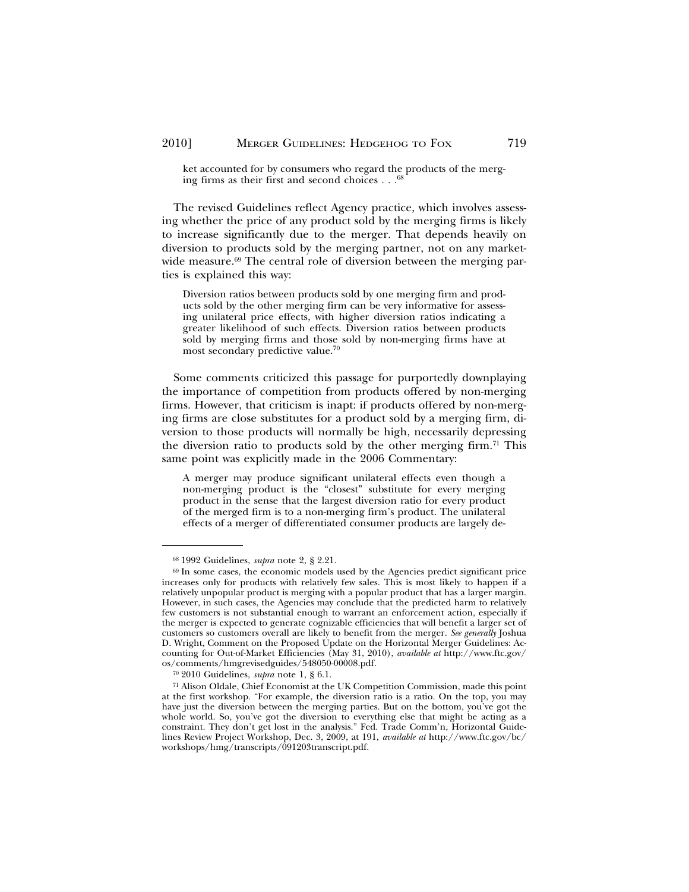> ket accounted for by consumers who regard the products of the merging firms as their first and second choices . . .[68]

The revised Guidelines reflect Agency practice, which involves assessing whether the price of any product sold by the merging firms is likely to increase significantly due to the merger. That depends heavily on diversion to products sold by the merging partner, not on any market-wide measure.[69] The central role of diversion between the merging parties is explained this way:

> Diversion ratios between products sold by one merging firm and products sold by the other merging firm can be very informative for assessing unilateral price effects, with higher diversion ratios indicating a greater likelihood of such effects. Diversion ratios between products sold by merging firms and those sold by non-merging firms have at most secondary predictive value.[70]

Some comments criticized this passage for purportedly downplaying the importance of competition from products offered by non-merging firms. However, that criticism is inapt: if products offered by non-merging firms are close substitutes for a product sold by a merging firm, diversion to those products will normally be high, necessarily depressing the diversion ratio to products sold by the other merging firm.[71] This same point was explicitly made in the 2006 Commentary:

> A merger may produce significant unilateral effects even though a non-merging product is the "closest" substitute for every merging product in the sense that the largest diversion ratio for every product of the merged firm is to a non-merging firm's product. The unilateral effects of a merger of differentiated consumer products are largely de-

---

[68] 1992 Guidelines, *supra* note 2, § 2.21.

[69] In some cases, the economic models used by the Agencies predict significant price increases only for products with relatively few sales. This is most likely to happen if a relatively unpopular product is merging with a popular product that has a larger margin. However, in such cases, the Agencies may conclude that the predicted harm to relatively few customers is not substantial enough to warrant an enforcement action, especially if the merger is expected to generate cognizable efficiencies that will benefit a larger set of customers so customers overall are likely to benefit from the merger. *See generally* Joshua D. Wright, Comment on the Proposed Update on the Horizontal Merger Guidelines: Accounting for Out-of-Market Efficiencies (May 31, 2010), *available at* http://www.ftc.gov/os/comments/hmgrevisedguides/548050-00008.pdf.

[70] 2010 Guidelines, *supra* note 1, § 6.1.

[71] Alison Oldale, Chief Economist at the UK Competition Commission, made this point at the first workshop. "For example, the diversion ratio is a ratio. On the top, you may have just the diversion between the merging parties. But on the bottom, you've got the whole world. So, you've got the diversion to everything else that might be acting as a constraint. They don't get lost in the analysis." Fed. Trade Comm'n, Horizontal Guidelines Review Project Workshop, Dec. 3, 2009, at 191, *available at* http://www.ftc.gov/bc/workshops/hmg/transcripts/091203transcript.pdf.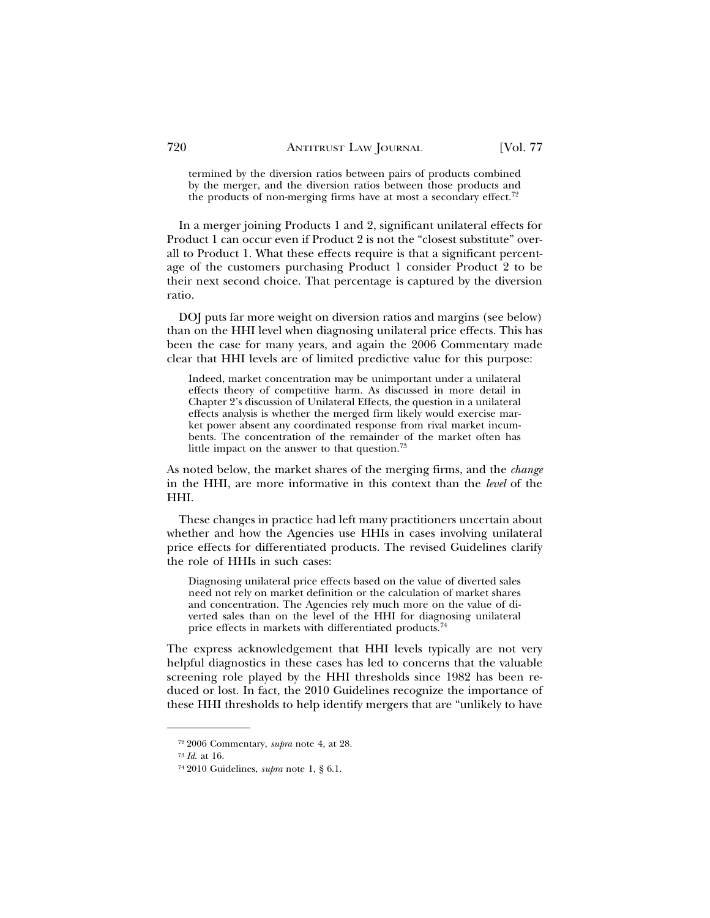termined by the diversion ratios between pairs of products combined by the merger, and the diversion ratios between those products and the products of non-merging firms have at most a secondary effect.[72]

In a merger joining Products 1 and 2, significant unilateral effects for Product 1 can occur even if Product 2 is not the "closest substitute" overall to Product 1. What these effects require is that a significant percentage of the customers purchasing Product 1 consider Product 2 to be their next second choice. That percentage is captured by the diversion ratio.

DOJ puts far more weight on diversion ratios and margins (see below) than on the HHI level when diagnosing unilateral price effects. This has been the case for many years, and again the 2006 Commentary made clear that HHI levels are of limited predictive value for this purpose:

> Indeed, market concentration may be unimportant under a unilateral effects theory of competitive harm. As discussed in more detail in Chapter 2's discussion of Unilateral Effects, the question in a unilateral effects analysis is whether the merged firm likely would exercise market power absent any coordinated response from rival market incumbents. The concentration of the remainder of the market often has little impact on the answer to that question.[73]

As noted below, the market shares of the merging firms, and the *change* in the HHI, are more informative in this context than the *level* of the HHI.

These changes in practice had left many practitioners uncertain about whether and how the Agencies use HHIs in cases involving unilateral price effects for differentiated products. The revised Guidelines clarify the role of HHIs in such cases:

> Diagnosing unilateral price effects based on the value of diverted sales need not rely on market definition or the calculation of market shares and concentration. The Agencies rely much more on the value of diverted sales than on the level of the HHI for diagnosing unilateral price effects in markets with differentiated products.[74]

The express acknowledgement that HHI levels typically are not very helpful diagnostics in these cases has led to concerns that the valuable screening role played by the HHI thresholds since 1982 has been reduced or lost. In fact, the 2010 Guidelines recognize the importance of these HHI thresholds to help identify mergers that are "unlikely to have

---

[72] 2006 Commentary, *supra* note 4, at 28.

[73] *Id.* at 16.

[74] 2010 Guidelines, *supra* note 1, § 6.1.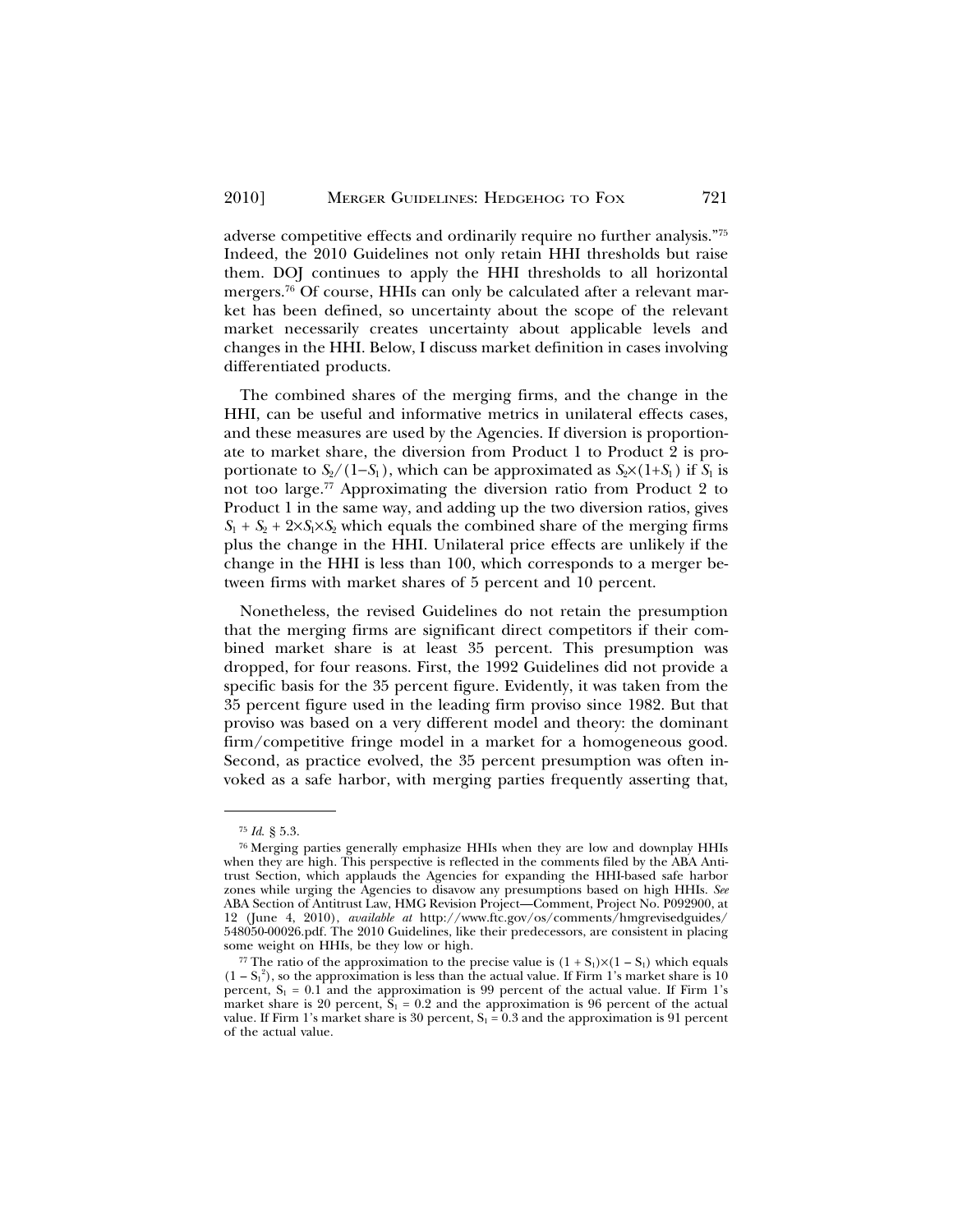adverse competitive effects and ordinarily require no further analysis."[75] Indeed, the 2010 Guidelines not only retain HHI thresholds but raise them. DOJ continues to apply the HHI thresholds to all horizontal mergers.[76] Of course, HHIs can only be calculated after a relevant market has been defined, so uncertainty about the scope of the relevant market necessarily creates uncertainty about applicable levels and changes in the HHI. Below, I discuss market definition in cases involving differentiated products.

The combined shares of the merging firms, and the change in the HHI, can be useful and informative metrics in unilateral effects cases, and these measures are used by the Agencies. If diversion is proportionate to market share, the diversion from Product 1 to Product 2 is proportionate to $S_2/(1-S_1)$, which can be approximated as $S_2 \times (1+S_1)$ if $S_1$ is not too large.[77] Approximating the diversion ratio from Product 2 to Product 1 in the same way, and adding up the two diversion ratios, gives $S_1 + S_2 + 2 \times S_1 \times S_2$ which equals the combined share of the merging firms plus the change in the HHI. Unilateral price effects are unlikely if the change in the HHI is less than 100, which corresponds to a merger between firms with market shares of 5 percent and 10 percent.

Nonetheless, the revised Guidelines do not retain the presumption that the merging firms are significant direct competitors if their combined market share is at least 35 percent. This presumption was dropped, for four reasons. First, the 1992 Guidelines did not provide a specific basis for the 35 percent figure. Evidently, it was taken from the 35 percent figure used in the leading firm proviso since 1982. But that proviso was based on a very different model and theory: the dominant firm/competitive fringe model in a market for a homogeneous good. Second, as practice evolved, the 35 percent presumption was often invoked as a safe harbor, with merging parties frequently asserting that,

---

[75] *Id.* § 5.3.

[76] Merging parties generally emphasize HHIs when they are low and downplay HHIs when they are high. This perspective is reflected in the comments filed by the ABA Antitrust Section, which applauds the Agencies for expanding the HHI-based safe harbor zones while urging the Agencies to disavow any presumptions based on high HHIs. *See* ABA Section of Antitrust Law, HMG Revision Project—Comment, Project No. P092900, at 12 (June 4, 2010), *available at* http://www.ftc.gov/os/comments/hmgrevisedguides/548050-00026.pdf. The 2010 Guidelines, like their predecessors, are consistent in placing some weight on HHIs, be they low or high.

[77] The ratio of the approximation to the precise value is $(1 + S_1) \times (1 - S_1)$ which equals $(1 - S_1^2)$, so the approximation is less than the actual value. If Firm 1's market share is 10 percent, $S_1 = 0.1$ and the approximation is 99 percent of the actual value. If Firm 1's market share is 20 percent, $S_1 = 0.2$ and the approximation is 96 percent of the actual value. If Firm 1's market share is 30 percent, $S_1 = 0.3$ and the approximation is 91 percent of the actual value.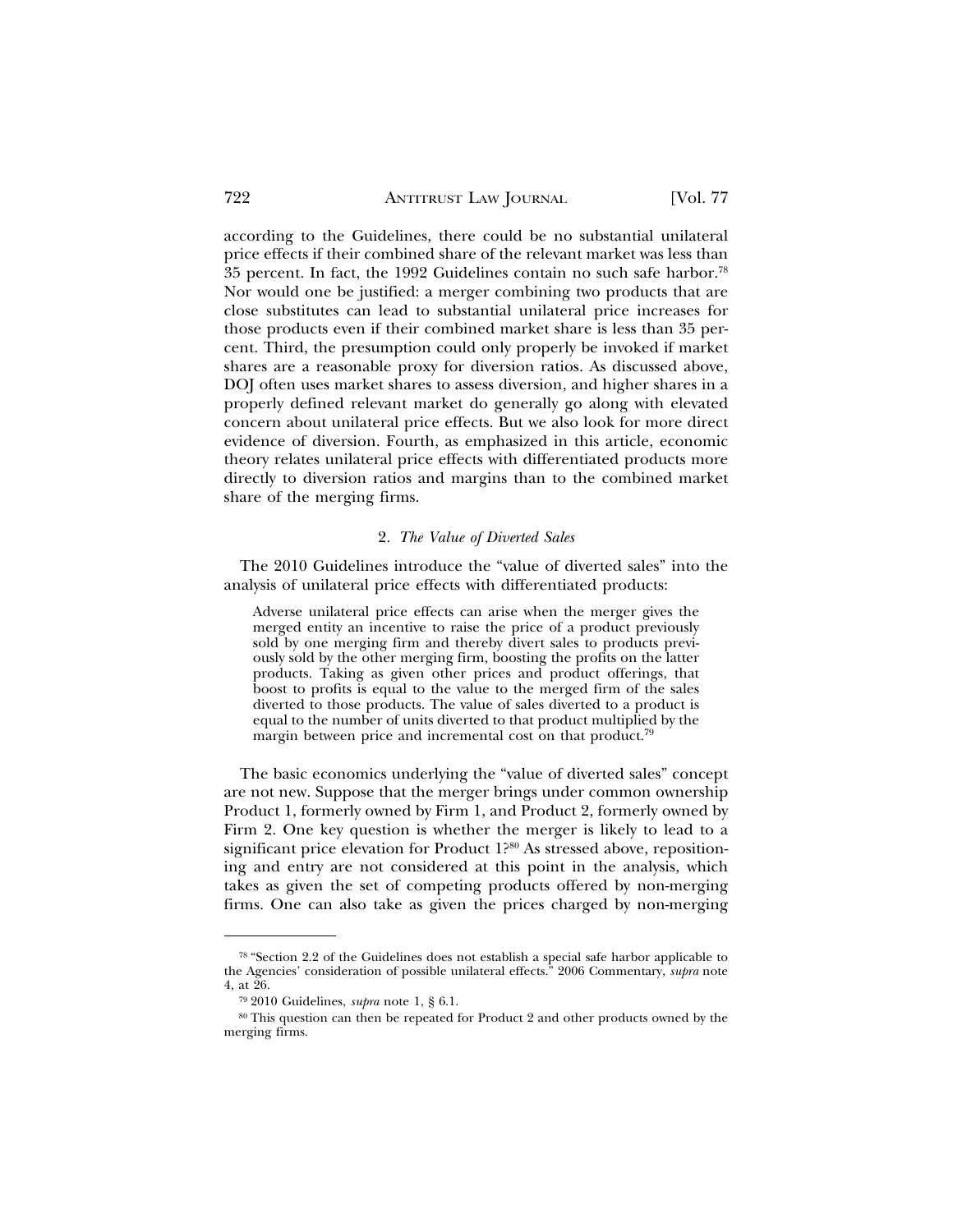according to the Guidelines, there could be no substantial unilateral price effects if their combined share of the relevant market was less than 35 percent. In fact, the 1992 Guidelines contain no such safe harbor.[78] Nor would one be justified: a merger combining two products that are close substitutes can lead to substantial unilateral price increases for those products even if their combined market share is less than 35 percent. Third, the presumption could only properly be invoked if market shares are a reasonable proxy for diversion ratios. As discussed above, DOJ often uses market shares to assess diversion, and higher shares in a properly defined relevant market do generally go along with elevated concern about unilateral price effects. But we also look for more direct evidence of diversion. Fourth, as emphasized in this article, economic theory relates unilateral price effects with differentiated products more directly to diversion ratios and margins than to the combined market share of the merging firms.

### 2. *The Value of Diverted Sales*

The 2010 Guidelines introduce the "value of diverted sales" into the analysis of unilateral price effects with differentiated products:

> Adverse unilateral price effects can arise when the merger gives the merged entity an incentive to raise the price of a product previously sold by one merging firm and thereby divert sales to products previously sold by the other merging firm, boosting the profits on the latter products. Taking as given other prices and product offerings, that boost to profits is equal to the value to the merged firm of the sales diverted to those products. The value of sales diverted to a product is equal to the number of units diverted to that product multiplied by the margin between price and incremental cost on that product.[79]

The basic economics underlying the "value of diverted sales" concept are not new. Suppose that the merger brings under common ownership Product 1, formerly owned by Firm 1, and Product 2, formerly owned by Firm 2. One key question is whether the merger is likely to lead to a significant price elevation for Product 1?[80] As stressed above, repositioning and entry are not considered at this point in the analysis, which takes as given the set of competing products offered by non-merging firms. One can also take as given the prices charged by non-merging

---

[78] "Section 2.2 of the Guidelines does not establish a special safe harbor applicable to the Agencies' consideration of possible unilateral effects." 2006 Commentary, *supra* note 4, at 26.

[79] 2010 Guidelines, *supra* note 1, § 6.1.

[80] This question can then be repeated for Product 2 and other products owned by the merging firms.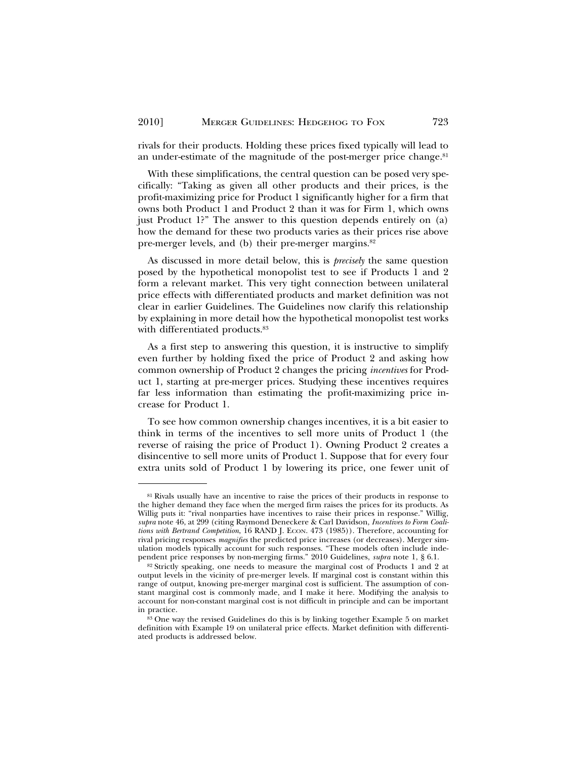rivals for their products. Holding these prices fixed typically will lead to an under-estimate of the magnitude of the post-merger price change.[81]

With these simplifications, the central question can be posed very specifically: "Taking as given all other products and their prices, is the profit-maximizing price for Product 1 significantly higher for a firm that owns both Product 1 and Product 2 than it was for Firm 1, which owns just Product 1?" The answer to this question depends entirely on (a) how the demand for these two products varies as their prices rise above pre-merger levels, and (b) their pre-merger margins.[82]

As discussed in more detail below, this is *precisely* the same question posed by the hypothetical monopolist test to see if Products 1 and 2 form a relevant market. This very tight connection between unilateral price effects with differentiated products and market definition was not clear in earlier Guidelines. The Guidelines now clarify this relationship by explaining in more detail how the hypothetical monopolist test works with differentiated products.[83]

As a first step to answering this question, it is instructive to simplify even further by holding fixed the price of Product 2 and asking how common ownership of Product 2 changes the pricing *incentives* for Product 1, starting at pre-merger prices. Studying these incentives requires far less information than estimating the profit-maximizing price increase for Product 1.

To see how common ownership changes incentives, it is a bit easier to think in terms of the incentives to sell more units of Product 1 (the reverse of raising the price of Product 1). Owning Product 2 creates a disincentive to sell more units of Product 1. Suppose that for every four extra units sold of Product 1 by lowering its price, one fewer unit of

---

[81] Rivals usually have an incentive to raise the prices of their products in response to the higher demand they face when the merged firm raises the prices for its products. As Willig puts it: "rival nonparties have incentives to raise their prices in response." Willig, *supra* note 46, at 299 (citing Raymond Deneckere & Carl Davidson, *Incentives to Form Coalitions with Bertrand Competition*, 16 RAND J. ECON. 473 (1985)). Therefore, accounting for rival pricing responses *magnifies* the predicted price increases (or decreases). Merger simulation models typically account for such responses. "These models often include independent price responses by non-merging firms." 2010 Guidelines, *supra* note 1, § 6.1.

[82] Strictly speaking, one needs to measure the marginal cost of Products 1 and 2 at output levels in the vicinity of pre-merger levels. If marginal cost is constant within this range of output, knowing pre-merger marginal cost is sufficient. The assumption of constant marginal cost is commonly made, and I make it here. Modifying the analysis to account for non-constant marginal cost is not difficult in principle and can be important in practice.

[83] One way the revised Guidelines do this is by linking together Example 5 on market definition with Example 19 on unilateral price effects. Market definition with differentiated products is addressed below.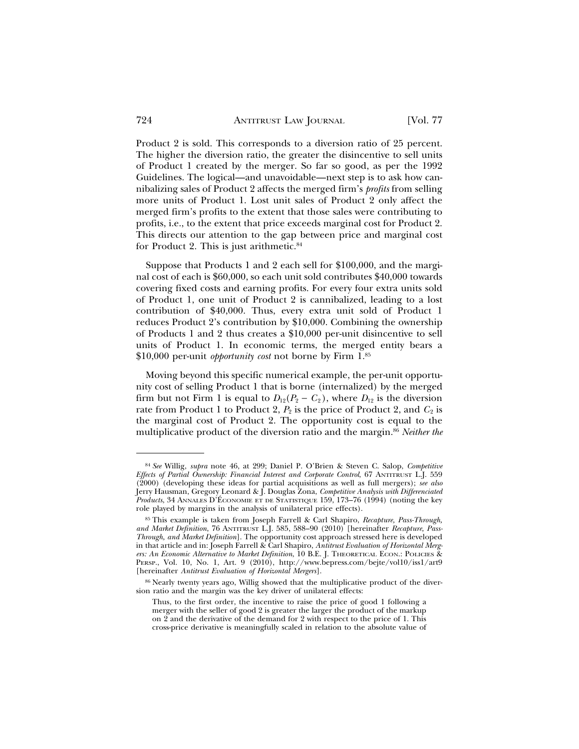Product 2 is sold. This corresponds to a diversion ratio of 25 percent. The higher the diversion ratio, the greater the disincentive to sell units of Product 1 created by the merger. So far so good, as per the 1992 Guidelines. The logical—and unavoidable—next step is to ask how cannibalizing sales of Product 2 affects the merged firm's *profits* from selling more units of Product 1. Lost unit sales of Product 2 only affect the merged firm's profits to the extent that those sales were contributing to profits, i.e., to the extent that price exceeds marginal cost for Product 2. This directs our attention to the gap between price and marginal cost for Product 2. This is just arithmetic.[84]

Suppose that Products 1 and 2 each sell for $100,000, and the marginal cost of each is $60,000, so each unit sold contributes $40,000 towards covering fixed costs and earning profits. For every four extra units sold of Product 1, one unit of Product 2 is cannibalized, leading to a lost contribution of $40,000. Thus, every extra unit sold of Product 1 reduces Product 2's contribution by $10,000. Combining the ownership of Products 1 and 2 thus creates a $10,000 per-unit disincentive to sell units of Product 1. In economic terms, the merged entity bears a $10,000 per-unit *opportunity cost* not borne by Firm 1.[85]

Moving beyond this specific numerical example, the per-unit opportunity cost of selling Product 1 that is borne (internalized) by the merged firm but not Firm 1 is equal to $D_{12}(P_2 - C_2)$, where $D_{12}$ is the diversion rate from Product 1 to Product 2, $P_2$ is the price of Product 2, and $C_2$ is the marginal cost of Product 2. The opportunity cost is equal to the multiplicative product of the diversion ratio and the margin.[86] *Neither the*

---

[84] *See* Willig, *supra* note 46, at 299; Daniel P. O'Brien & Steven C. Salop, *Competitive Effects of Partial Ownership: Financial Interest and Corporate Control*, 67 ANTITRUST L.J. 559 (2000) (developing these ideas for partial acquisitions as well as full mergers); *see also* Jerry Hausman, Gregory Leonard & J. Douglas Zona, *Competitive Analysis with Differenciated Products*, 34 ANNALES D'ÉCONOMIE ET DE STATISTIQUE 159, 173–76 (1994) (noting the key role played by margins in the analysis of unilateral price effects).

[85] This example is taken from Joseph Farrell & Carl Shapiro, *Recapture, Pass-Through, and Market Definition*, 76 ANTITRUST L.J. 585, 588–90 (2010) [hereinafter *Recapture, Pass-Through, and Market Definition*]. The opportunity cost approach stressed here is developed in that article and in: Joseph Farrell & Carl Shapiro, *Antitrust Evaluation of Horizontal Mergers: An Economic Alternative to Market Definition*, 10 B.E. J. THEORETICAL ECON.: POLICIES & PERSP., Vol. 10, No. 1, Art. 9 (2010), http://www.bepress.com/bejte/vol10/iss1/art9 [hereinafter *Antitrust Evaluation of Horizontal Mergers*].

[86] Nearly twenty years ago, Willig showed that the multiplicative product of the diversion ratio and the margin was the key driver of unilateral effects:

> Thus, to the first order, the incentive to raise the price of good 1 following a merger with the seller of good 2 is greater the larger the product of the markup on 2 and the derivative of the demand for 2 with respect to the price of 1. This cross-price derivative is meaningfully scaled in relation to the absolute value of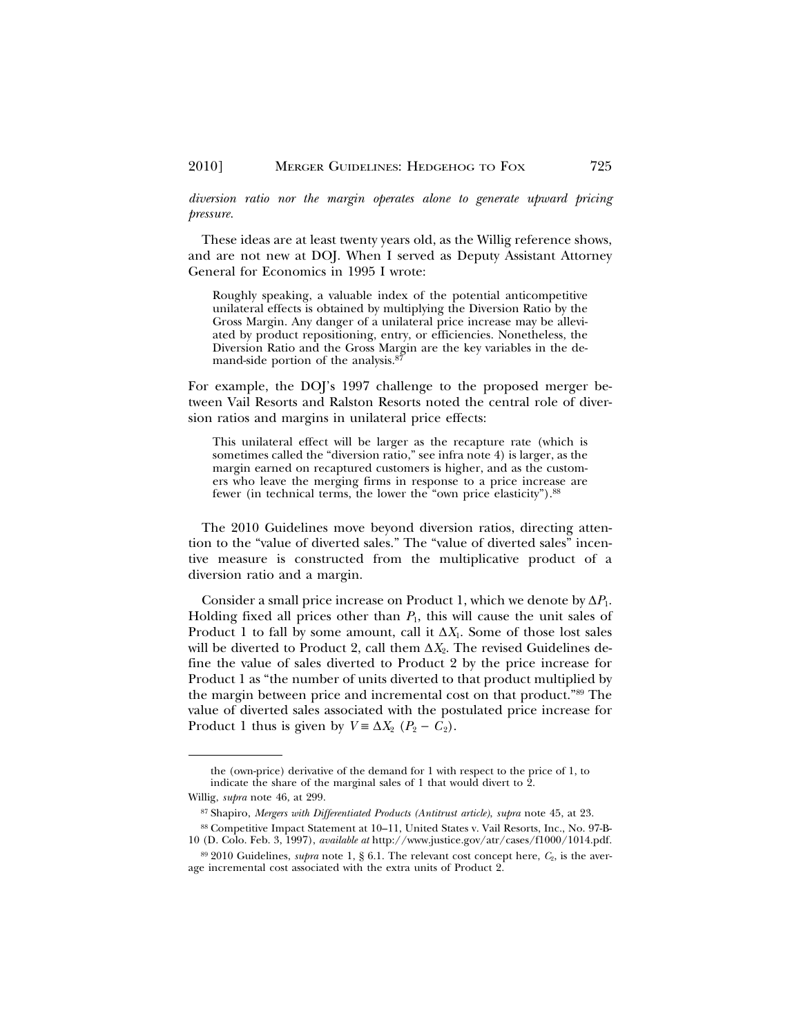*diversion ratio nor the margin operates alone to generate upward pricing pressure.*

These ideas are at least twenty years old, as the Willig reference shows, and are not new at DOJ. When I served as Deputy Assistant Attorney General for Economics in 1995 I wrote:

> Roughly speaking, a valuable index of the potential anticompetitive unilateral effects is obtained by multiplying the Diversion Ratio by the Gross Margin. Any danger of a unilateral price increase may be alleviated by product repositioning, entry, or efficiencies. Nonetheless, the Diversion Ratio and the Gross Margin are the key variables in the demand-side portion of the analysis.[87]

For example, the DOJ's 1997 challenge to the proposed merger between Vail Resorts and Ralston Resorts noted the central role of diversion ratios and margins in unilateral price effects:

> This unilateral effect will be larger as the recapture rate (which is sometimes called the "diversion ratio," see infra note 4) is larger, as the margin earned on recaptured customers is higher, and as the customers who leave the merging firms in response to a price increase are fewer (in technical terms, the lower the "own price elasticity").[88]

The 2010 Guidelines move beyond diversion ratios, directing attention to the "value of diverted sales." The "value of diverted sales" incentive measure is constructed from the multiplicative product of a diversion ratio and a margin.

Consider a small price increase on Product 1, which we denote by $\Delta P_1$. Holding fixed all prices other than $P_1$, this will cause the unit sales of Product 1 to fall by some amount, call it $\Delta X_1$. Some of those lost sales will be diverted to Product 2, call them $\Delta X_2$. The revised Guidelines define the value of sales diverted to Product 2 by the price increase for Product 1 as "the number of units diverted to that product multiplied by the margin between price and incremental cost on that product."[89] The value of diverted sales associated with the postulated price increase for Product 1 thus is given by $V \equiv \Delta X_2\ (P_2 - C_2)$.

---

the (own-price) derivative of the demand for 1 with respect to the price of 1, to indicate the share of the marginal sales of 1 that would divert to 2.

Willig, *supra* note 46, at 299.

[87] Shapiro, *Mergers with Differentiated Products (Antitrust article)*, *supra* note 45, at 23.

[88] Competitive Impact Statement at 10–11, United States v. Vail Resorts, Inc., No. 97-B-10 (D. Colo. Feb. 3, 1997), *available at* http://www.justice.gov/atr/cases/f1000/1014.pdf.

[89] 2010 Guidelines, *supra* note 1, § 6.1. The relevant cost concept here, $C_2$, is the average incremental cost associated with the extra units of Product 2.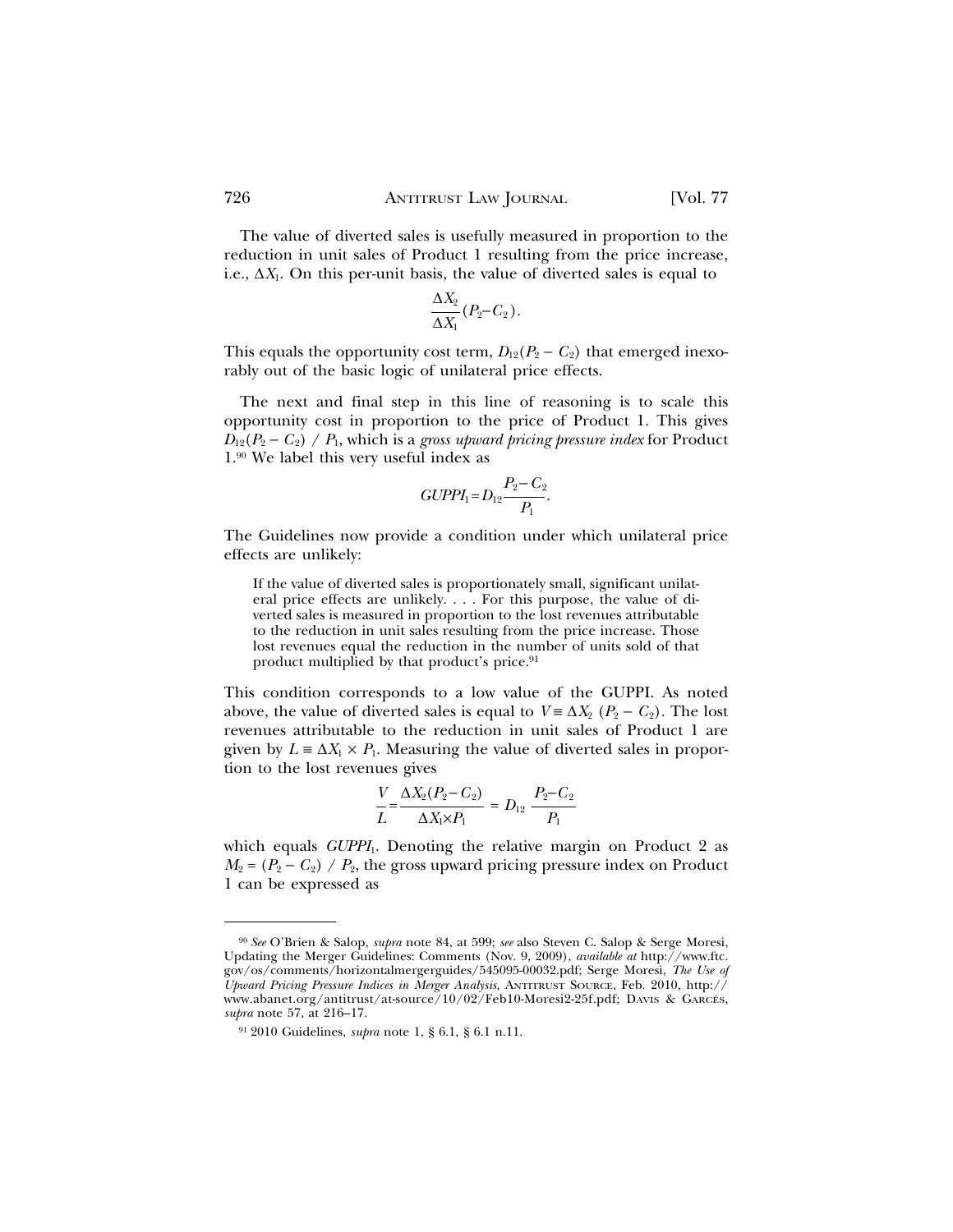The value of diverted sales is usefully measured in proportion to the reduction in unit sales of Product 1 resulting from the price increase, i.e., $\Delta X_1$. On this per-unit basis, the value of diverted sales is equal to

$$\frac{\Delta X_2}{\Delta X_1}(P_2 - C_2).$$

This equals the opportunity cost term, $D_{12}(P_2 - C_2)$ that emerged inexorably out of the basic logic of unilateral price effects.

The next and final step in this line of reasoning is to scale this opportunity cost in proportion to the price of Product 1. This gives $D_{12}(P_2 - C_2) / P_1$, which is a *gross upward pricing pressure index* for Product 1.[90] We label this very useful index as

$$GUPPI_1 = D_{12}\frac{P_2 - C_2}{P_1}.$$

The Guidelines now provide a condition under which unilateral price effects are unlikely:

> If the value of diverted sales is proportionately small, significant unilateral price effects are unlikely. . . . For this purpose, the value of diverted sales is measured in proportion to the lost revenues attributable to the reduction in unit sales resulting from the price increase. Those lost revenues equal the reduction in the number of units sold of that product multiplied by that product's price.[91]

This condition corresponds to a low value of the GUPPI. As noted above, the value of diverted sales is equal to $V \equiv \Delta X_2 \ (P_2 - C_2)$. The lost revenues attributable to the reduction in unit sales of Product 1 are given by $L \equiv \Delta X_1 \times P_1$. Measuring the value of diverted sales in proportion to the lost revenues gives

$$\frac{V}{L} = \frac{\Delta X_2(P_2 - C_2)}{\Delta X_1 \times P_1} = D_{12}\ \frac{P_2 - C_2}{P_1}$$

which equals $GUPPI_1$. Denoting the relative margin on Product 2 as $M_2 = (P_2 - C_2) / P_2$, the gross upward pricing pressure index on Product 1 can be expressed as

---

[90] *See* O'Brien & Salop, *supra* note 84, at 599; *see* also Steven C. Salop & Serge Moresi, Updating the Merger Guidelines: Comments (Nov. 9, 2009), *available at* http://www.ftc.gov/os/comments/horizontalmergerguides/545095-00032.pdf; Serge Moresi, *The Use of Upward Pricing Pressure Indices in Merger Analysis,* ANTITRUST SOURCE, Feb. 2010, http://www.abanet.org/antitrust/at-source/10/02/Feb10-Moresi2-25f.pdf; DAVIS & GARCÉS, *supra* note 57, at 216–17.

[91] 2010 Guidelines, *supra* note 1, § 6.1, § 6.1 n.11.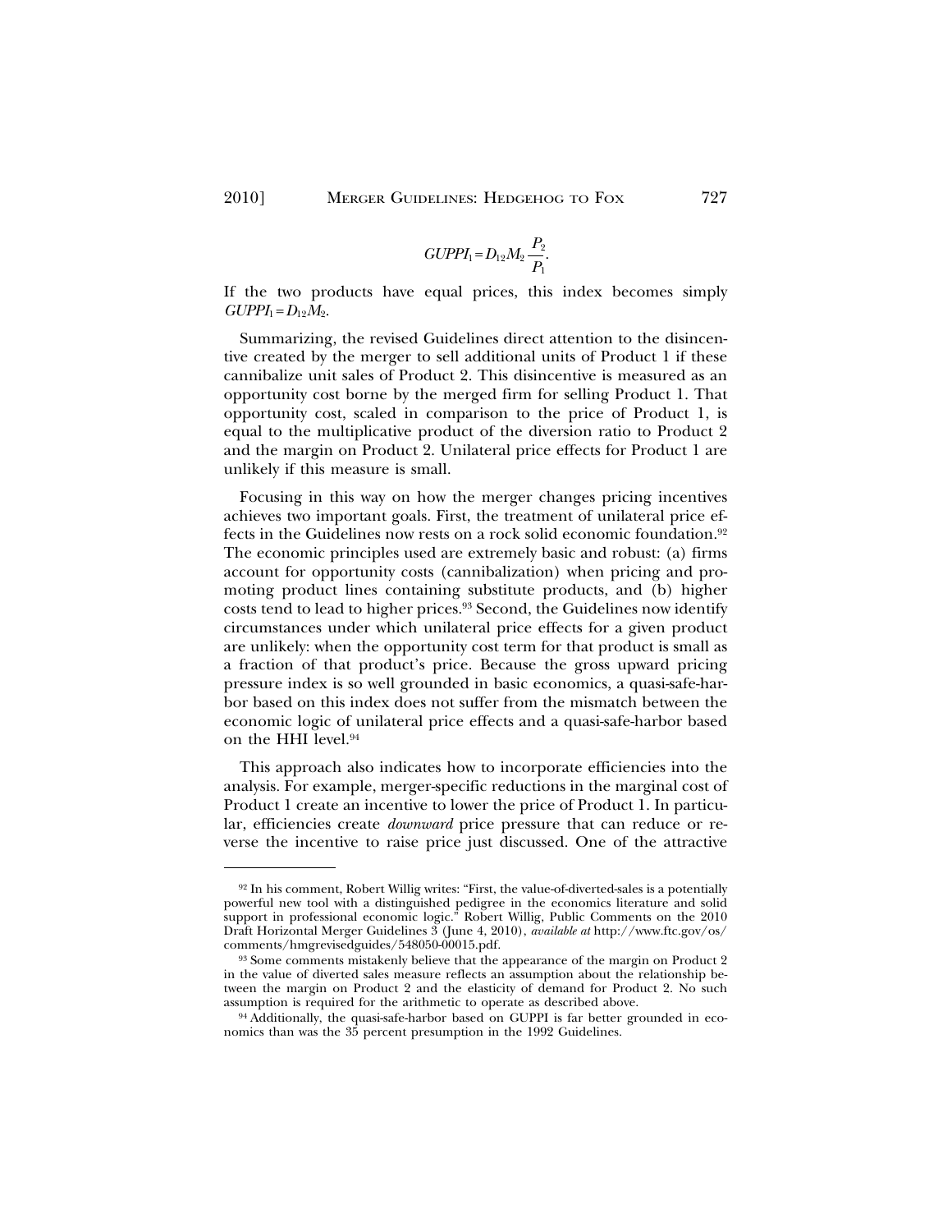$$GUPPI_1 = D_{12} M_2 \frac{P_2}{P_1}.$$

If the two products have equal prices, this index becomes simply $GUPPI_1 = D_{12} M_2$.

Summarizing, the revised Guidelines direct attention to the disincentive created by the merger to sell additional units of Product 1 if these cannibalize unit sales of Product 2. This disincentive is measured as an opportunity cost borne by the merged firm for selling Product 1. That opportunity cost, scaled in comparison to the price of Product 1, is equal to the multiplicative product of the diversion ratio to Product 2 and the margin on Product 2. Unilateral price effects for Product 1 are unlikely if this measure is small.

Focusing in this way on how the merger changes pricing incentives achieves two important goals. First, the treatment of unilateral price effects in the Guidelines now rests on a rock solid economic foundation.[92] The economic principles used are extremely basic and robust: (a) firms account for opportunity costs (cannibalization) when pricing and promoting product lines containing substitute products, and (b) higher costs tend to lead to higher prices.[93] Second, the Guidelines now identify circumstances under which unilateral price effects for a given product are unlikely: when the opportunity cost term for that product is small as a fraction of that product's price. Because the gross upward pricing pressure index is so well grounded in basic economics, a quasi-safe-harbor based on this index does not suffer from the mismatch between the economic logic of unilateral price effects and a quasi-safe-harbor based on the HHI level.[94]

This approach also indicates how to incorporate efficiencies into the analysis. For example, merger-specific reductions in the marginal cost of Product 1 create an incentive to lower the price of Product 1. In particular, efficiencies create *downward* price pressure that can reduce or reverse the incentive to raise price just discussed. One of the attractive

---

[92] In his comment, Robert Willig writes: "First, the value-of-diverted-sales is a potentially powerful new tool with a distinguished pedigree in the economics literature and solid support in professional economic logic." Robert Willig, Public Comments on the 2010 Draft Horizontal Merger Guidelines 3 (June 4, 2010), *available at* http://www.ftc.gov/os/comments/hmgrevisedguides/548050-00015.pdf.

[93] Some comments mistakenly believe that the appearance of the margin on Product 2 in the value of diverted sales measure reflects an assumption about the relationship between the margin on Product 2 and the elasticity of demand for Product 2. No such assumption is required for the arithmetic to operate as described above.

[94] Additionally, the quasi-safe-harbor based on GUPPI is far better grounded in economics than was the 35 percent presumption in the 1992 Guidelines.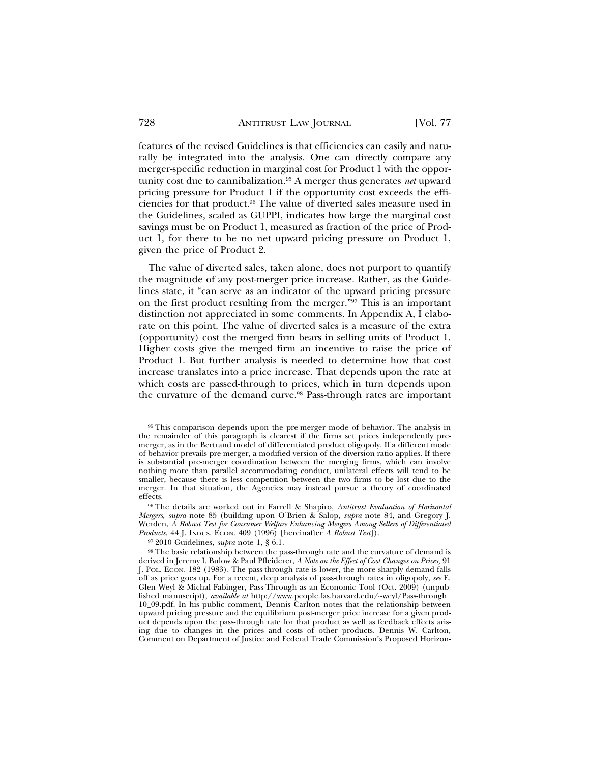features of the revised Guidelines is that efficiencies can easily and naturally be integrated into the analysis. One can directly compare any merger-specific reduction in marginal cost for Product 1 with the opportunity cost due to cannibalization.[95] A merger thus generates *net* upward pricing pressure for Product 1 if the opportunity cost exceeds the efficiencies for that product.[96] The value of diverted sales measure used in the Guidelines, scaled as GUPPI, indicates how large the marginal cost savings must be on Product 1, measured as fraction of the price of Product 1, for there to be no net upward pricing pressure on Product 1, given the price of Product 2.

The value of diverted sales, taken alone, does not purport to quantify the magnitude of any post-merger price increase. Rather, as the Guidelines state, it "can serve as an indicator of the upward pricing pressure on the first product resulting from the merger."[97] This is an important distinction not appreciated in some comments. In Appendix A, I elaborate on this point. The value of diverted sales is a measure of the extra (opportunity) cost the merged firm bears in selling units of Product 1. Higher costs give the merged firm an incentive to raise the price of Product 1. But further analysis is needed to determine how that cost increase translates into a price increase. That depends upon the rate at which costs are passed-through to prices, which in turn depends upon the curvature of the demand curve.[98] Pass-through rates are important

---

[95] This comparison depends upon the pre-merger mode of behavior. The analysis in the remainder of this paragraph is clearest if the firms set prices independently pre-merger, as in the Bertrand model of differentiated product oligopoly. If a different mode of behavior prevails pre-merger, a modified version of the diversion ratio applies. If there is substantial pre-merger coordination between the merging firms, which can involve nothing more than parallel accommodating conduct, unilateral effects will tend to be smaller, because there is less competition between the two firms to be lost due to the merger. In that situation, the Agencies may instead pursue a theory of coordinated effects.

[96] The details are worked out in Farrell & Shapiro, *Antitrust Evaluation of Horizontal Mergers*, *supra* note 85 (building upon O'Brien & Salop, *supra* note 84, and Gregory J. Werden, *A Robust Test for Consumer Welfare Enhancing Mergers Among Sellers of Differentiated Products*, 44 J. INDUS. ECON. 409 (1996) [hereinafter *A Robust Test*]).

[97] 2010 Guidelines, *supra* note 1, § 6.1.

[98] The basic relationship between the pass-through rate and the curvature of demand is derived in Jeremy I. Bulow & Paul Pfleiderer, *A Note on the Effect of Cost Changes on Prices*, 91 J. POL. ECON. 182 (1983). The pass-through rate is lower, the more sharply demand falls off as price goes up. For a recent, deep analysis of pass-through rates in oligopoly, *see* E. Glen Weyl & Michal Fabinger, Pass-Through as an Economic Tool (Oct. 2009) (unpublished manuscript), *available at* http://www.people.fas.harvard.edu/~weyl/Pass-through_10_09.pdf. In his public comment, Dennis Carlton notes that the relationship between upward pricing pressure and the equilibrium post-merger price increase for a given product depends upon the pass-through rate for that product as well as feedback effects arising due to changes in the prices and costs of other products. Dennis W. Carlton, Comment on Department of Justice and Federal Trade Commission's Proposed Horizon-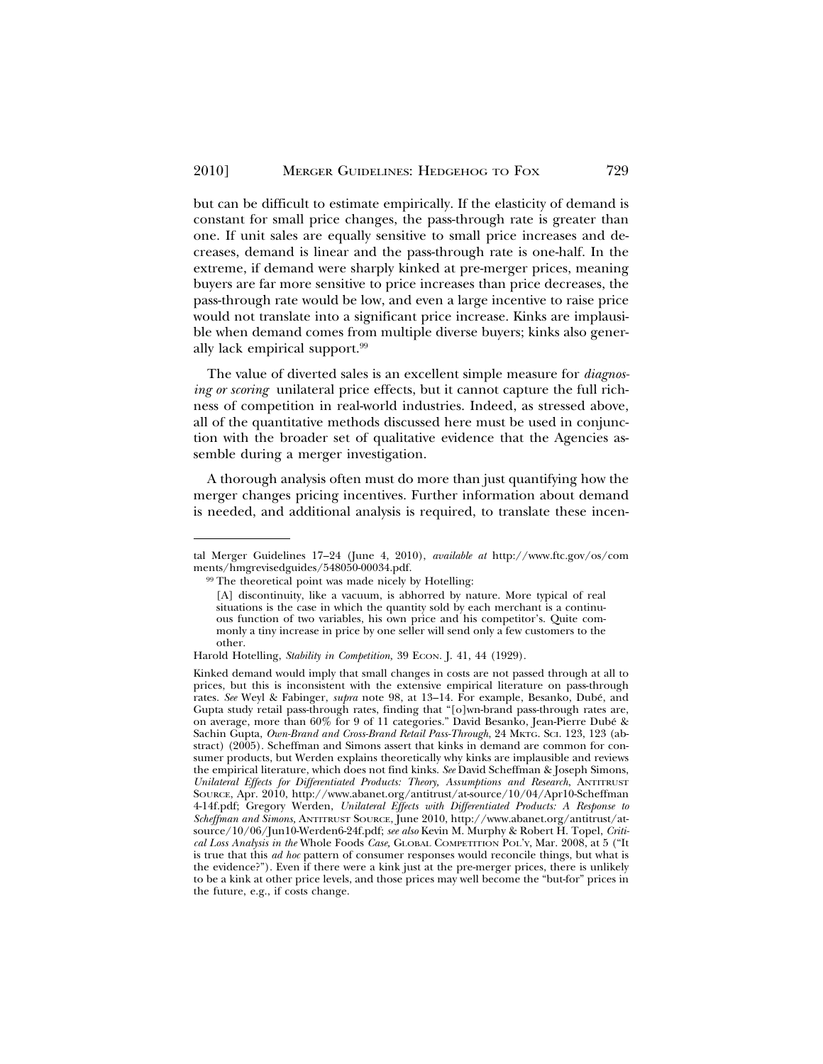but can be difficult to estimate empirically. If the elasticity of demand is constant for small price changes, the pass-through rate is greater than one. If unit sales are equally sensitive to small price increases and decreases, demand is linear and the pass-through rate is one-half. In the extreme, if demand were sharply kinked at pre-merger prices, meaning buyers are far more sensitive to price increases than price decreases, the pass-through rate would be low, and even a large incentive to raise price would not translate into a significant price increase. Kinks are implausible when demand comes from multiple diverse buyers; kinks also generally lack empirical support.[99]

The value of diverted sales is an excellent simple measure for *diagnosing or scoring* unilateral price effects, but it cannot capture the full richness of competition in real-world industries. Indeed, as stressed above, all of the quantitative methods discussed here must be used in conjunction with the broader set of qualitative evidence that the Agencies assemble during a merger investigation.

A thorough analysis often must do more than just quantifying how the merger changes pricing incentives. Further information about demand is needed, and additional analysis is required, to translate these incen-

---

tal Merger Guidelines 17–24 (June 4, 2010), *available at* http://www.ftc.gov/os/comments/hmgrevisedguides/548050-00034.pdf.

[99] The theoretical point was made nicely by Hotelling:

> [A] discontinuity, like a vacuum, is abhorred by nature. More typical of real situations is the case in which the quantity sold by each merchant is a continuous function of two variables, his own price and his competitor's. Quite commonly a tiny increase in price by one seller will send only a few customers to the other.

Harold Hotelling, *Stability in Competition,* 39 ECON. J. 41, 44 (1929).

Kinked demand would imply that small changes in costs are not passed through at all to prices, but this is inconsistent with the extensive empirical literature on pass-through rates. *See* Weyl & Fabinger, *supra* note 98, at 13–14. For example, Besanko, Dubé, and Gupta study retail pass-through rates, finding that "[o]wn-brand pass-through rates are, on average, more than 60% for 9 of 11 categories." David Besanko, Jean-Pierre Dubé & Sachin Gupta, *Own-Brand and Cross-Brand Retail Pass-Through*, 24 MKTG. SCI. 123, 123 (abstract) (2005). Scheffman and Simons assert that kinks in demand are common for consumer products, but Werden explains theoretically why kinks are implausible and reviews the empirical literature, which does not find kinks. *See* David Scheffman & Joseph Simons, *Unilateral Effects for Differentiated Products: Theory, Assumptions and Research*, ANTITRUST SOURCE, Apr. 2010, http://www.abanet.org/antitrust/at-source/10/04/Apr10-Scheffman4-14f.pdf; Gregory Werden, *Unilateral Effects with Differentiated Products: A Response to Scheffman and Simons*, ANTITRUST SOURCE, June 2010, http://www.abanet.org/antitrust/at-source/10/06/Jun10-Werden6-24f.pdf; *see also* Kevin M. Murphy & Robert H. Topel, *Critical Loss Analysis in the* Whole Foods *Case*, GLOBAL COMPETITION POL'Y, Mar. 2008, at 5 ("It is true that this *ad hoc* pattern of consumer responses would reconcile things, but what is the evidence?"). Even if there were a kink just at the pre-merger prices, there is unlikely to be a kink at other price levels, and those prices may well become the "but-for" prices in the future, e.g., if costs change.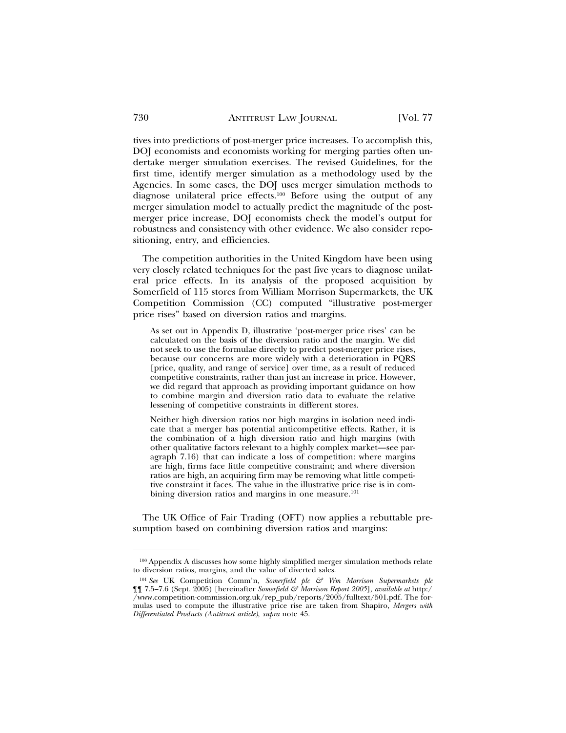tives into predictions of post-merger price increases. To accomplish this, DOJ economists and economists working for merging parties often undertake merger simulation exercises. The revised Guidelines, for the first time, identify merger simulation as a methodology used by the Agencies. In some cases, the DOJ uses merger simulation methods to diagnose unilateral price effects.[100] Before using the output of any merger simulation model to actually predict the magnitude of the post-merger price increase, DOJ economists check the model's output for robustness and consistency with other evidence. We also consider repositioning, entry, and efficiencies.

The competition authorities in the United Kingdom have been using very closely related techniques for the past five years to diagnose unilateral price effects. In its analysis of the proposed acquisition by Somerfield of 115 stores from William Morrison Supermarkets, the UK Competition Commission (CC) computed "illustrative post-merger price rises" based on diversion ratios and margins.

> As set out in Appendix D, illustrative 'post-merger price rises' can be calculated on the basis of the diversion ratio and the margin. We did not seek to use the formulae directly to predict post-merger price rises, because our concerns are more widely with a deterioration in PQRS [price, quality, and range of service] over time, as a result of reduced competitive constraints, rather than just an increase in price. However, we did regard that approach as providing important guidance on how to combine margin and diversion ratio data to evaluate the relative lessening of competitive constraints in different stores.
>
> Neither high diversion ratios nor high margins in isolation need indicate that a merger has potential anticompetitive effects. Rather, it is the combination of a high diversion ratio and high margins (with other qualitative factors relevant to a highly complex market—see paragraph 7.16) that can indicate a loss of competition: where margins are high, firms face little competitive constraint; and where diversion ratios are high, an acquiring firm may be removing what little competitive constraint it faces. The value in the illustrative price rise is in combining diversion ratios and margins in one measure.[101]

The UK Office of Fair Trading (OFT) now applies a rebuttable presumption based on combining diversion ratios and margins:

---

[100] Appendix A discusses how some highly simplified merger simulation methods relate to diversion ratios, margins, and the value of diverted sales.

[101] *See* UK Competition Comm'n, *Somerfield plc & Wm Morrison Supermarkets plc* ¶¶ 7.5–7.6 (Sept. 2005) [hereinafter *Somerfield & Morrison Report 2005*], *available at* http://www.competition-commission.org.uk/rep_pub/reports/2005/fulltext/501.pdf. The formulas used to compute the illustrative price rise are taken from Shapiro, *Mergers with Differentiated Products (Antitrust article)*, *supra* note 45.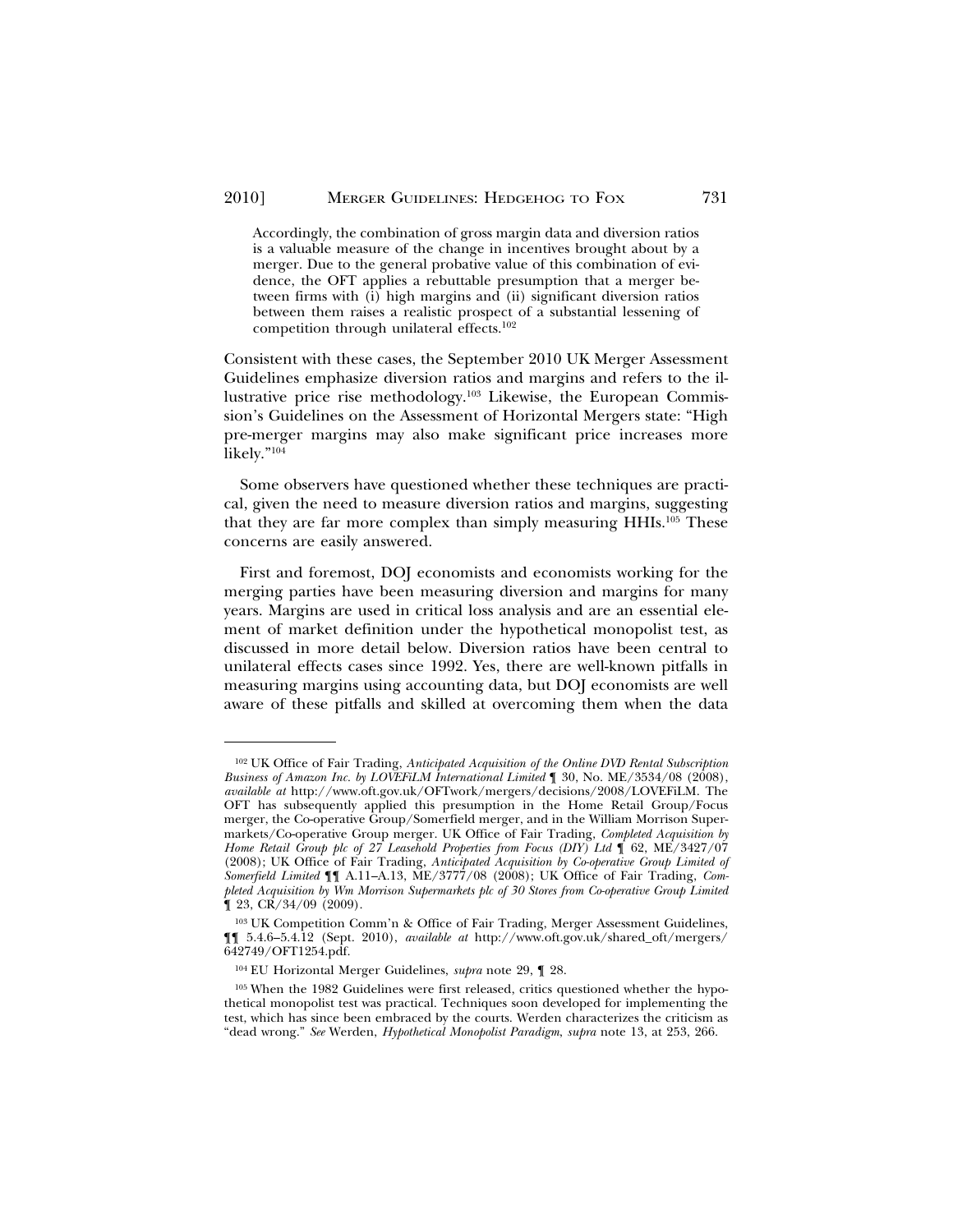> Accordingly, the combination of gross margin data and diversion ratios is a valuable measure of the change in incentives brought about by a merger. Due to the general probative value of this combination of evidence, the OFT applies a rebuttable presumption that a merger between firms with (i) high margins and (ii) significant diversion ratios between them raises a realistic prospect of a substantial lessening of competition through unilateral effects.[102]

Consistent with these cases, the September 2010 UK Merger Assessment Guidelines emphasize diversion ratios and margins and refers to the illustrative price rise methodology.[103] Likewise, the European Commission's Guidelines on the Assessment of Horizontal Mergers state: "High pre-merger margins may also make significant price increases more likely."[104]

Some observers have questioned whether these techniques are practical, given the need to measure diversion ratios and margins, suggesting that they are far more complex than simply measuring HHIs.[105] These concerns are easily answered.

First and foremost, DOJ economists and economists working for the merging parties have been measuring diversion and margins for many years. Margins are used in critical loss analysis and are an essential element of market definition under the hypothetical monopolist test, as discussed in more detail below. Diversion ratios have been central to unilateral effects cases since 1992. Yes, there are well-known pitfalls in measuring margins using accounting data, but DOJ economists are well aware of these pitfalls and skilled at overcoming them when the data

---

[102] UK Office of Fair Trading, *Anticipated Acquisition of the Online DVD Rental Subscription Business of Amazon Inc. by LOVEFiLM International Limited* ¶ 30, No. ME/3534/08 (2008), *available at* http://www.oft.gov.uk/OFTwork/mergers/decisions/2008/LOVEFiLM. The OFT has subsequently applied this presumption in the Home Retail Group/Focus merger, the Co-operative Group/Somerfield merger, and in the William Morrison Supermarkets/Co-operative Group merger. UK Office of Fair Trading, *Completed Acquisition by Home Retail Group plc of 27 Leasehold Properties from Focus (DIY) Ltd* ¶ 62, ME/3427/07 (2008); UK Office of Fair Trading, *Anticipated Acquisition by Co-operative Group Limited of Somerfield Limited* ¶¶ A.11–A.13, ME/3777/08 (2008); UK Office of Fair Trading, *Completed Acquisition by Wm Morrison Supermarkets plc of 30 Stores from Co-operative Group Limited* ¶ 23, CR/34/09 (2009).

[103] UK Competition Comm'n & Office of Fair Trading, Merger Assessment Guidelines, ¶¶ 5.4.6–5.4.12 (Sept. 2010), *available at* http://www.oft.gov.uk/shared_oft/mergers/642749/OFT1254.pdf.

[104] EU Horizontal Merger Guidelines, *supra* note 29, ¶ 28.

[105] When the 1982 Guidelines were first released, critics questioned whether the hypothetical monopolist test was practical. Techniques soon developed for implementing the test, which has since been embraced by the courts. Werden characterizes the criticism as "dead wrong." *See* Werden, *Hypothetical Monopolist Paradigm*, *supra* note 13, at 253, 266.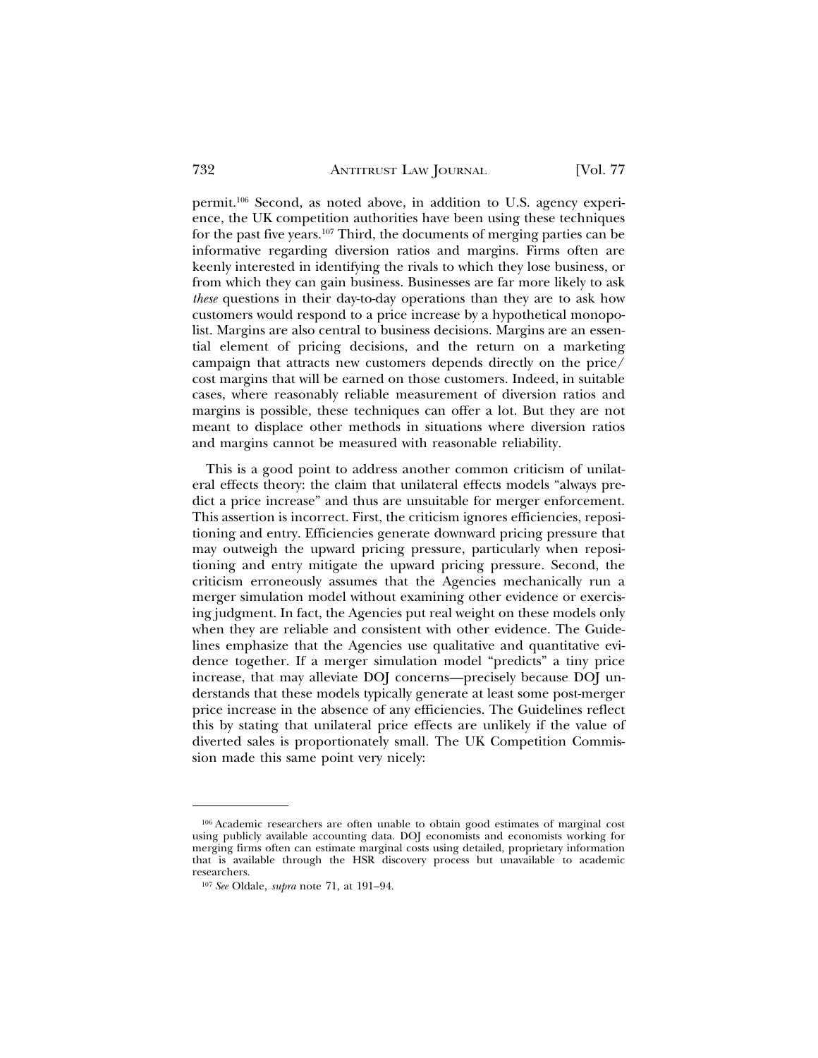permit.[106] Second, as noted above, in addition to U.S. agency experience, the UK competition authorities have been using these techniques for the past five years.[107] Third, the documents of merging parties can be informative regarding diversion ratios and margins. Firms often are keenly interested in identifying the rivals to which they lose business, or from which they can gain business. Businesses are far more likely to ask *these* questions in their day-to-day operations than they are to ask how customers would respond to a price increase by a hypothetical monopolist. Margins are also central to business decisions. Margins are an essential element of pricing decisions, and the return on a marketing campaign that attracts new customers depends directly on the price/cost margins that will be earned on those customers. Indeed, in suitable cases, where reasonably reliable measurement of diversion ratios and margins is possible, these techniques can offer a lot. But they are not meant to displace other methods in situations where diversion ratios and margins cannot be measured with reasonable reliability.

This is a good point to address another common criticism of unilateral effects theory: the claim that unilateral effects models "always predict a price increase" and thus are unsuitable for merger enforcement. This assertion is incorrect. First, the criticism ignores efficiencies, repositioning and entry. Efficiencies generate downward pricing pressure that may outweigh the upward pricing pressure, particularly when repositioning and entry mitigate the upward pricing pressure. Second, the criticism erroneously assumes that the Agencies mechanically run a merger simulation model without examining other evidence or exercising judgment. In fact, the Agencies put real weight on these models only when they are reliable and consistent with other evidence. The Guidelines emphasize that the Agencies use qualitative and quantitative evidence together. If a merger simulation model "predicts" a tiny price increase, that may alleviate DOJ concerns—precisely because DOJ understands that these models typically generate at least some post-merger price increase in the absence of any efficiencies. The Guidelines reflect this by stating that unilateral price effects are unlikely if the value of diverted sales is proportionately small. The UK Competition Commission made this same point very nicely:

---

[106] Academic researchers are often unable to obtain good estimates of marginal cost using publicly available accounting data. DOJ economists and economists working for merging firms often can estimate marginal costs using detailed, proprietary information that is available through the HSR discovery process but unavailable to academic researchers.

[107] *See* Oldale, *supra* note 71, at 191–94.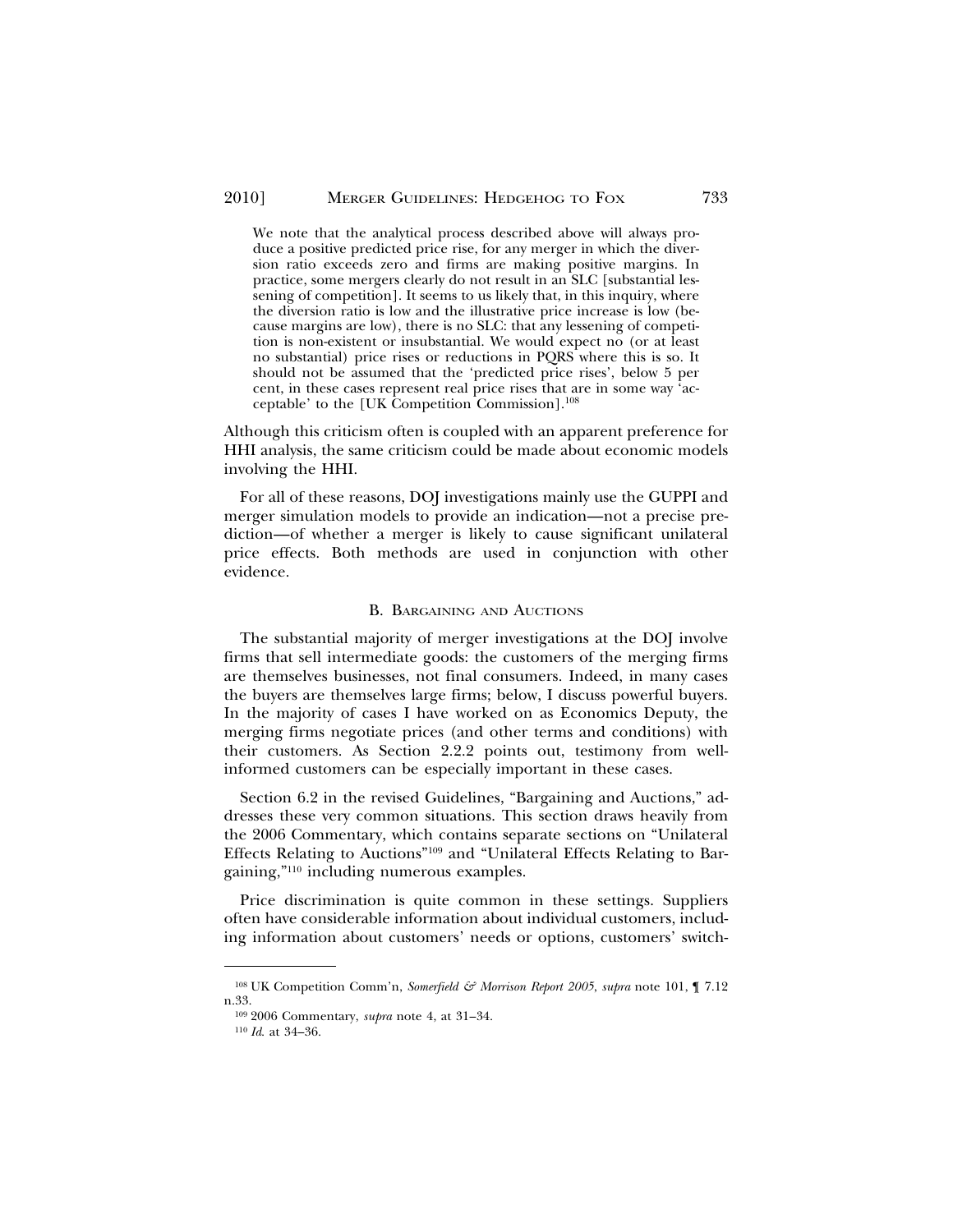> We note that the analytical process described above will always produce a positive predicted price rise, for any merger in which the diversion ratio exceeds zero and firms are making positive margins. In practice, some mergers clearly do not result in an SLC [substantial lessening of competition]. It seems to us likely that, in this inquiry, where the diversion ratio is low and the illustrative price increase is low (because margins are low), there is no SLC: that any lessening of competition is non-existent or insubstantial. We would expect no (or at least no substantial) price rises or reductions in PQRS where this is so. It should not be assumed that the 'predicted price rises', below 5 per cent, in these cases represent real price rises that are in some way 'acceptable' to the [UK Competition Commission].[108]

Although this criticism often is coupled with an apparent preference for HHI analysis, the same criticism could be made about economic models involving the HHI.

For all of these reasons, DOJ investigations mainly use the GUPPI and merger simulation models to provide an indication—not a precise prediction—of whether a merger is likely to cause significant unilateral price effects. Both methods are used in conjunction with other evidence.

### B. Bargaining and Auctions

The substantial majority of merger investigations at the DOJ involve firms that sell intermediate goods: the customers of the merging firms are themselves businesses, not final consumers. Indeed, in many cases the buyers are themselves large firms; below, I discuss powerful buyers. In the majority of cases I have worked on as Economics Deputy, the merging firms negotiate prices (and other terms and conditions) with their customers. As Section 2.2.2 points out, testimony from well-informed customers can be especially important in these cases.

Section 6.2 in the revised Guidelines, "Bargaining and Auctions," addresses these very common situations. This section draws heavily from the 2006 Commentary, which contains separate sections on "Unilateral Effects Relating to Auctions"[109] and "Unilateral Effects Relating to Bargaining,"[110] including numerous examples.

Price discrimination is quite common in these settings. Suppliers often have considerable information about individual customers, including information about customers' needs or options, customers' switch-

[108] UK Competition Comm'n, *Somerfield & Morrison Report 2005*, *supra* note 101, ¶ 7.12 n.33.

[109] 2006 Commentary, *supra* note 4, at 31–34.

[110] *Id.* at 34–36.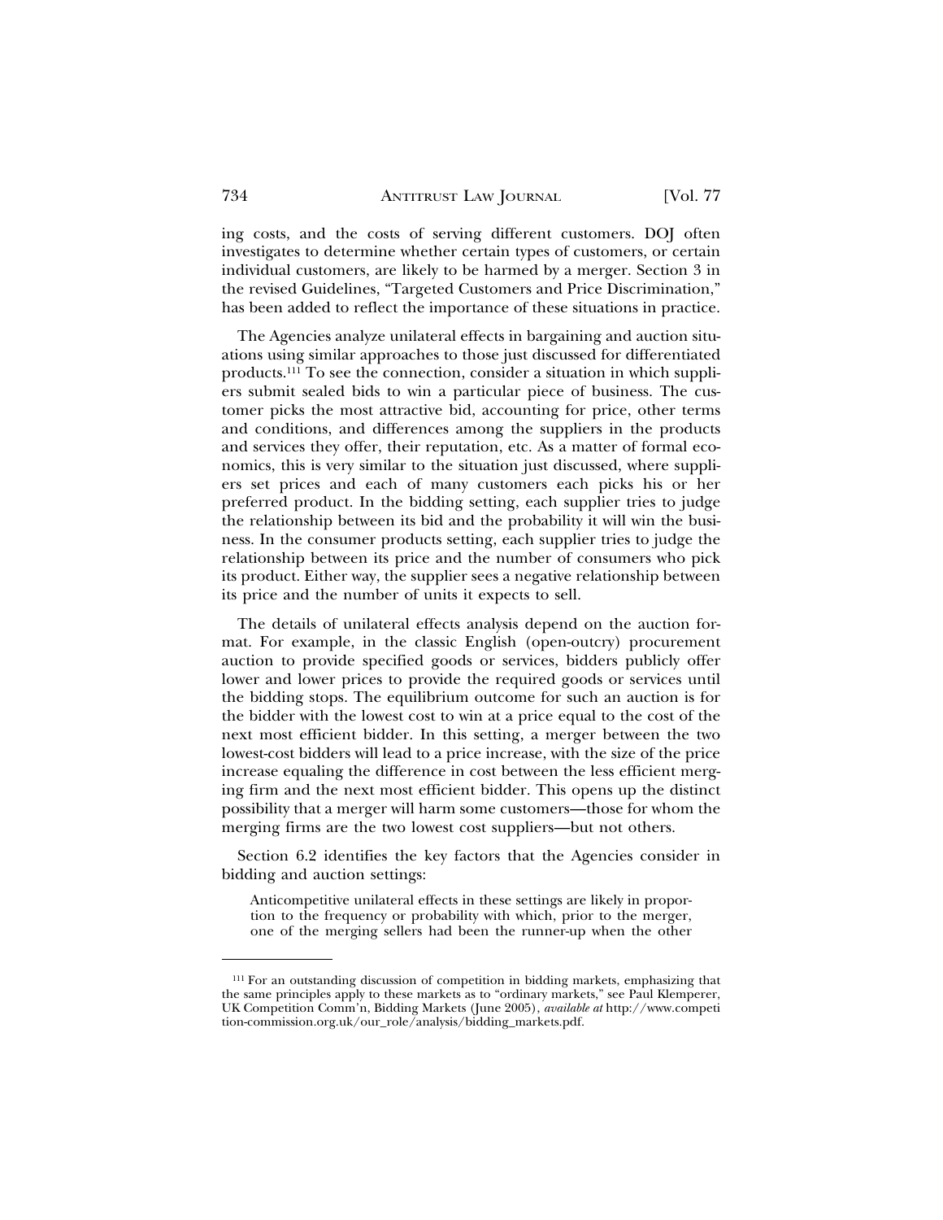ing costs, and the costs of serving different customers. DOJ often investigates to determine whether certain types of customers, or certain individual customers, are likely to be harmed by a merger. Section 3 in the revised Guidelines, "Targeted Customers and Price Discrimination," has been added to reflect the importance of these situations in practice.

The Agencies analyze unilateral effects in bargaining and auction situations using similar approaches to those just discussed for differentiated products.[111] To see the connection, consider a situation in which suppliers submit sealed bids to win a particular piece of business. The customer picks the most attractive bid, accounting for price, other terms and conditions, and differences among the suppliers in the products and services they offer, their reputation, etc. As a matter of formal economics, this is very similar to the situation just discussed, where suppliers set prices and each of many customers each picks his or her preferred product. In the bidding setting, each supplier tries to judge the relationship between its bid and the probability it will win the business. In the consumer products setting, each supplier tries to judge the relationship between its price and the number of consumers who pick its product. Either way, the supplier sees a negative relationship between its price and the number of units it expects to sell.

The details of unilateral effects analysis depend on the auction format. For example, in the classic English (open-outcry) procurement auction to provide specified goods or services, bidders publicly offer lower and lower prices to provide the required goods or services until the bidding stops. The equilibrium outcome for such an auction is for the bidder with the lowest cost to win at a price equal to the cost of the next most efficient bidder. In this setting, a merger between the two lowest-cost bidders will lead to a price increase, with the size of the price increase equaling the difference in cost between the less efficient merging firm and the next most efficient bidder. This opens up the distinct possibility that a merger will harm some customers—those for whom the merging firms are the two lowest cost suppliers—but not others.

Section 6.2 identifies the key factors that the Agencies consider in bidding and auction settings:

> Anticompetitive unilateral effects in these settings are likely in proportion to the frequency or probability with which, prior to the merger, one of the merging sellers had been the runner-up when the other

[111] For an outstanding discussion of competition in bidding markets, emphasizing that the same principles apply to these markets as to "ordinary markets," see Paul Klemperer, UK Competition Comm'n, Bidding Markets (June 2005), *available at* http://www.competition-commission.org.uk/our_role/analysis/bidding_markets.pdf.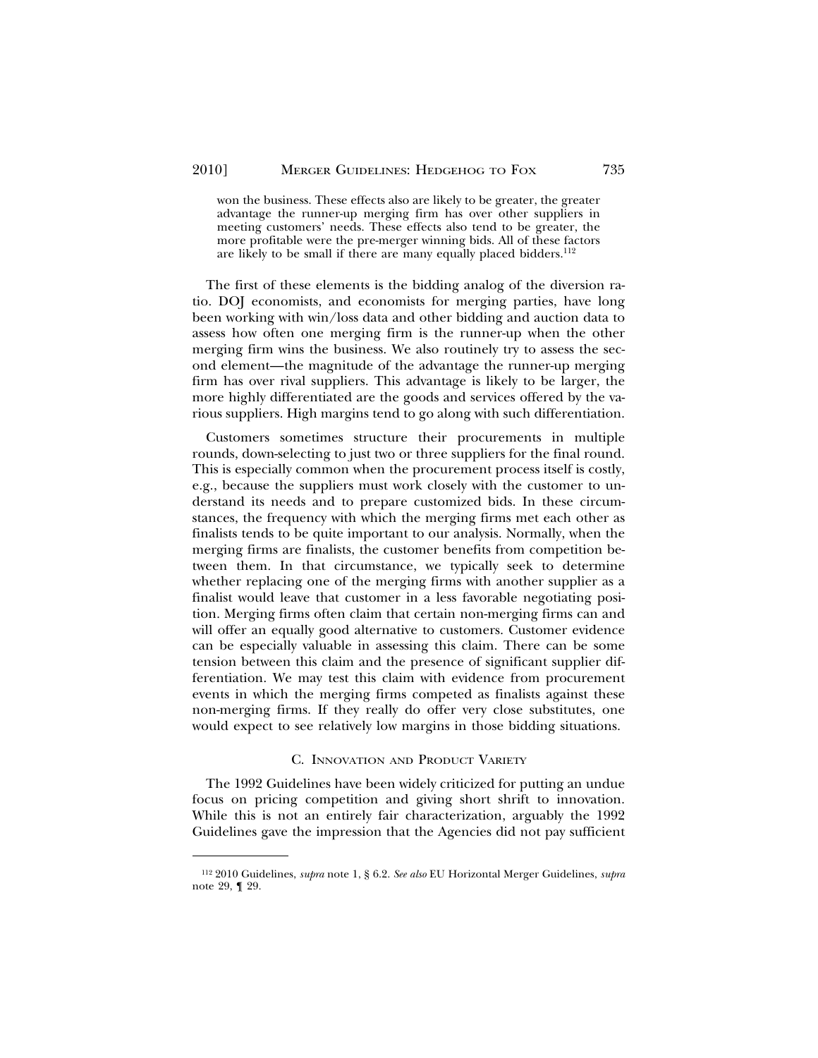> won the business. These effects also are likely to be greater, the greater advantage the runner-up merging firm has over other suppliers in meeting customers' needs. These effects also tend to be greater, the more profitable were the pre-merger winning bids. All of these factors are likely to be small if there are many equally placed bidders.[112]

The first of these elements is the bidding analog of the diversion ratio. DOJ economists, and economists for merging parties, have long been working with win/loss data and other bidding and auction data to assess how often one merging firm is the runner-up when the other merging firm wins the business. We also routinely try to assess the second element—the magnitude of the advantage the runner-up merging firm has over rival suppliers. This advantage is likely to be larger, the more highly differentiated are the goods and services offered by the various suppliers. High margins tend to go along with such differentiation.

Customers sometimes structure their procurements in multiple rounds, down-selecting to just two or three suppliers for the final round. This is especially common when the procurement process itself is costly, e.g., because the suppliers must work closely with the customer to understand its needs and to prepare customized bids. In these circumstances, the frequency with which the merging firms met each other as finalists tends to be quite important to our analysis. Normally, when the merging firms are finalists, the customer benefits from competition between them. In that circumstance, we typically seek to determine whether replacing one of the merging firms with another supplier as a finalist would leave that customer in a less favorable negotiating position. Merging firms often claim that certain non-merging firms can and will offer an equally good alternative to customers. Customer evidence can be especially valuable in assessing this claim. There can be some tension between this claim and the presence of significant supplier differentiation. We may test this claim with evidence from procurement events in which the merging firms competed as finalists against these non-merging firms. If they really do offer very close substitutes, one would expect to see relatively low margins in those bidding situations.

### C. Innovation and Product Variety

The 1992 Guidelines have been widely criticized for putting an undue focus on pricing competition and giving short shrift to innovation. While this is not an entirely fair characterization, arguably the 1992 Guidelines gave the impression that the Agencies did not pay sufficient

---

[112] 2010 Guidelines, *supra* note 1, § 6.2. *See also* EU Horizontal Merger Guidelines, *supra* note 29, ¶ 29.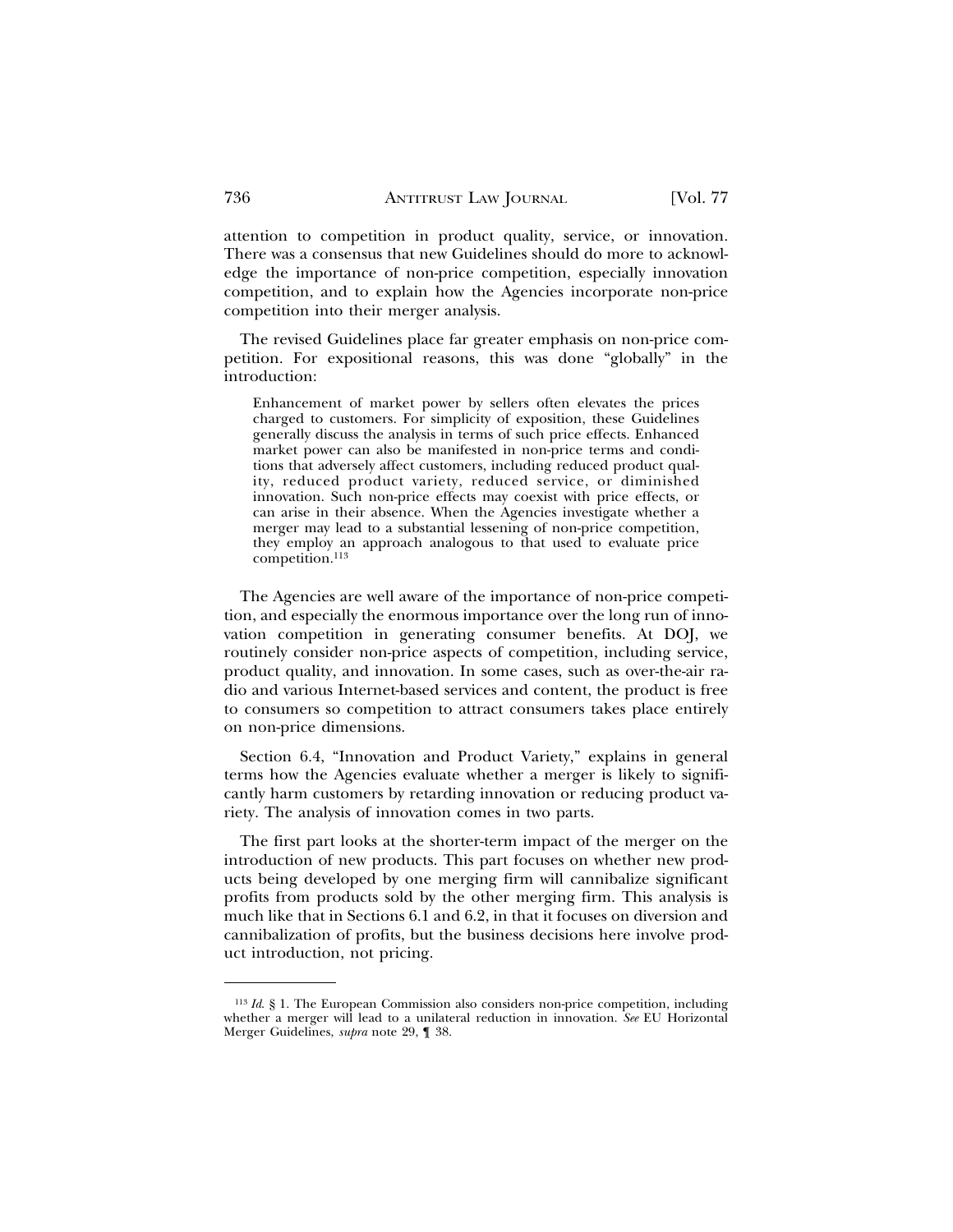attention to competition in product quality, service, or innovation. There was a consensus that new Guidelines should do more to acknowledge the importance of non-price competition, especially innovation competition, and to explain how the Agencies incorporate non-price competition into their merger analysis.

The revised Guidelines place far greater emphasis on non-price competition. For expositional reasons, this was done "globally" in the introduction:

> Enhancement of market power by sellers often elevates the prices charged to customers. For simplicity of exposition, these Guidelines generally discuss the analysis in terms of such price effects. Enhanced market power can also be manifested in non-price terms and conditions that adversely affect customers, including reduced product quality, reduced product variety, reduced service, or diminished innovation. Such non-price effects may coexist with price effects, or can arise in their absence. When the Agencies investigate whether a merger may lead to a substantial lessening of non-price competition, they employ an approach analogous to that used to evaluate price competition.[113]

The Agencies are well aware of the importance of non-price competition, and especially the enormous importance over the long run of innovation competition in generating consumer benefits. At DOJ, we routinely consider non-price aspects of competition, including service, product quality, and innovation. In some cases, such as over-the-air radio and various Internet-based services and content, the product is free to consumers so competition to attract consumers takes place entirely on non-price dimensions.

Section 6.4, "Innovation and Product Variety," explains in general terms how the Agencies evaluate whether a merger is likely to significantly harm customers by retarding innovation or reducing product variety. The analysis of innovation comes in two parts.

The first part looks at the shorter-term impact of the merger on the introduction of new products. This part focuses on whether new products being developed by one merging firm will cannibalize significant profits from products sold by the other merging firm. This analysis is much like that in Sections 6.1 and 6.2, in that it focuses on diversion and cannibalization of profits, but the business decisions here involve product introduction, not pricing.

---

[113] *Id.* § 1. The European Commission also considers non-price competition, including whether a merger will lead to a unilateral reduction in innovation. *See* EU Horizontal Merger Guidelines, *supra* note 29, ¶ 38.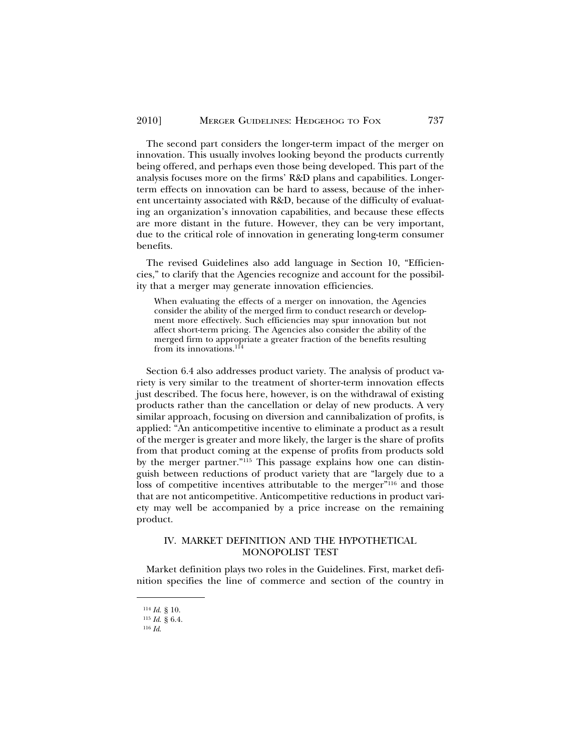The second part considers the longer-term impact of the merger on innovation. This usually involves looking beyond the products currently being offered, and perhaps even those being developed. This part of the analysis focuses more on the firms' R&D plans and capabilities. Longer-term effects on innovation can be hard to assess, because of the inherent uncertainty associated with R&D, because of the difficulty of evaluating an organization's innovation capabilities, and because these effects are more distant in the future. However, they can be very important, due to the critical role of innovation in generating long-term consumer benefits.

The revised Guidelines also add language in Section 10, "Efficiencies," to clarify that the Agencies recognize and account for the possibility that a merger may generate innovation efficiencies.

> When evaluating the effects of a merger on innovation, the Agencies consider the ability of the merged firm to conduct research or development more effectively. Such efficiencies may spur innovation but not affect short-term pricing. The Agencies also consider the ability of the merged firm to appropriate a greater fraction of the benefits resulting from its innovations.[114]

Section 6.4 also addresses product variety. The analysis of product variety is very similar to the treatment of shorter-term innovation effects just described. The focus here, however, is on the withdrawal of existing products rather than the cancellation or delay of new products. A very similar approach, focusing on diversion and cannibalization of profits, is applied: "An anticompetitive incentive to eliminate a product as a result of the merger is greater and more likely, the larger is the share of profits from that product coming at the expense of profits from products sold by the merger partner."[115] This passage explains how one can distinguish between reductions of product variety that are "largely due to a loss of competitive incentives attributable to the merger"[116] and those that are not anticompetitive. Anticompetitive reductions in product variety may well be accompanied by a price increase on the remaining product.

## IV. MARKET DEFINITION AND THE HYPOTHETICAL MONOPOLIST TEST

Market definition plays two roles in the Guidelines. First, market definition specifies the line of commerce and section of the country in

---

[114] *Id.* § 10.

[115] *Id.* § 6.4.

[116] *Id.*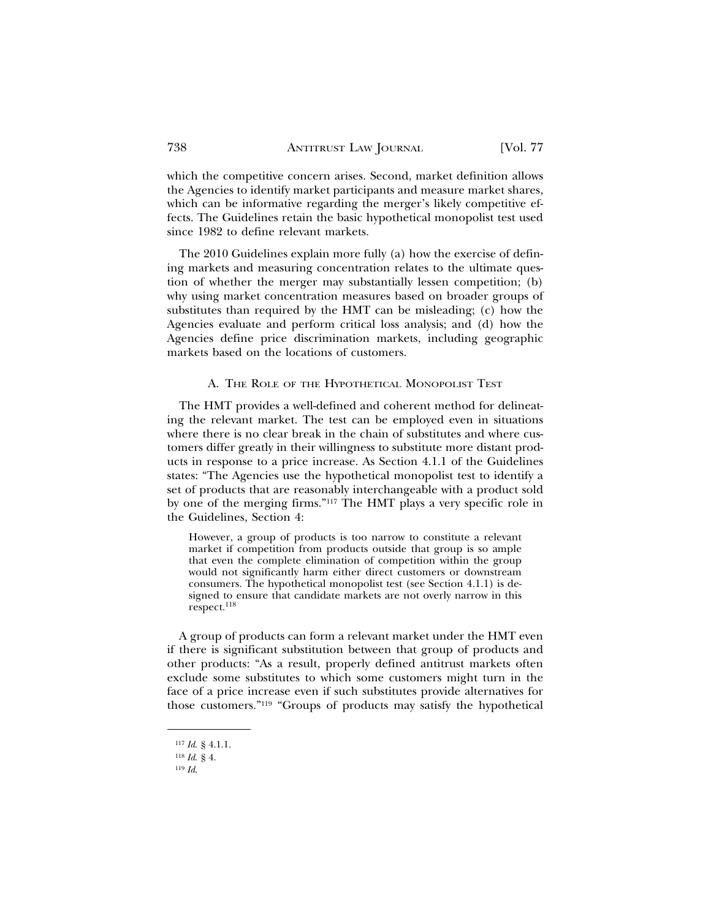which the competitive concern arises. Second, market definition allows the Agencies to identify market participants and measure market shares, which can be informative regarding the merger's likely competitive effects. The Guidelines retain the basic hypothetical monopolist test used since 1982 to define relevant markets.

The 2010 Guidelines explain more fully (a) how the exercise of defining markets and measuring concentration relates to the ultimate question of whether the merger may substantially lessen competition; (b) why using market concentration measures based on broader groups of substitutes than required by the HMT can be misleading; (c) how the Agencies evaluate and perform critical loss analysis; and (d) how the Agencies define price discrimination markets, including geographic markets based on the locations of customers.

### A. The Role of the Hypothetical Monopolist Test

The HMT provides a well-defined and coherent method for delineating the relevant market. The test can be employed even in situations where there is no clear break in the chain of substitutes and where customers differ greatly in their willingness to substitute more distant products in response to a price increase. As Section 4.1.1 of the Guidelines states: "The Agencies use the hypothetical monopolist test to identify a set of products that are reasonably interchangeable with a product sold by one of the merging firms."[117] The HMT plays a very specific role in the Guidelines, Section 4:

> However, a group of products is too narrow to constitute a relevant market if competition from products outside that group is so ample that even the complete elimination of competition within the group would not significantly harm either direct customers or downstream consumers. The hypothetical monopolist test (see Section 4.1.1) is designed to ensure that candidate markets are not overly narrow in this respect.[118]

A group of products can form a relevant market under the HMT even if there is significant substitution between that group of products and other products: "As a result, properly defined antitrust markets often exclude some substitutes to which some customers might turn in the face of a price increase even if such substitutes provide alternatives for those customers."[119] "Groups of products may satisfy the hypothetical

---

[117] *Id.* § 4.1.1.

[118] *Id.* § 4.

[119] *Id.*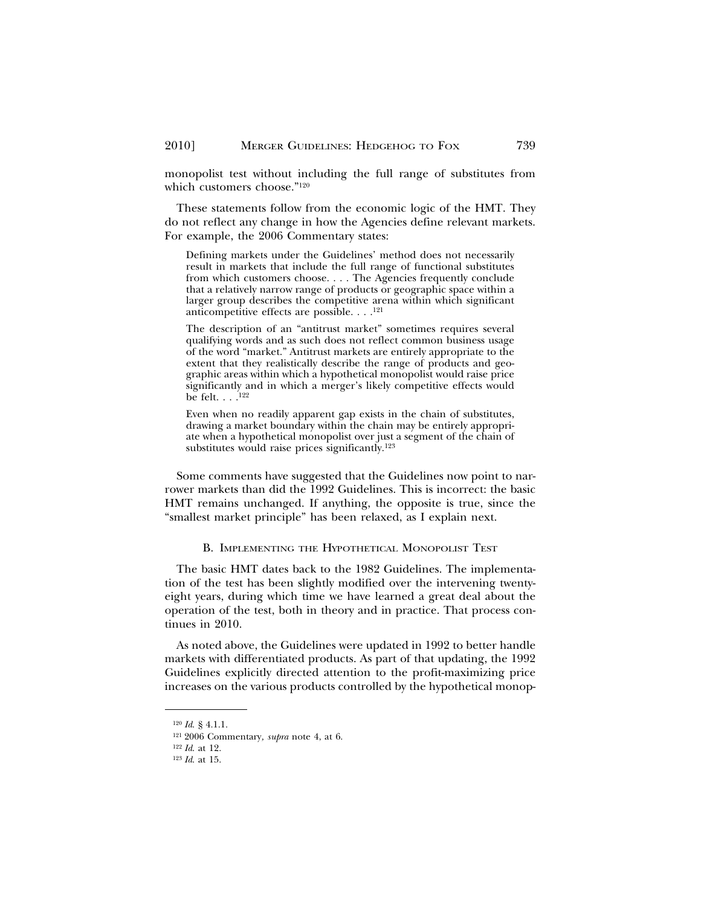monopolist test without including the full range of substitutes from which customers choose."[120]

These statements follow from the economic logic of the HMT. They do not reflect any change in how the Agencies define relevant markets. For example, the 2006 Commentary states:

> Defining markets under the Guidelines' method does not necessarily result in markets that include the full range of functional substitutes from which customers choose. . . . The Agencies frequently conclude that a relatively narrow range of products or geographic space within a larger group describes the competitive arena within which significant anticompetitive effects are possible. . . .[121]
>
> The description of an "antitrust market" sometimes requires several qualifying words and as such does not reflect common business usage of the word "market." Antitrust markets are entirely appropriate to the extent that they realistically describe the range of products and geographic areas within which a hypothetical monopolist would raise price significantly and in which a merger's likely competitive effects would be felt. . . .[122]
>
> Even when no readily apparent gap exists in the chain of substitutes, drawing a market boundary within the chain may be entirely appropriate when a hypothetical monopolist over just a segment of the chain of substitutes would raise prices significantly.[123]

Some comments have suggested that the Guidelines now point to narrower markets than did the 1992 Guidelines. This is incorrect: the basic HMT remains unchanged. If anything, the opposite is true, since the "smallest market principle" has been relaxed, as I explain next.

### B. Implementing the Hypothetical Monopolist Test

The basic HMT dates back to the 1982 Guidelines. The implementation of the test has been slightly modified over the intervening twenty-eight years, during which time we have learned a great deal about the operation of the test, both in theory and in practice. That process continues in 2010.

As noted above, the Guidelines were updated in 1992 to better handle markets with differentiated products. As part of that updating, the 1992 Guidelines explicitly directed attention to the profit-maximizing price increases on the various products controlled by the hypothetical monop-

---

[120] *Id.* § 4.1.1.

[121] 2006 Commentary, *supra* note 4, at 6.

[122] *Id.* at 12.

[123] *Id.* at 15.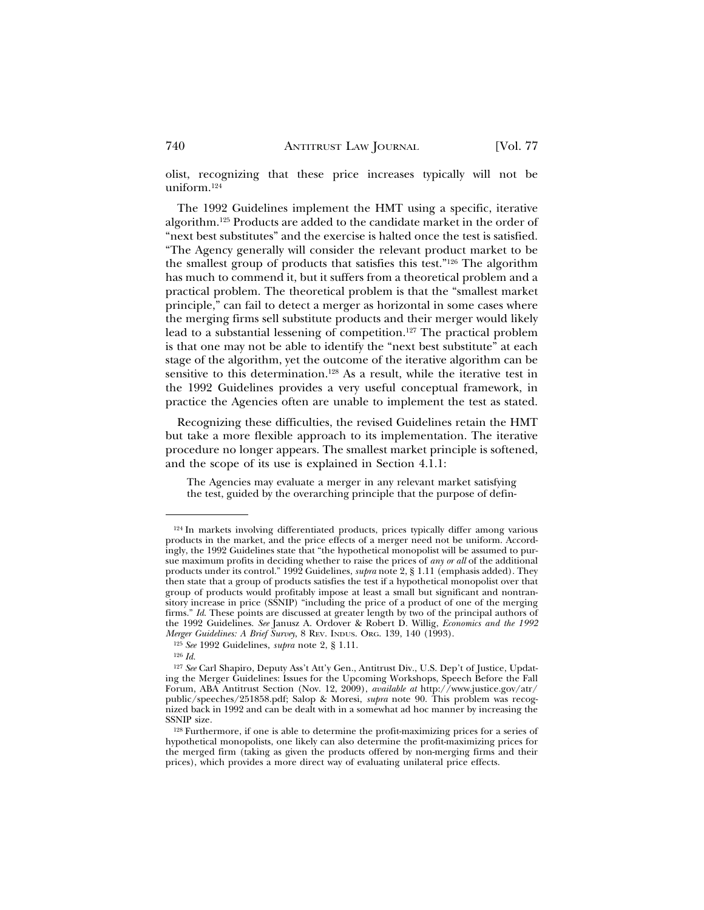olist, recognizing that these price increases typically will not be uniform.[124]

The 1992 Guidelines implement the HMT using a specific, iterative algorithm.[125] Products are added to the candidate market in the order of "next best substitutes" and the exercise is halted once the test is satisfied. "The Agency generally will consider the relevant product market to be the smallest group of products that satisfies this test."[126] The algorithm has much to commend it, but it suffers from a theoretical problem and a practical problem. The theoretical problem is that the "smallest market principle," can fail to detect a merger as horizontal in some cases where the merging firms sell substitute products and their merger would likely lead to a substantial lessening of competition.[127] The practical problem is that one may not be able to identify the "next best substitute" at each stage of the algorithm, yet the outcome of the iterative algorithm can be sensitive to this determination.[128] As a result, while the iterative test in the 1992 Guidelines provides a very useful conceptual framework, in practice the Agencies often are unable to implement the test as stated.

Recognizing these difficulties, the revised Guidelines retain the HMT but take a more flexible approach to its implementation. The iterative procedure no longer appears. The smallest market principle is softened, and the scope of its use is explained in Section 4.1.1:

> The Agencies may evaluate a merger in any relevant market satisfying the test, guided by the overarching principle that the purpose of defin-

---

[124] In markets involving differentiated products, prices typically differ among various products in the market, and the price effects of a merger need not be uniform. Accordingly, the 1992 Guidelines state that "the hypothetical monopolist will be assumed to pursue maximum profits in deciding whether to raise the prices of *any or all* of the additional products under its control." 1992 Guidelines, *supra* note 2, § 1.11 (emphasis added). They then state that a group of products satisfies the test if a hypothetical monopolist over that group of products would profitably impose at least a small but significant and nontransitory increase in price (SSNIP) "including the price of a product of one of the merging firms." *Id.* These points are discussed at greater length by two of the principal authors of the 1992 Guidelines. *See* Janusz A. Ordover & Robert D. Willig, *Economics and the 1992 Merger Guidelines: A Brief Survey*, 8 REV. INDUS. ORG. 139, 140 (1993).

[125] *See* 1992 Guidelines, *supra* note 2, § 1.11.

[126] *Id.*

[127] *See* Carl Shapiro, Deputy Ass't Att'y Gen., Antitrust Div., U.S. Dep't of Justice, Updating the Merger Guidelines: Issues for the Upcoming Workshops, Speech Before the Fall Forum, ABA Antitrust Section (Nov. 12, 2009), *available at* http://www.justice.gov/atr/public/speeches/251858.pdf; Salop & Moresi, *supra* note 90. This problem was recognized back in 1992 and can be dealt with in a somewhat ad hoc manner by increasing the SSNIP size.

[128] Furthermore, if one is able to determine the profit-maximizing prices for a series of hypothetical monopolists, one likely can also determine the profit-maximizing prices for the merged firm (taking as given the products offered by non-merging firms and their prices), which provides a more direct way of evaluating unilateral price effects.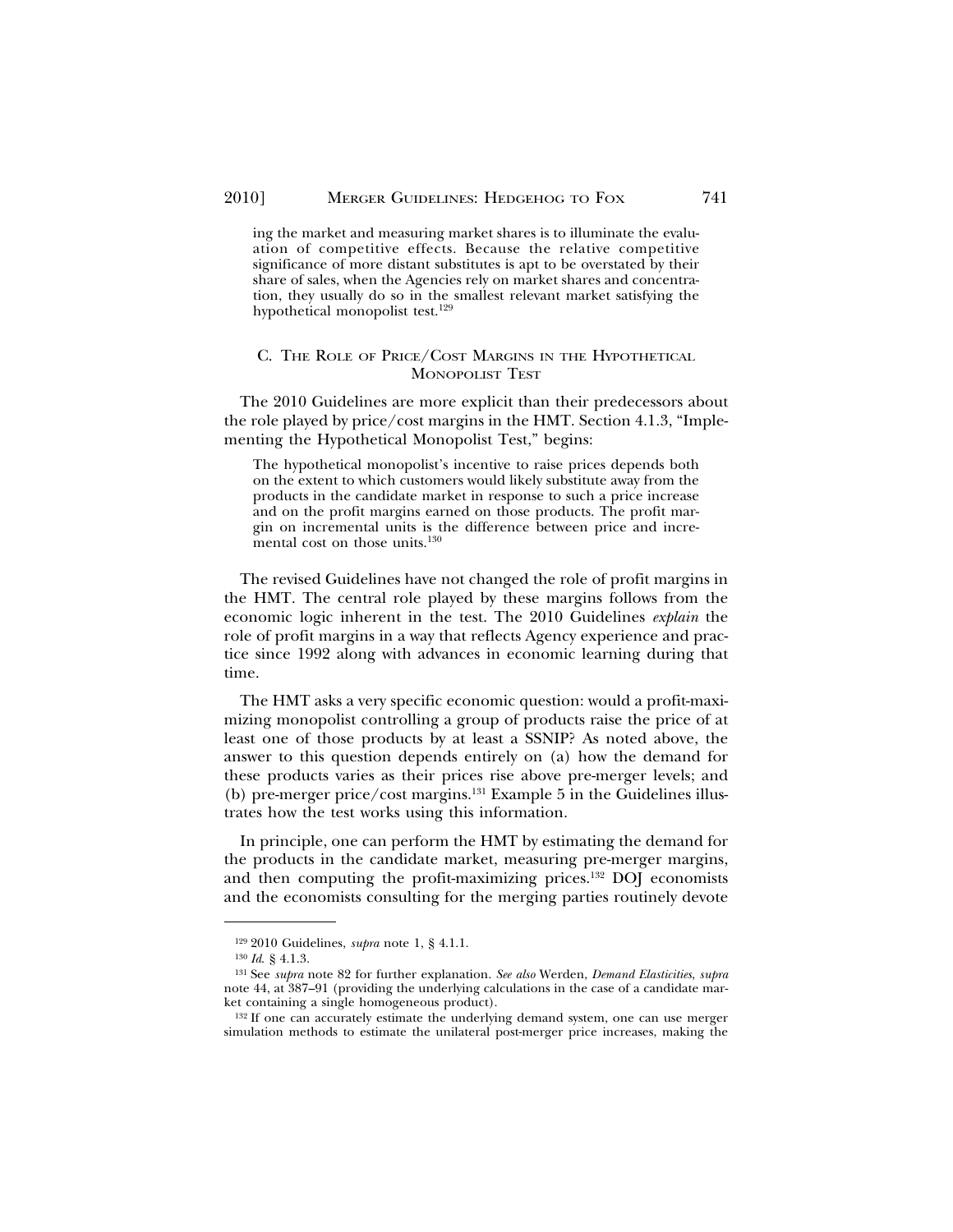ing the market and measuring market shares is to illuminate the evaluation of competitive effects. Because the relative competitive significance of more distant substitutes is apt to be overstated by their share of sales, when the Agencies rely on market shares and concentration, they usually do so in the smallest relevant market satisfying the hypothetical monopolist test.[129]

### C. The Role of Price/Cost Margins in the Hypothetical Monopolist Test

The 2010 Guidelines are more explicit than their predecessors about the role played by price/cost margins in the HMT. Section 4.1.3, "Implementing the Hypothetical Monopolist Test," begins:

> The hypothetical monopolist's incentive to raise prices depends both on the extent to which customers would likely substitute away from the products in the candidate market in response to such a price increase and on the profit margins earned on those products. The profit margin on incremental units is the difference between price and incremental cost on those units.[130]

The revised Guidelines have not changed the role of profit margins in the HMT. The central role played by these margins follows from the economic logic inherent in the test. The 2010 Guidelines *explain* the role of profit margins in a way that reflects Agency experience and practice since 1992 along with advances in economic learning during that time.

The HMT asks a very specific economic question: would a profit-maximizing monopolist controlling a group of products raise the price of at least one of those products by at least a SSNIP? As noted above, the answer to this question depends entirely on (a) how the demand for these products varies as their prices rise above pre-merger levels; and (b) pre-merger price/cost margins.[131] Example 5 in the Guidelines illustrates how the test works using this information.

In principle, one can perform the HMT by estimating the demand for the products in the candidate market, measuring pre-merger margins, and then computing the profit-maximizing prices.[132] DOJ economists and the economists consulting for the merging parties routinely devote

---

[129] 2010 Guidelines, *supra* note 1, § 4.1.1.

[130] *Id.* § 4.1.3.

[131] See *supra* note 82 for further explanation. *See also* Werden, *Demand Elasticities*, *supra* note 44, at 387–91 (providing the underlying calculations in the case of a candidate market containing a single homogeneous product).

[132] If one can accurately estimate the underlying demand system, one can use merger simulation methods to estimate the unilateral post-merger price increases, making the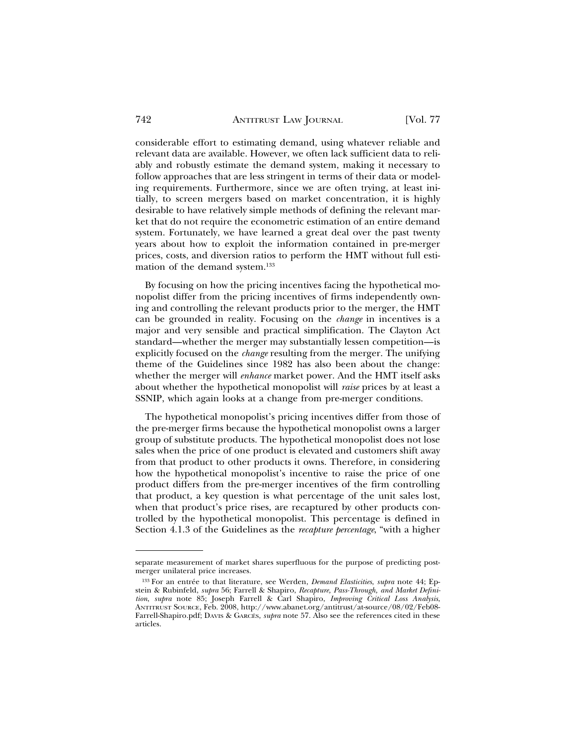considerable effort to estimating demand, using whatever reliable and relevant data are available. However, we often lack sufficient data to reliably and robustly estimate the demand system, making it necessary to follow approaches that are less stringent in terms of their data or modeling requirements. Furthermore, since we are often trying, at least initially, to screen mergers based on market concentration, it is highly desirable to have relatively simple methods of defining the relevant market that do not require the econometric estimation of an entire demand system. Fortunately, we have learned a great deal over the past twenty years about how to exploit the information contained in pre-merger prices, costs, and diversion ratios to perform the HMT without full estimation of the demand system.[133]

By focusing on how the pricing incentives facing the hypothetical monopolist differ from the pricing incentives of firms independently owning and controlling the relevant products prior to the merger, the HMT can be grounded in reality. Focusing on the *change* in incentives is a major and very sensible and practical simplification. The Clayton Act standard—whether the merger may substantially lessen competition—is explicitly focused on the *change* resulting from the merger. The unifying theme of the Guidelines since 1982 has also been about the change: whether the merger will *enhance* market power. And the HMT itself asks about whether the hypothetical monopolist will *raise* prices by at least a SSNIP, which again looks at a change from pre-merger conditions.

The hypothetical monopolist's pricing incentives differ from those of the pre-merger firms because the hypothetical monopolist owns a larger group of substitute products. The hypothetical monopolist does not lose sales when the price of one product is elevated and customers shift away from that product to other products it owns. Therefore, in considering how the hypothetical monopolist's incentive to raise the price of one product differs from the pre-merger incentives of the firm controlling that product, a key question is what percentage of the unit sales lost, when that product's price rises, are recaptured by other products controlled by the hypothetical monopolist. This percentage is defined in Section 4.1.3 of the Guidelines as the *recapture percentage*, "with a higher

---

separate measurement of market shares superfluous for the purpose of predicting post-merger unilateral price increases.

[133] For an entrée to that literature, see Werden, *Demand Elasticities*, *supra* note 44; Epstein & Rubinfeld, *supra* 56; Farrell & Shapiro, *Recapture, Pass-Through, and Market Definition*, *supra* note 85; Joseph Farrell & Carl Shapiro, *Improving Critical Loss Analysis*, ANTITRUST SOURCE, Feb. 2008, http://www.abanet.org/antitrust/at-source/08/02/Feb08-Farrell-Shapiro.pdf; DAVIS & GARCÉS, *supra* note 57. Also see the references cited in these articles.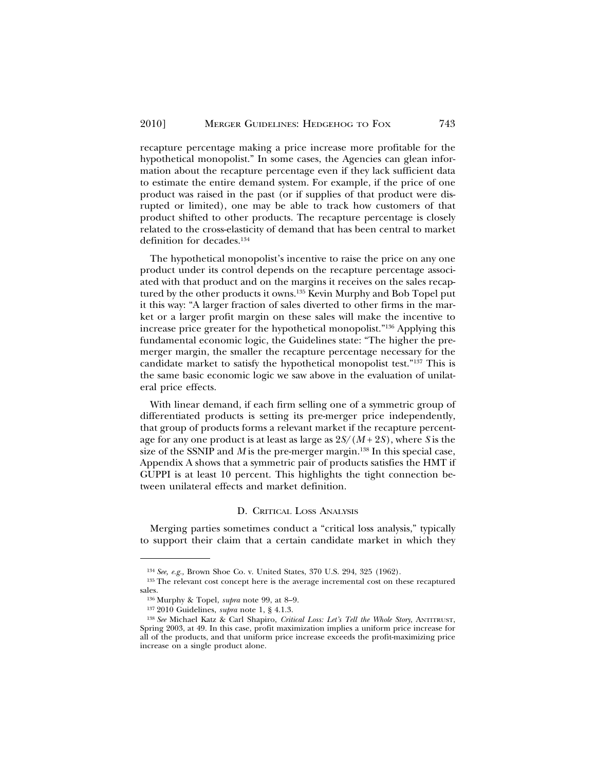recapture percentage making a price increase more profitable for the hypothetical monopolist." In some cases, the Agencies can glean information about the recapture percentage even if they lack sufficient data to estimate the entire demand system. For example, if the price of one product was raised in the past (or if supplies of that product were disrupted or limited), one may be able to track how customers of that product shifted to other products. The recapture percentage is closely related to the cross-elasticity of demand that has been central to market definition for decades.[134]

The hypothetical monopolist's incentive to raise the price on any one product under its control depends on the recapture percentage associated with that product and on the margins it receives on the sales recaptured by the other products it owns.[135] Kevin Murphy and Bob Topel put it this way: "A larger fraction of sales diverted to other firms in the market or a larger profit margin on these sales will make the incentive to increase price greater for the hypothetical monopolist."[136] Applying this fundamental economic logic, the Guidelines state: "The higher the pre-merger margin, the smaller the recapture percentage necessary for the candidate market to satisfy the hypothetical monopolist test."[137] This is the same basic economic logic we saw above in the evaluation of unilateral price effects.

With linear demand, if each firm selling one of a symmetric group of differentiated products is setting its pre-merger price independently, that group of products forms a relevant market if the recapture percentage for any one product is at least as large as $2S/(M + 2S)$, where $S$ is the size of the SSNIP and $M$ is the pre-merger margin.[138] In this special case, Appendix A shows that a symmetric pair of products satisfies the HMT if GUPPI is at least 10 percent. This highlights the tight connection between unilateral effects and market definition.

### D. Critical Loss Analysis

Merging parties sometimes conduct a "critical loss analysis," typically to support their claim that a certain candidate market in which they

---

[134] *See, e.g.*, Brown Shoe Co. v. United States, 370 U.S. 294, 325 (1962).

[135] The relevant cost concept here is the average incremental cost on these recaptured sales.

[136] Murphy & Topel, *supra* note 99, at 8–9.

[137] 2010 Guidelines, *supra* note 1, § 4.1.3.

[138] *See* Michael Katz & Carl Shapiro, *Critical Loss: Let's Tell the Whole Story*, ANTITRUST, Spring 2003, at 49. In this case, profit maximization implies a uniform price increase for all of the products, and that uniform price increase exceeds the profit-maximizing price increase on a single product alone.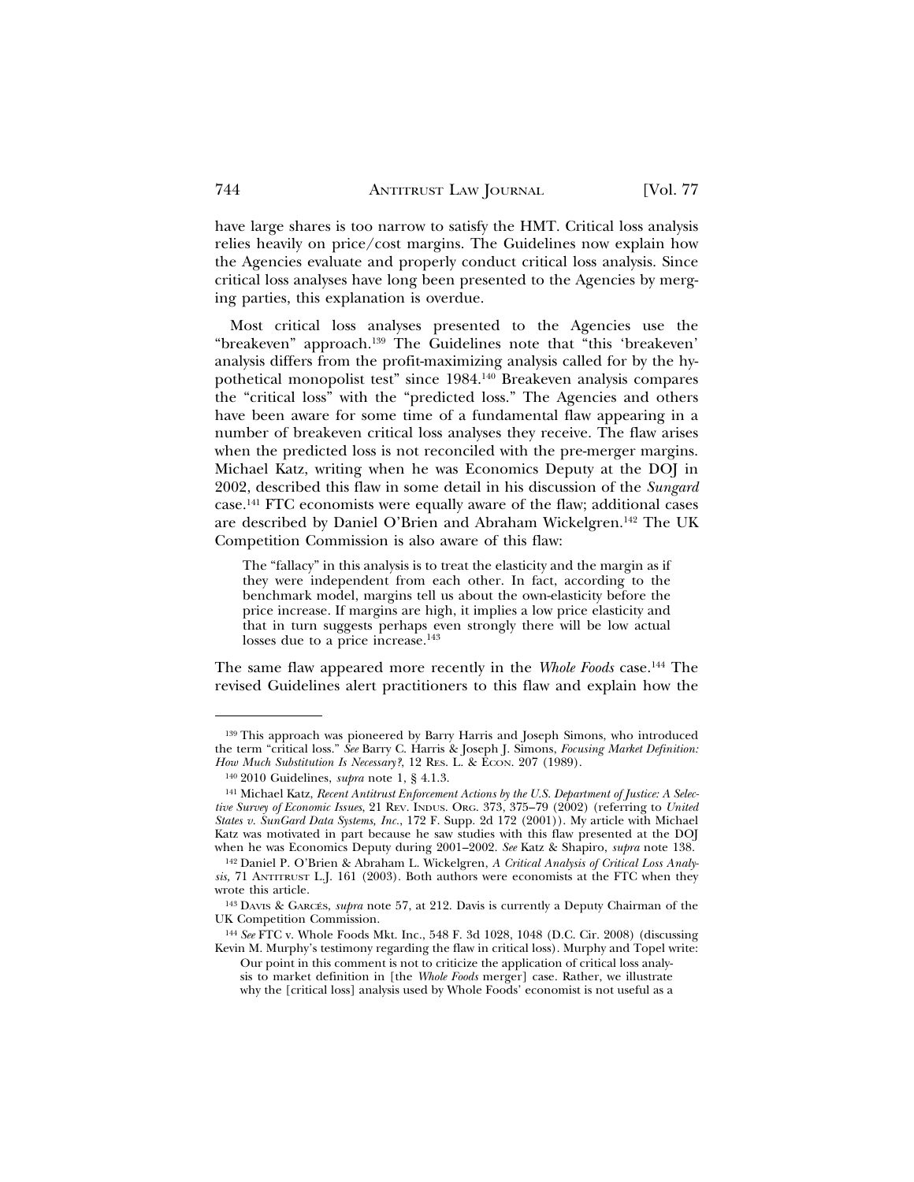have large shares is too narrow to satisfy the HMT. Critical loss analysis relies heavily on price/cost margins. The Guidelines now explain how the Agencies evaluate and properly conduct critical loss analysis. Since critical loss analyses have long been presented to the Agencies by merging parties, this explanation is overdue.

Most critical loss analyses presented to the Agencies use the "breakeven" approach.[139] The Guidelines note that "this 'breakeven' analysis differs from the profit-maximizing analysis called for by the hypothetical monopolist test" since 1984.[140] Breakeven analysis compares the "critical loss" with the "predicted loss." The Agencies and others have been aware for some time of a fundamental flaw appearing in a number of breakeven critical loss analyses they receive. The flaw arises when the predicted loss is not reconciled with the pre-merger margins. Michael Katz, writing when he was Economics Deputy at the DOJ in 2002, described this flaw in some detail in his discussion of the *Sungard* case.[141] FTC economists were equally aware of the flaw; additional cases are described by Daniel O'Brien and Abraham Wickelgren.[142] The UK Competition Commission is also aware of this flaw:

> The "fallacy" in this analysis is to treat the elasticity and the margin as if they were independent from each other. In fact, according to the benchmark model, margins tell us about the own-elasticity before the price increase. If margins are high, it implies a low price elasticity and that in turn suggests perhaps even strongly there will be low actual losses due to a price increase.[143]

The same flaw appeared more recently in the *Whole Foods* case.[144] The revised Guidelines alert practitioners to this flaw and explain how the

---

[139] This approach was pioneered by Barry Harris and Joseph Simons, who introduced the term "critical loss." *See* Barry C. Harris & Joseph J. Simons, *Focusing Market Definition: How Much Substitution Is Necessary?*, 12 Res. L. & Econ. 207 (1989).

[140] 2010 Guidelines, *supra* note 1, § 4.1.3.

[141] Michael Katz, *Recent Antitrust Enforcement Actions by the U.S. Department of Justice: A Selective Survey of Economic Issues*, 21 Rev. Indus. Org. 373, 375–79 (2002) (referring to *United States v. SunGard Data Systems, Inc.*, 172 F. Supp. 2d 172 (2001)). My article with Michael Katz was motivated in part because he saw studies with this flaw presented at the DOJ when he was Economics Deputy during 2001–2002. *See* Katz & Shapiro, *supra* note 138.

[142] Daniel P. O'Brien & Abraham L. Wickelgren, *A Critical Analysis of Critical Loss Analysis*, 71 Antitrust L.J. 161 (2003). Both authors were economists at the FTC when they wrote this article.

[143] Davis & Garcés, *supra* note 57, at 212. Davis is currently a Deputy Chairman of the UK Competition Commission.

[144] *See* FTC v. Whole Foods Mkt. Inc., 548 F. 3d 1028, 1048 (D.C. Cir. 2008) (discussing Kevin M. Murphy's testimony regarding the flaw in critical loss). Murphy and Topel write:

> Our point in this comment is not to criticize the application of critical loss analysis to market definition in [the *Whole Foods* merger] case. Rather, we illustrate why the [critical loss] analysis used by Whole Foods' economist is not useful as a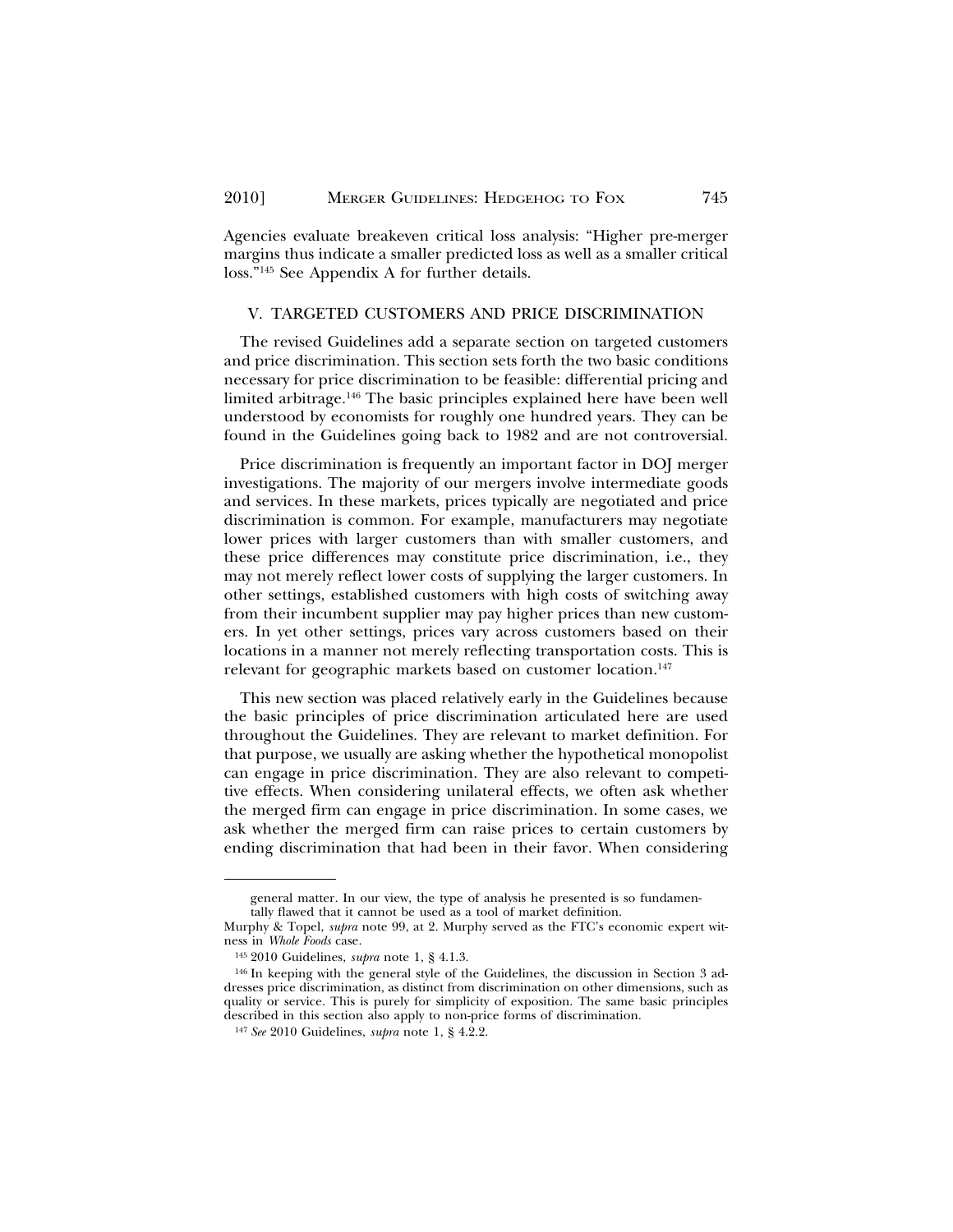Agencies evaluate breakeven critical loss analysis: "Higher pre-merger margins thus indicate a smaller predicted loss as well as a smaller critical loss."[145] See Appendix A for further details.

## V. TARGETED CUSTOMERS AND PRICE DISCRIMINATION

The revised Guidelines add a separate section on targeted customers and price discrimination. This section sets forth the two basic conditions necessary for price discrimination to be feasible: differential pricing and limited arbitrage.[146] The basic principles explained here have been well understood by economists for roughly one hundred years. They can be found in the Guidelines going back to 1982 and are not controversial.

Price discrimination is frequently an important factor in DOJ merger investigations. The majority of our mergers involve intermediate goods and services. In these markets, prices typically are negotiated and price discrimination is common. For example, manufacturers may negotiate lower prices with larger customers than with smaller customers, and these price differences may constitute price discrimination, i.e., they may not merely reflect lower costs of supplying the larger customers. In other settings, established customers with high costs of switching away from their incumbent supplier may pay higher prices than new customers. In yet other settings, prices vary across customers based on their locations in a manner not merely reflecting transportation costs. This is relevant for geographic markets based on customer location.[147]

This new section was placed relatively early in the Guidelines because the basic principles of price discrimination articulated here are used throughout the Guidelines. They are relevant to market definition. For that purpose, we usually are asking whether the hypothetical monopolist can engage in price discrimination. They are also relevant to competitive effects. When considering unilateral effects, we often ask whether the merged firm can engage in price discrimination. In some cases, we ask whether the merged firm can raise prices to certain customers by ending discrimination that had been in their favor. When considering

---

general matter. In our view, the type of analysis he presented is so fundamentally flawed that it cannot be used as a tool of market definition.

Murphy & Topel, *supra* note 99, at 2. Murphy served as the FTC's economic expert witness in *Whole Foods* case.

[145] 2010 Guidelines, *supra* note 1, § 4.1.3.

[146] In keeping with the general style of the Guidelines, the discussion in Section 3 addresses price discrimination, as distinct from discrimination on other dimensions, such as quality or service. This is purely for simplicity of exposition. The same basic principles described in this section also apply to non-price forms of discrimination.

[147] *See* 2010 Guidelines, *supra* note 1, § 4.2.2.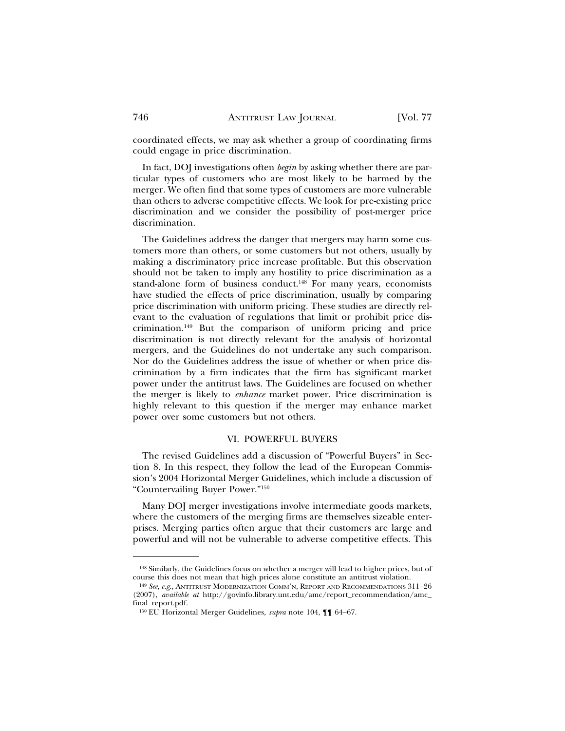coordinated effects, we may ask whether a group of coordinating firms could engage in price discrimination.

In fact, DOJ investigations often *begin* by asking whether there are particular types of customers who are most likely to be harmed by the merger. We often find that some types of customers are more vulnerable than others to adverse competitive effects. We look for pre-existing price discrimination and we consider the possibility of post-merger price discrimination.

The Guidelines address the danger that mergers may harm some customers more than others, or some customers but not others, usually by making a discriminatory price increase profitable. But this observation should not be taken to imply any hostility to price discrimination as a stand-alone form of business conduct.[148] For many years, economists have studied the effects of price discrimination, usually by comparing price discrimination with uniform pricing. These studies are directly relevant to the evaluation of regulations that limit or prohibit price discrimination.[149] But the comparison of uniform pricing and price discrimination is not directly relevant for the analysis of horizontal mergers, and the Guidelines do not undertake any such comparison. Nor do the Guidelines address the issue of whether or when price discrimination by a firm indicates that the firm has significant market power under the antitrust laws. The Guidelines are focused on whether the merger is likely to *enhance* market power. Price discrimination is highly relevant to this question if the merger may enhance market power over some customers but not others.

## VI. POWERFUL BUYERS

The revised Guidelines add a discussion of "Powerful Buyers" in Section 8. In this respect, they follow the lead of the European Commission's 2004 Horizontal Merger Guidelines, which include a discussion of "Countervailing Buyer Power."[150]

Many DOJ merger investigations involve intermediate goods markets, where the customers of the merging firms are themselves sizeable enterprises. Merging parties often argue that their customers are large and powerful and will not be vulnerable to adverse competitive effects. This

---

[148] Similarly, the Guidelines focus on whether a merger will lead to higher prices, but of course this does not mean that high prices alone constitute an antitrust violation.

[149] *See, e.g.*, ANTITRUST MODERNIZATION COMM'N, REPORT AND RECOMMENDATIONS 311–26 (2007), *available at* http://govinfo.library.unt.edu/amc/report_recommendation/amc_final_report.pdf.

[150] EU Horizontal Merger Guidelines, *supra* note 104, ¶¶ 64–67.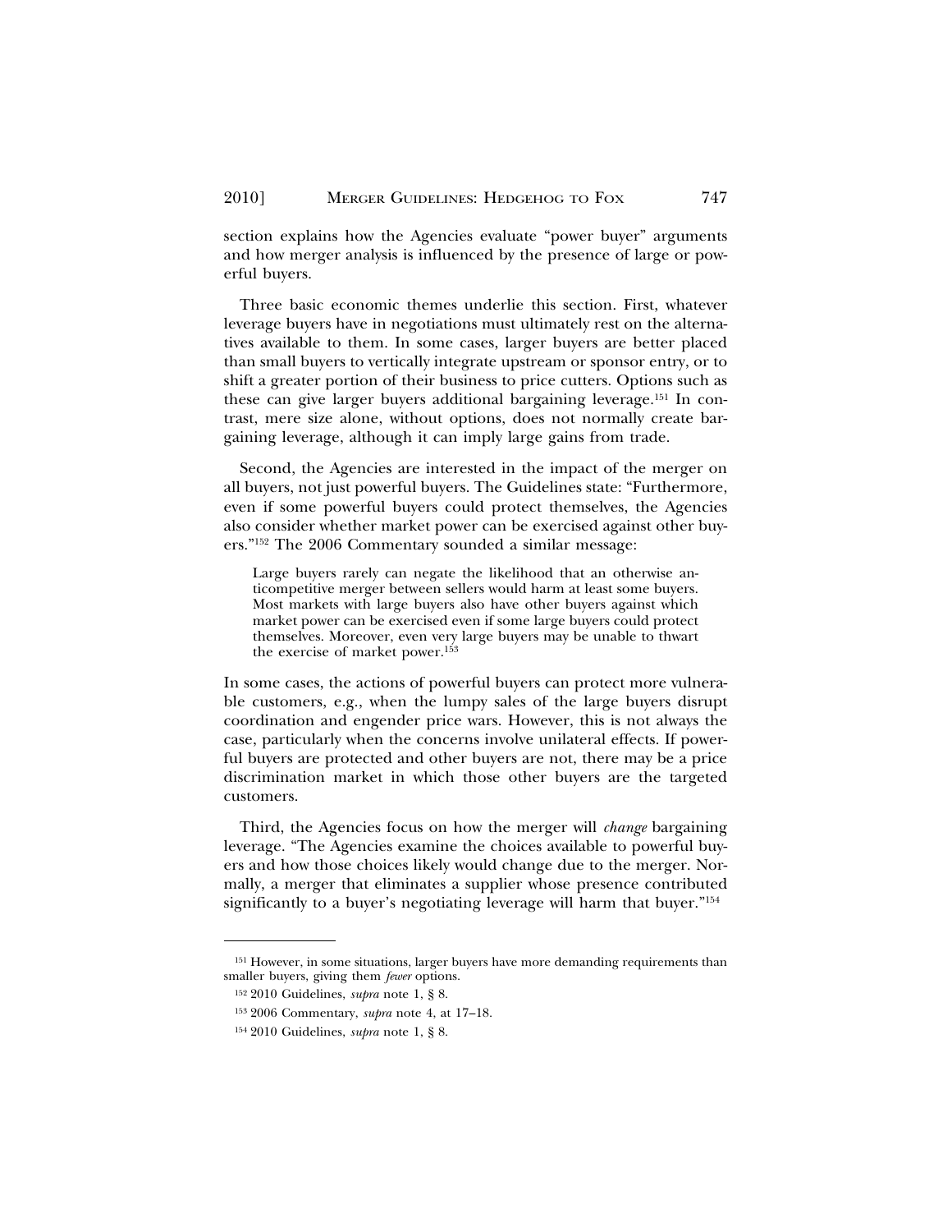section explains how the Agencies evaluate "power buyer" arguments and how merger analysis is influenced by the presence of large or powerful buyers.

Three basic economic themes underlie this section. First, whatever leverage buyers have in negotiations must ultimately rest on the alternatives available to them. In some cases, larger buyers are better placed than small buyers to vertically integrate upstream or sponsor entry, or to shift a greater portion of their business to price cutters. Options such as these can give larger buyers additional bargaining leverage.[151] In contrast, mere size alone, without options, does not normally create bargaining leverage, although it can imply large gains from trade.

Second, the Agencies are interested in the impact of the merger on all buyers, not just powerful buyers. The Guidelines state: "Furthermore, even if some powerful buyers could protect themselves, the Agencies also consider whether market power can be exercised against other buyers."[152] The 2006 Commentary sounded a similar message:

> Large buyers rarely can negate the likelihood that an otherwise anticompetitive merger between sellers would harm at least some buyers. Most markets with large buyers also have other buyers against which market power can be exercised even if some large buyers could protect themselves. Moreover, even very large buyers may be unable to thwart the exercise of market power.[153]

In some cases, the actions of powerful buyers can protect more vulnerable customers, e.g., when the lumpy sales of the large buyers disrupt coordination and engender price wars. However, this is not always the case, particularly when the concerns involve unilateral effects. If powerful buyers are protected and other buyers are not, there may be a price discrimination market in which those other buyers are the targeted customers.

Third, the Agencies focus on how the merger will *change* bargaining leverage. "The Agencies examine the choices available to powerful buyers and how those choices likely would change due to the merger. Normally, a merger that eliminates a supplier whose presence contributed significantly to a buyer's negotiating leverage will harm that buyer."[154]

---

[151] However, in some situations, larger buyers have more demanding requirements than smaller buyers, giving them *fewer* options.

[152] 2010 Guidelines, *supra* note 1, § 8.

[153] 2006 Commentary, *supra* note 4, at 17–18.

[154] 2010 Guidelines, *supra* note 1, § 8.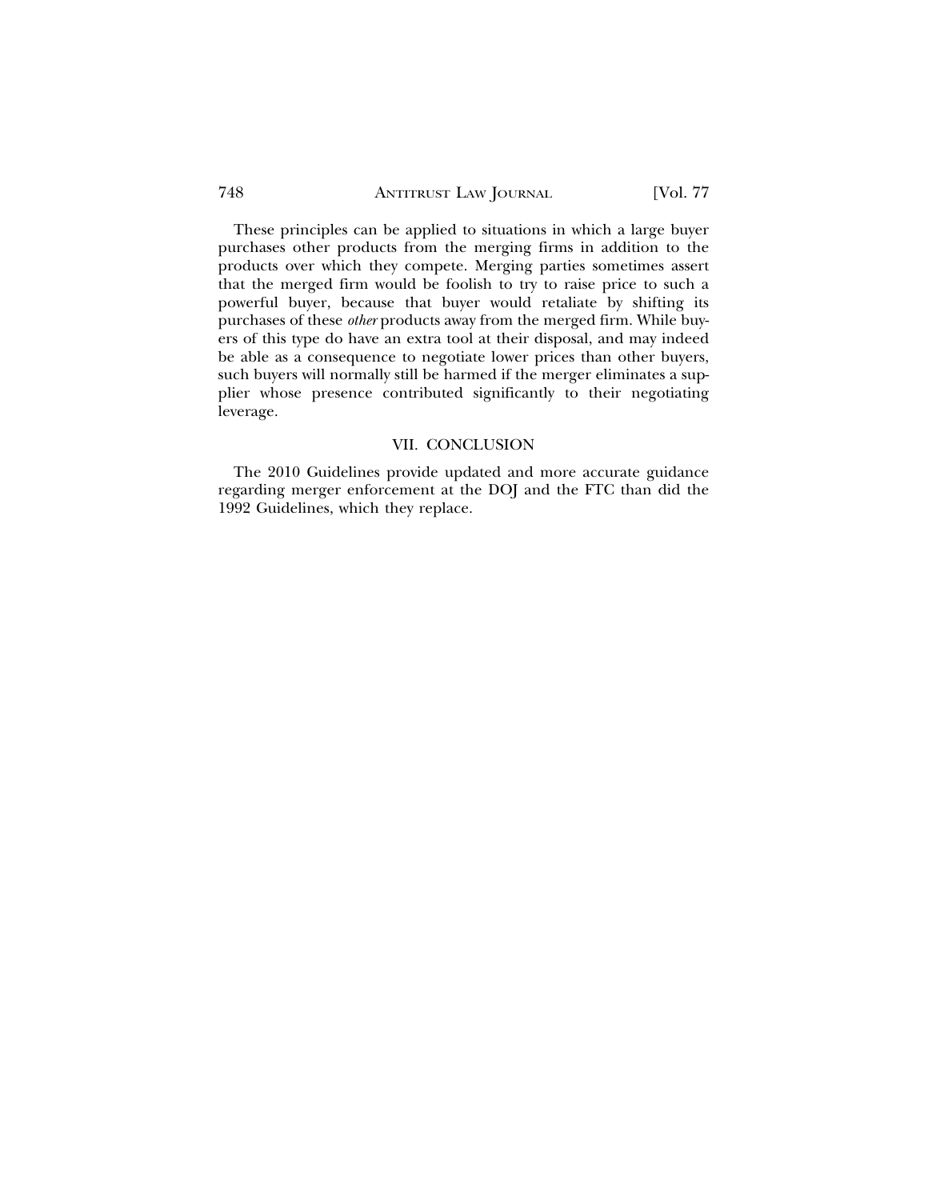These principles can be applied to situations in which a large buyer purchases other products from the merging firms in addition to the products over which they compete. Merging parties sometimes assert that the merged firm would be foolish to try to raise price to such a powerful buyer, because that buyer would retaliate by shifting its purchases of these *other* products away from the merged firm. While buyers of this type do have an extra tool at their disposal, and may indeed be able as a consequence to negotiate lower prices than other buyers, such buyers will normally still be harmed if the merger eliminates a supplier whose presence contributed significantly to their negotiating leverage.

## VII. CONCLUSION

The 2010 Guidelines provide updated and more accurate guidance regarding merger enforcement at the DOJ and the FTC than did the 1992 Guidelines, which they replace.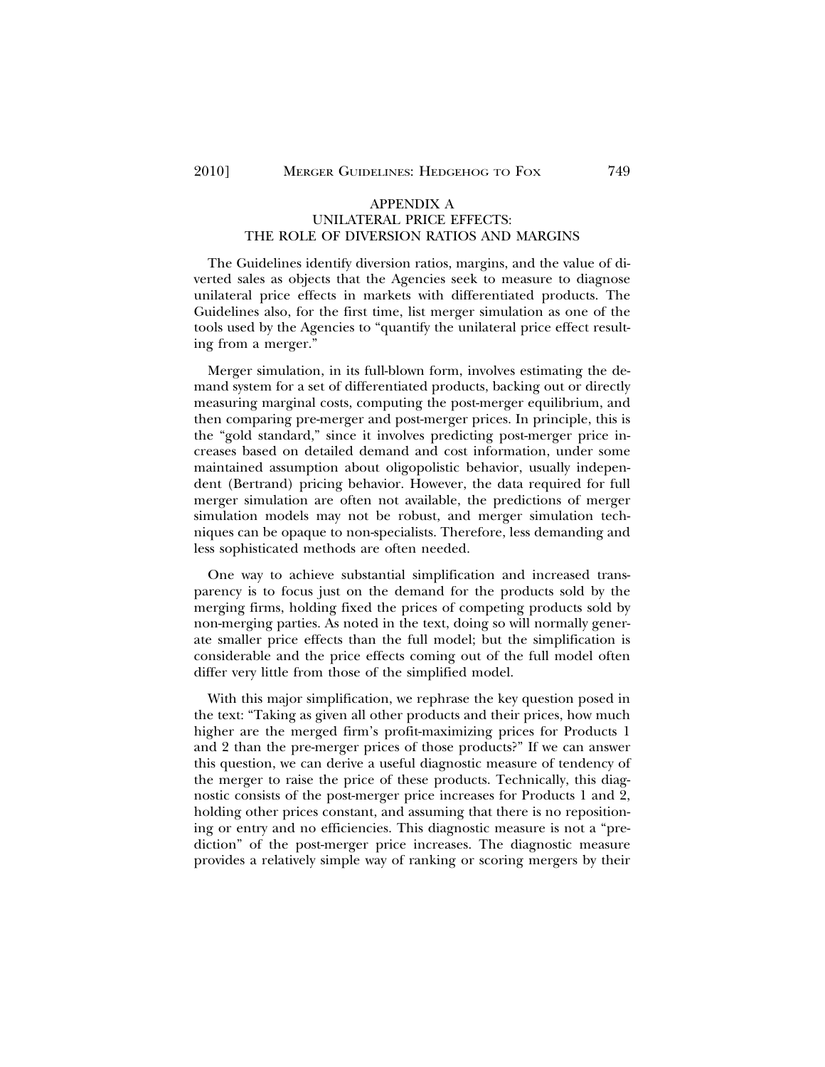## APPENDIX A
## UNILATERAL PRICE EFFECTS: THE ROLE OF DIVERSION RATIOS AND MARGINS

The Guidelines identify diversion ratios, margins, and the value of diverted sales as objects that the Agencies seek to measure to diagnose unilateral price effects in markets with differentiated products. The Guidelines also, for the first time, list merger simulation as one of the tools used by the Agencies to "quantify the unilateral price effect resulting from a merger."

Merger simulation, in its full-blown form, involves estimating the demand system for a set of differentiated products, backing out or directly measuring marginal costs, computing the post-merger equilibrium, and then comparing pre-merger and post-merger prices. In principle, this is the "gold standard," since it involves predicting post-merger price increases based on detailed demand and cost information, under some maintained assumption about oligopolistic behavior, usually independent (Bertrand) pricing behavior. However, the data required for full merger simulation are often not available, the predictions of merger simulation models may not be robust, and merger simulation techniques can be opaque to non-specialists. Therefore, less demanding and less sophisticated methods are often needed.

One way to achieve substantial simplification and increased transparency is to focus just on the demand for the products sold by the merging firms, holding fixed the prices of competing products sold by non-merging parties. As noted in the text, doing so will normally generate smaller price effects than the full model; but the simplification is considerable and the price effects coming out of the full model often differ very little from those of the simplified model.

With this major simplification, we rephrase the key question posed in the text: "Taking as given all other products and their prices, how much higher are the merged firm's profit-maximizing prices for Products 1 and 2 than the pre-merger prices of those products?" If we can answer this question, we can derive a useful diagnostic measure of tendency of the merger to raise the price of these products. Technically, this diagnostic consists of the post-merger price increases for Products 1 and 2, holding other prices constant, and assuming that there is no repositioning or entry and no efficiencies. This diagnostic measure is not a "prediction" of the post-merger price increases. The diagnostic measure provides a relatively simple way of ranking or scoring mergers by their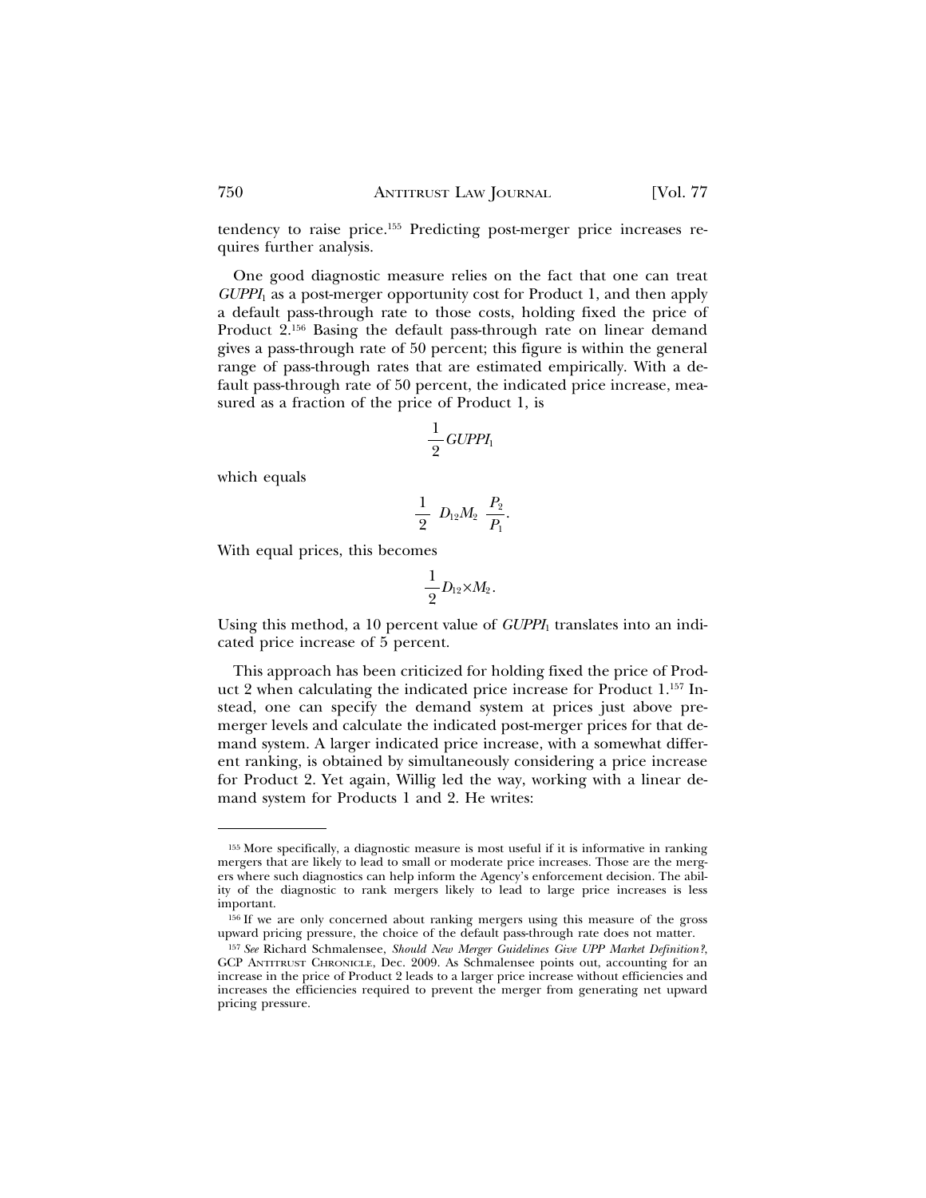tendency to raise price.[155] Predicting post-merger price increases requires further analysis.

One good diagnostic measure relies on the fact that one can treat $GUPPI_1$ as a post-merger opportunity cost for Product 1, and then apply a default pass-through rate to those costs, holding fixed the price of Product 2.[156] Basing the default pass-through rate on linear demand gives a pass-through rate of 50 percent; this figure is within the general range of pass-through rates that are estimated empirically. With a default pass-through rate of 50 percent, the indicated price increase, measured as a fraction of the price of Product 1, is

$$\frac{1}{2} GUPPI_1$$

which equals

$$\frac{1}{2} \ D_{12} M_2 \ \frac{P_2}{P_1}.$$

With equal prices, this becomes

$$\frac{1}{2} D_{12} \times M_2.$$

Using this method, a 10 percent value of $GUPPI_1$ translates into an indicated price increase of 5 percent.

This approach has been criticized for holding fixed the price of Product 2 when calculating the indicated price increase for Product 1.[157] Instead, one can specify the demand system at prices just above premerger levels and calculate the indicated post-merger prices for that demand system. A larger indicated price increase, with a somewhat different ranking, is obtained by simultaneously considering a price increase for Product 2. Yet again, Willig led the way, working with a linear demand system for Products 1 and 2. He writes:

---

[155] More specifically, a diagnostic measure is most useful if it is informative in ranking mergers that are likely to lead to small or moderate price increases. Those are the mergers where such diagnostics can help inform the Agency's enforcement decision. The ability of the diagnostic to rank mergers likely to lead to large price increases is less important.

[156] If we are only concerned about ranking mergers using this measure of the gross upward pricing pressure, the choice of the default pass-through rate does not matter.

[157] *See* Richard Schmalensee, *Should New Merger Guidelines Give UPP Market Definition?*, GCP ANTITRUST CHRONICLE, Dec. 2009. As Schmalensee points out, accounting for an increase in the price of Product 2 leads to a larger price increase without efficiencies and increases the efficiencies required to prevent the merger from generating net upward pricing pressure.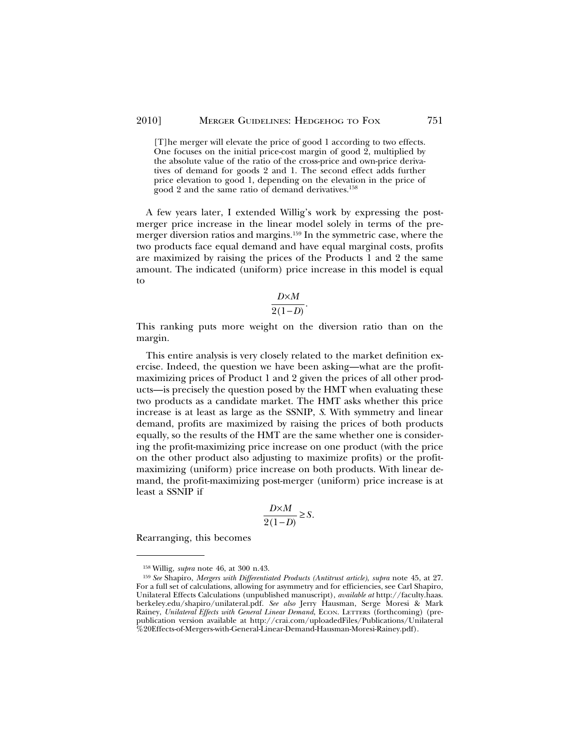> [T]he merger will elevate the price of good 1 according to two effects. One focuses on the initial price-cost margin of good 2, multiplied by the absolute value of the ratio of the cross-price and own-price derivatives of demand for goods 2 and 1. The second effect adds further price elevation to good 1, depending on the elevation in the price of good 2 and the same ratio of demand derivatives.[158]

A few years later, I extended Willig's work by expressing the post-merger price increase in the linear model solely in terms of the pre-merger diversion ratios and margins.[159] In the symmetric case, where the two products face equal demand and have equal marginal costs, profits are maximized by raising the prices of the Products 1 and 2 the same amount. The indicated (uniform) price increase in this model is equal to

$$\frac{D \times M}{2(1-D)}.$$

This ranking puts more weight on the diversion ratio than on the margin.

This entire analysis is very closely related to the market definition exercise. Indeed, the question we have been asking—what are the profit-maximizing prices of Product 1 and 2 given the prices of all other products—is precisely the question posed by the HMT when evaluating these two products as a candidate market. The HMT asks whether this price increase is at least as large as the SSNIP, *S*. With symmetry and linear demand, profits are maximized by raising the prices of both products equally, so the results of the HMT are the same whether one is considering the profit-maximizing price increase on one product (with the price on the other product also adjusting to maximize profits) or the profit-maximizing (uniform) price increase on both products. With linear demand, the profit-maximizing post-merger (uniform) price increase is at least a SSNIP if

$$\frac{D \times M}{2(1-D)} \geq S.$$

Rearranging, this becomes

---

[158] Willig, *supra* note 46, at 300 n.43.

[159] *See* Shapiro, *Mergers with Differentiated Products (Antitrust article)*, *supra* note 45, at 27. For a full set of calculations, allowing for asymmetry and for efficiencies, see Carl Shapiro, Unilateral Effects Calculations (unpublished manuscript), *available at* http://faculty.haas.berkeley.edu/shapiro/unilateral.pdf. *See also* Jerry Hausman, Serge Moresi & Mark Rainey, *Unilateral Effects with General Linear Demand*, ECON. LETTERS (forthcoming) (pre-publication version available at http://crai.com/uploadedFiles/Publications/Unilateral%20Effects-of-Mergers-with-General-Linear-Demand-Hausman-Moresi-Rainey.pdf).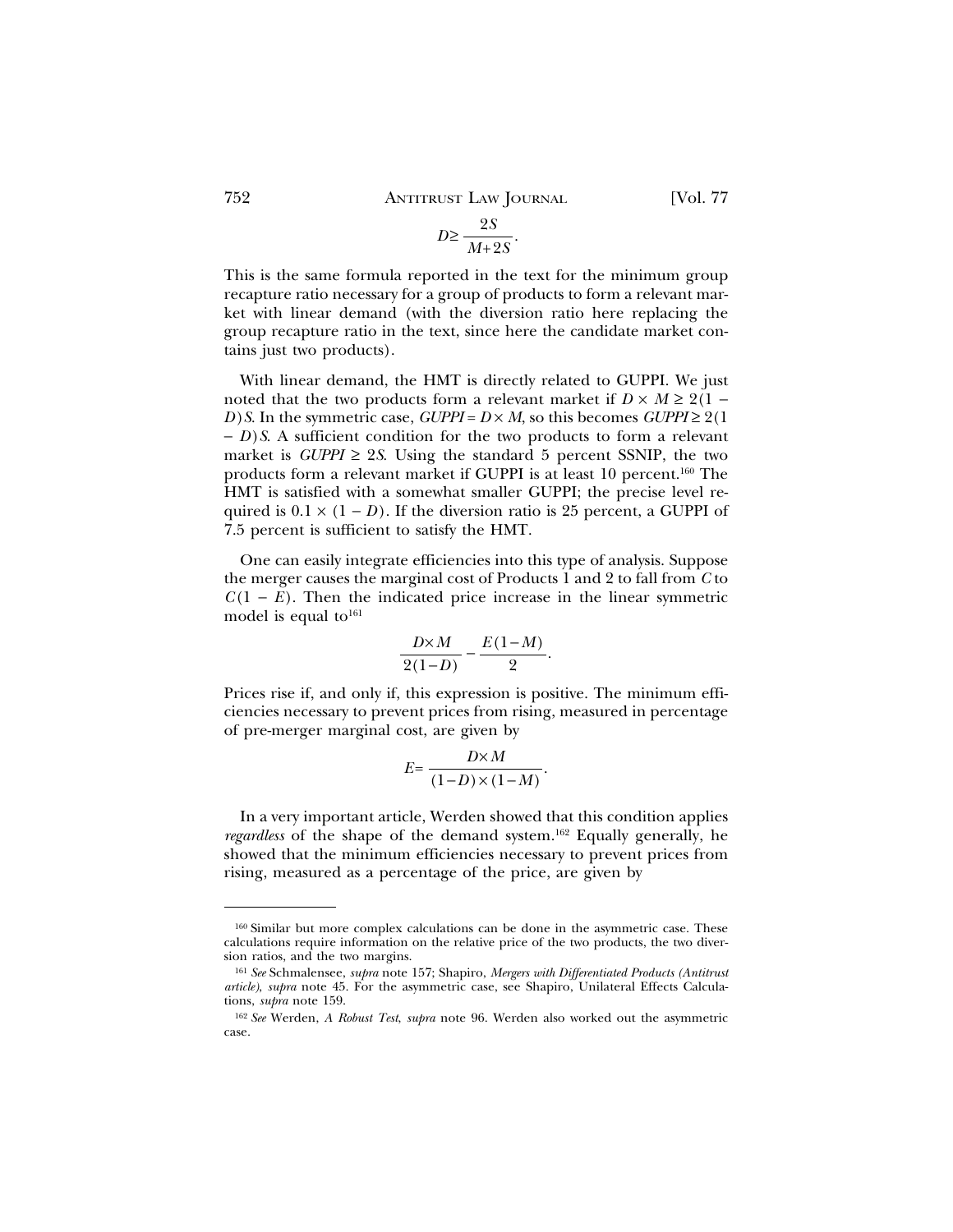$$D \geq \frac{2S}{M+2S}.$$

This is the same formula reported in the text for the minimum group recapture ratio necessary for a group of products to form a relevant market with linear demand (with the diversion ratio here replacing the group recapture ratio in the text, since here the candidate market contains just two products).

With linear demand, the HMT is directly related to GUPPI. We just noted that the two products form a relevant market if $D \times M \geq 2(1 - D)S$. In the symmetric case, $GUPPI = D \times M$, so this becomes $GUPPI \geq 2(1 - D)S$. A sufficient condition for the two products to form a relevant market is $GUPPI \geq 2S$. Using the standard 5 percent SSNIP, the two products form a relevant market if GUPPI is at least 10 percent.[160] The HMT is satisfied with a somewhat smaller GUPPI; the precise level required is $0.1 \times (1 - D)$. If the diversion ratio is 25 percent, a GUPPI of 7.5 percent is sufficient to satisfy the HMT.

One can easily integrate efficiencies into this type of analysis. Suppose the merger causes the marginal cost of Products 1 and 2 to fall from $C$ to $C(1 - E)$. Then the indicated price increase in the linear symmetric model is equal to[161]

$$\frac{D \times M}{2(1-D)} - \frac{E(1-M)}{2}.$$

Prices rise if, and only if, this expression is positive. The minimum efficiencies necessary to prevent prices from rising, measured in percentage of pre-merger marginal cost, are given by

$$E = \frac{D \times M}{(1-D) \times (1-M)}.$$

In a very important article, Werden showed that this condition applies *regardless* of the shape of the demand system.[162] Equally generally, he showed that the minimum efficiencies necessary to prevent prices from rising, measured as a percentage of the price, are given by

---

[160] Similar but more complex calculations can be done in the asymmetric case. These calculations require information on the relative price of the two products, the two diversion ratios, and the two margins.

[161] *See* Schmalensee, *supra* note 157; Shapiro, *Mergers with Differentiated Products (Antitrust article)*, *supra* note 45. For the asymmetric case, see Shapiro, Unilateral Effects Calculations, *supra* note 159.

[162] *See* Werden, *A Robust Test*, *supra* note 96. Werden also worked out the asymmetric case.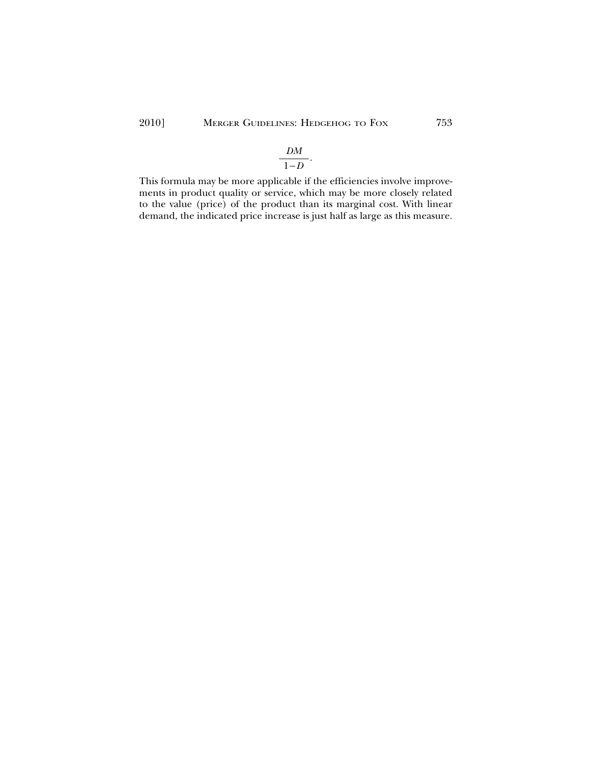$$\frac{DM}{1-D}.$$

This formula may be more applicable if the efficiencies involve improvements in product quality or service, which may be more closely related to the value (price) of the product than its marginal cost. With linear demand, the indicated price increase is just half as large as this measure.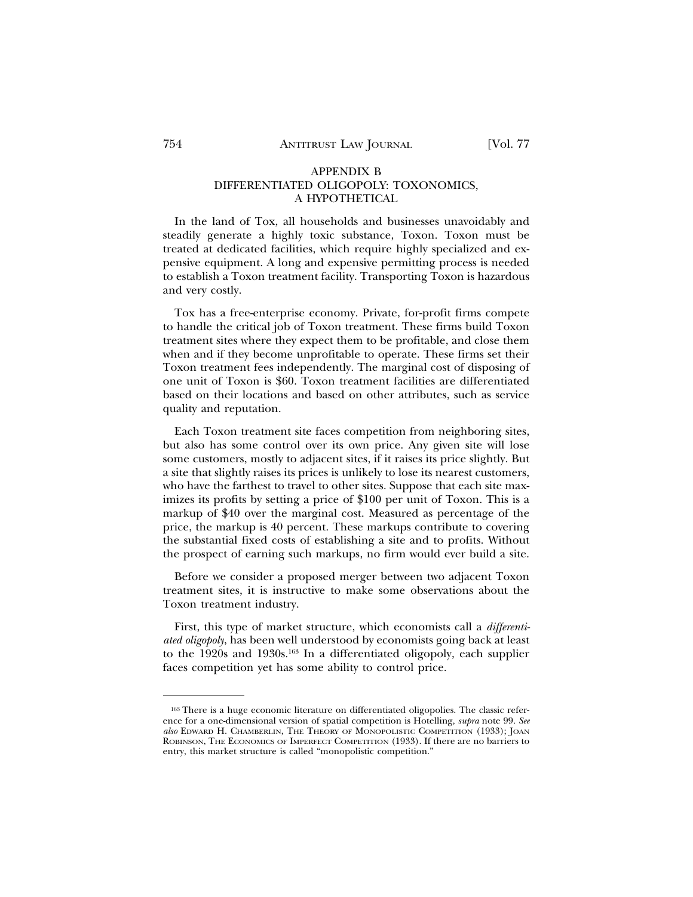## APPENDIX B
## DIFFERENTIATED OLIGOPOLY: TOXONOMICS, A HYPOTHETICAL

In the land of Tox, all households and businesses unavoidably and steadily generate a highly toxic substance, Toxon. Toxon must be treated at dedicated facilities, which require highly specialized and expensive equipment. A long and expensive permitting process is needed to establish a Toxon treatment facility. Transporting Toxon is hazardous and very costly.

Tox has a free-enterprise economy. Private, for-profit firms compete to handle the critical job of Toxon treatment. These firms build Toxon treatment sites where they expect them to be profitable, and close them when and if they become unprofitable to operate. These firms set their Toxon treatment fees independently. The marginal cost of disposing of one unit of Toxon is $60. Toxon treatment facilities are differentiated based on their locations and based on other attributes, such as service quality and reputation.

Each Toxon treatment site faces competition from neighboring sites, but also has some control over its own price. Any given site will lose some customers, mostly to adjacent sites, if it raises its price slightly. But a site that slightly raises its prices is unlikely to lose its nearest customers, who have the farthest to travel to other sites. Suppose that each site maximizes its profits by setting a price of $100 per unit of Toxon. This is a markup of $40 over the marginal cost. Measured as percentage of the price, the markup is 40 percent. These markups contribute to covering the substantial fixed costs of establishing a site and to profits. Without the prospect of earning such markups, no firm would ever build a site.

Before we consider a proposed merger between two adjacent Toxon treatment sites, it is instructive to make some observations about the Toxon treatment industry.

First, this type of market structure, which economists call a *differentiated oligopoly*, has been well understood by economists going back at least to the 1920s and 1930s.[163] In a differentiated oligopoly, each supplier faces competition yet has some ability to control price.

---

[163] There is a huge economic literature on differentiated oligopolies. The classic reference for a one-dimensional version of spatial competition is Hotelling, *supra* note 99. *See also* Edward H. Chamberlin, The Theory of Monopolistic Competition (1933); Joan Robinson, The Economics of Imperfect Competition (1933). If there are no barriers to entry, this market structure is called "monopolistic competition."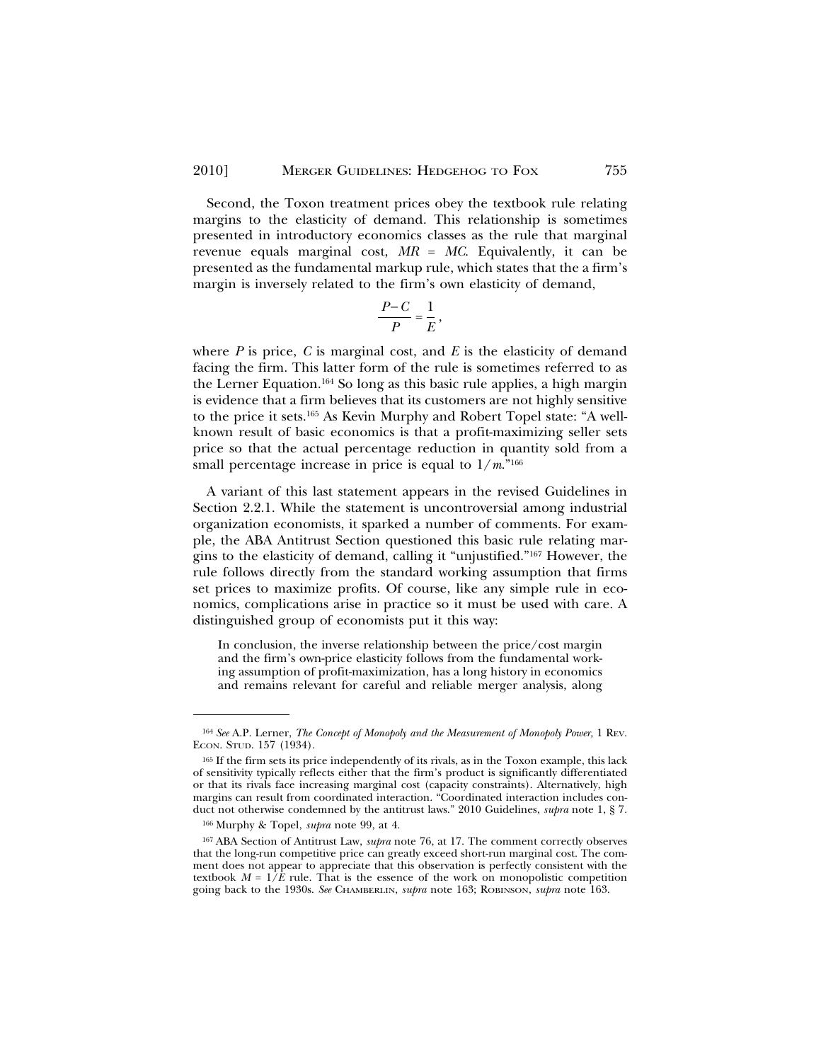Second, the Toxon treatment prices obey the textbook rule relating margins to the elasticity of demand. This relationship is sometimes presented in introductory economics classes as the rule that marginal revenue equals marginal cost, $MR = MC$. Equivalently, it can be presented as the fundamental markup rule, which states that the a firm's margin is inversely related to the firm's own elasticity of demand,

$$\frac{P-C}{P}=\frac{1}{E},$$

where $P$ is price, $C$ is marginal cost, and $E$ is the elasticity of demand facing the firm. This latter form of the rule is sometimes referred to as the Lerner Equation.[164] So long as this basic rule applies, a high margin is evidence that a firm believes that its customers are not highly sensitive to the price it sets.[165] As Kevin Murphy and Robert Topel state: "A well-known result of basic economics is that a profit-maximizing seller sets price so that the actual percentage reduction in quantity sold from a small percentage increase in price is equal to $1/m$."[166]

A variant of this last statement appears in the revised Guidelines in Section 2.2.1. While the statement is uncontroversial among industrial organization economists, it sparked a number of comments. For example, the ABA Antitrust Section questioned this basic rule relating margins to the elasticity of demand, calling it "unjustified."[167] However, the rule follows directly from the standard working assumption that firms set prices to maximize profits. Of course, like any simple rule in economics, complications arise in practice so it must be used with care. A distinguished group of economists put it this way:

> In conclusion, the inverse relationship between the price/cost margin and the firm's own-price elasticity follows from the fundamental working assumption of profit-maximization, has a long history in economics and remains relevant for careful and reliable merger analysis, along

---

[164] *See* A.P. Lerner, *The Concept of Monopoly and the Measurement of Monopoly Power,* 1 Rev. Econ. Stud. 157 (1934).

[165] If the firm sets its price independently of its rivals, as in the Toxon example, this lack of sensitivity typically reflects either that the firm's product is significantly differentiated or that its rivals face increasing marginal cost (capacity constraints). Alternatively, high margins can result from coordinated interaction. "Coordinated interaction includes conduct not otherwise condemned by the antitrust laws." 2010 Guidelines, *supra* note 1, § 7.

[166] Murphy & Topel, *supra* note 99, at 4.

[167] ABA Section of Antitrust Law, *supra* note 76, at 17. The comment correctly observes that the long-run competitive price can greatly exceed short-run marginal cost. The comment does not appear to appreciate that this observation is perfectly consistent with the textbook $M = 1/E$ rule. That is the essence of the work on monopolistic competition going back to the 1930s. *See* Chamberlin, *supra* note 163; Robinson, *supra* note 163.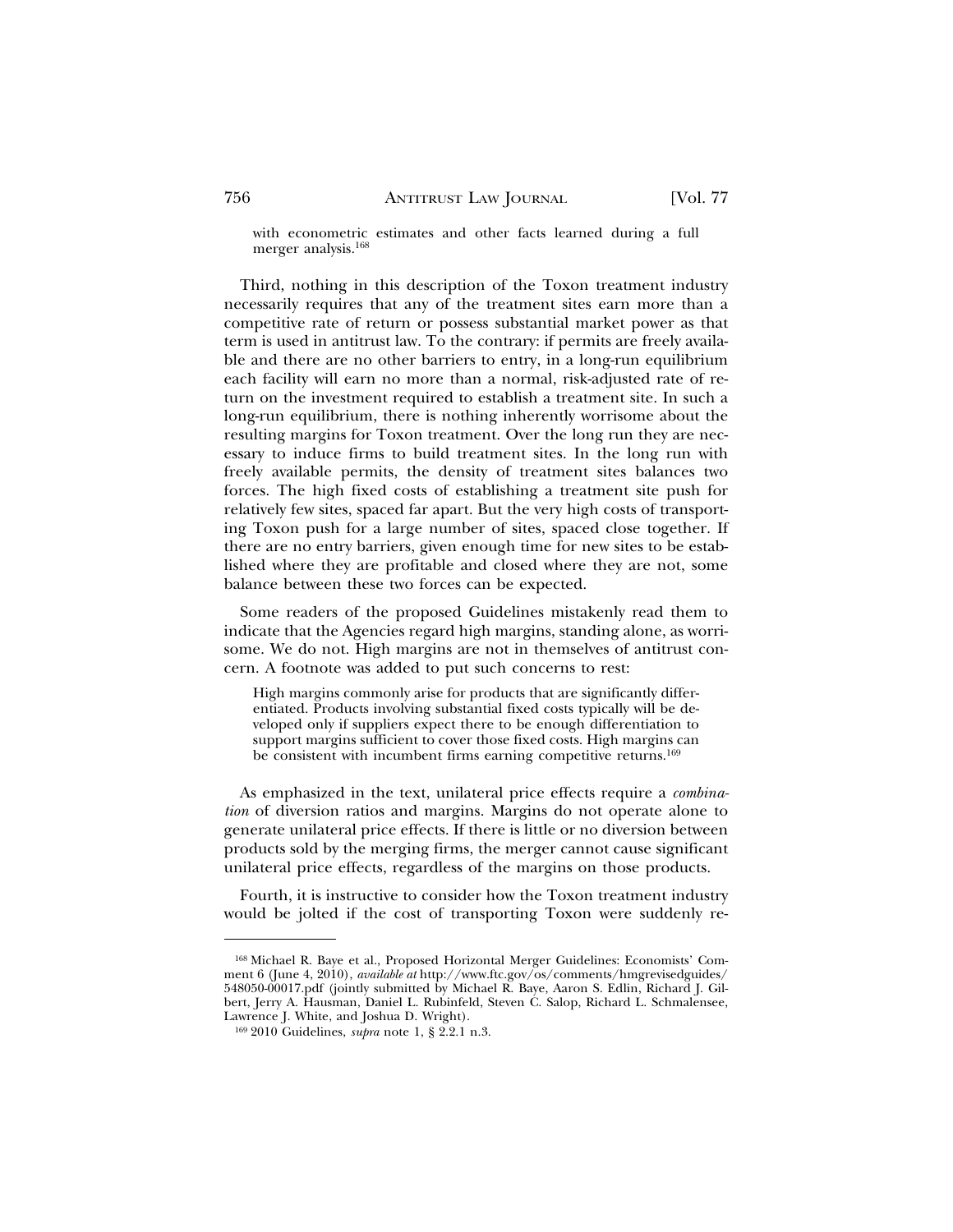> with econometric estimates and other facts learned during a full merger analysis.[168]

Third, nothing in this description of the Toxon treatment industry necessarily requires that any of the treatment sites earn more than a competitive rate of return or possess substantial market power as that term is used in antitrust law. To the contrary: if permits are freely available and there are no other barriers to entry, in a long-run equilibrium each facility will earn no more than a normal, risk-adjusted rate of return on the investment required to establish a treatment site. In such a long-run equilibrium, there is nothing inherently worrisome about the resulting margins for Toxon treatment. Over the long run they are necessary to induce firms to build treatment sites. In the long run with freely available permits, the density of treatment sites balances two forces. The high fixed costs of establishing a treatment site push for relatively few sites, spaced far apart. But the very high costs of transporting Toxon push for a large number of sites, spaced close together. If there are no entry barriers, given enough time for new sites to be established where they are profitable and closed where they are not, some balance between these two forces can be expected.

Some readers of the proposed Guidelines mistakenly read them to indicate that the Agencies regard high margins, standing alone, as worrisome. We do not. High margins are not in themselves of antitrust concern. A footnote was added to put such concerns to rest:

> High margins commonly arise for products that are significantly differentiated. Products involving substantial fixed costs typically will be developed only if suppliers expect there to be enough differentiation to support margins sufficient to cover those fixed costs. High margins can be consistent with incumbent firms earning competitive returns.[169]

As emphasized in the text, unilateral price effects require a *combination* of diversion ratios and margins. Margins do not operate alone to generate unilateral price effects. If there is little or no diversion between products sold by the merging firms, the merger cannot cause significant unilateral price effects, regardless of the margins on those products.

Fourth, it is instructive to consider how the Toxon treatment industry would be jolted if the cost of transporting Toxon were suddenly re-

---

[168] Michael R. Baye et al., Proposed Horizontal Merger Guidelines: Economists' Comment 6 (June 4, 2010), *available at* http://www.ftc.gov/os/comments/hmgrevisedguides/548050-00017.pdf (jointly submitted by Michael R. Baye, Aaron S. Edlin, Richard J. Gilbert, Jerry A. Hausman, Daniel L. Rubinfeld, Steven C. Salop, Richard L. Schmalensee, Lawrence J. White, and Joshua D. Wright).

[169] 2010 Guidelines, *supra* note 1, § 2.2.1 n.3.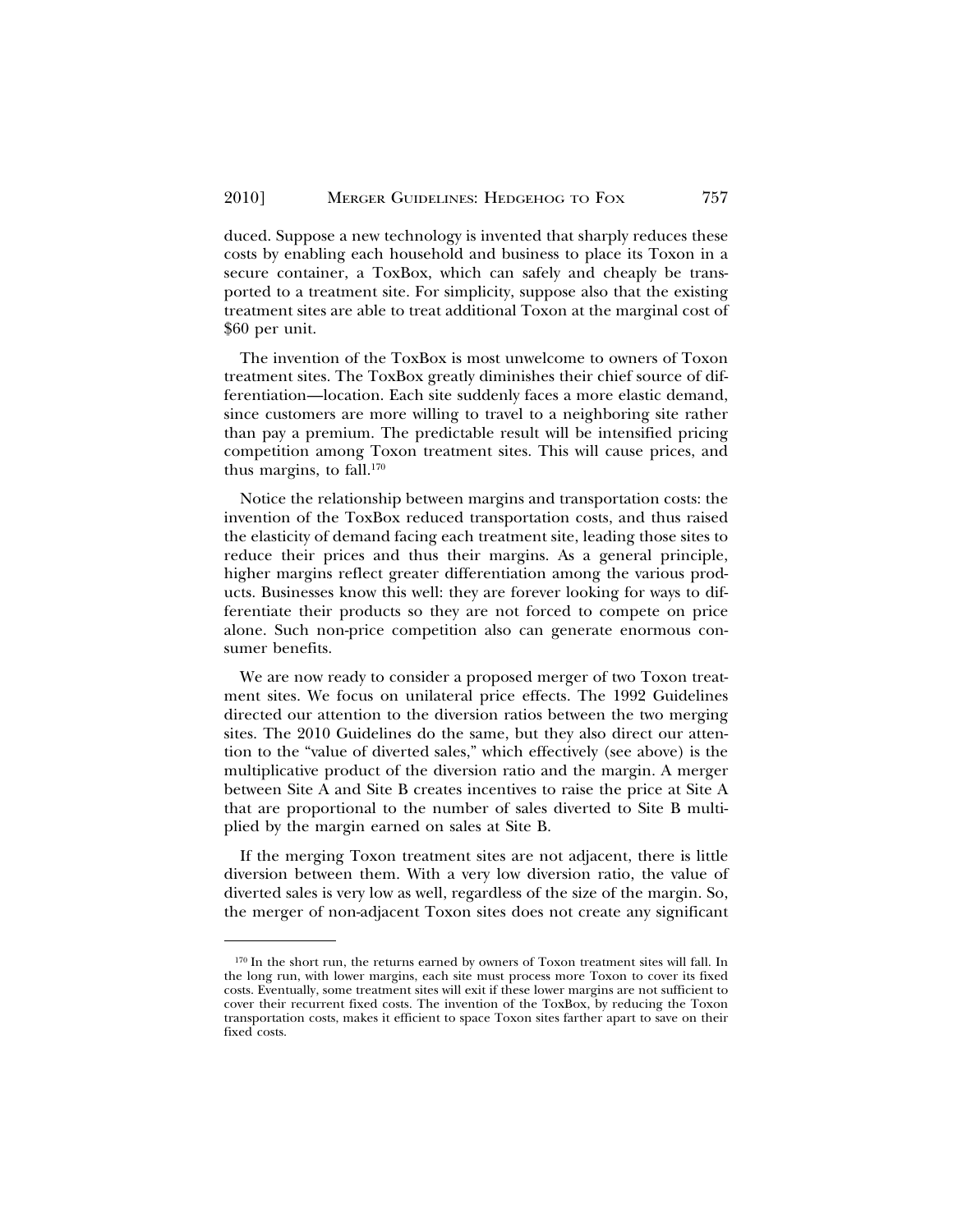duced. Suppose a new technology is invented that sharply reduces these costs by enabling each household and business to place its Toxon in a secure container, a ToxBox, which can safely and cheaply be transported to a treatment site. For simplicity, suppose also that the existing treatment sites are able to treat additional Toxon at the marginal cost of $60 per unit.

The invention of the ToxBox is most unwelcome to owners of Toxon treatment sites. The ToxBox greatly diminishes their chief source of differentiation—location. Each site suddenly faces a more elastic demand, since customers are more willing to travel to a neighboring site rather than pay a premium. The predictable result will be intensified pricing competition among Toxon treatment sites. This will cause prices, and thus margins, to fall.[170]

Notice the relationship between margins and transportation costs: the invention of the ToxBox reduced transportation costs, and thus raised the elasticity of demand facing each treatment site, leading those sites to reduce their prices and thus their margins. As a general principle, higher margins reflect greater differentiation among the various products. Businesses know this well: they are forever looking for ways to differentiate their products so they are not forced to compete on price alone. Such non-price competition also can generate enormous consumer benefits.

We are now ready to consider a proposed merger of two Toxon treatment sites. We focus on unilateral price effects. The 1992 Guidelines directed our attention to the diversion ratios between the two merging sites. The 2010 Guidelines do the same, but they also direct our attention to the "value of diverted sales," which effectively (see above) is the multiplicative product of the diversion ratio and the margin. A merger between Site A and Site B creates incentives to raise the price at Site A that are proportional to the number of sales diverted to Site B multiplied by the margin earned on sales at Site B.

If the merging Toxon treatment sites are not adjacent, there is little diversion between them. With a very low diversion ratio, the value of diverted sales is very low as well, regardless of the size of the margin. So, the merger of non-adjacent Toxon sites does not create any significant

[170] In the short run, the returns earned by owners of Toxon treatment sites will fall. In the long run, with lower margins, each site must process more Toxon to cover its fixed costs. Eventually, some treatment sites will exit if these lower margins are not sufficient to cover their recurrent fixed costs. The invention of the ToxBox, by reducing the Toxon transportation costs, makes it efficient to space Toxon sites farther apart to save on their fixed costs.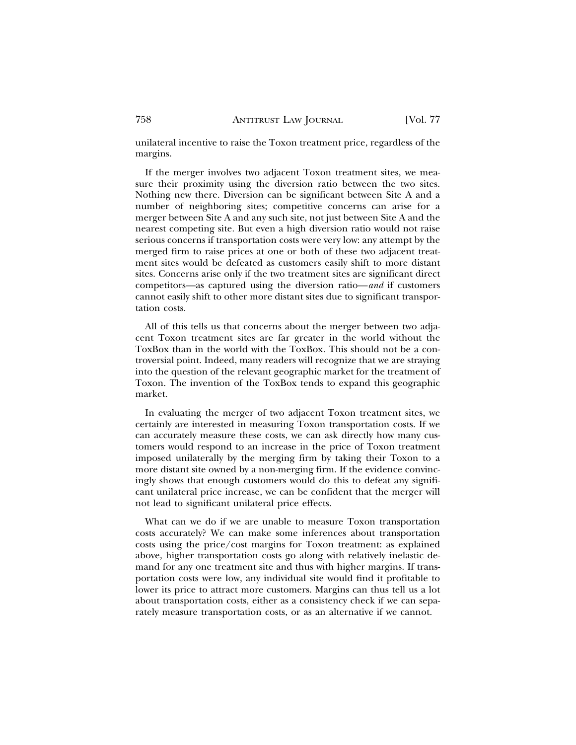unilateral incentive to raise the Toxon treatment price, regardless of the margins.

If the merger involves two adjacent Toxon treatment sites, we measure their proximity using the diversion ratio between the two sites. Nothing new there. Diversion can be significant between Site A and a number of neighboring sites; competitive concerns can arise for a merger between Site A and any such site, not just between Site A and the nearest competing site. But even a high diversion ratio would not raise serious concerns if transportation costs were very low: any attempt by the merged firm to raise prices at one or both of these two adjacent treatment sites would be defeated as customers easily shift to more distant sites. Concerns arise only if the two treatment sites are significant direct competitors—as captured using the diversion ratio—*and* if customers cannot easily shift to other more distant sites due to significant transportation costs.

All of this tells us that concerns about the merger between two adjacent Toxon treatment sites are far greater in the world without the ToxBox than in the world with the ToxBox. This should not be a controversial point. Indeed, many readers will recognize that we are straying into the question of the relevant geographic market for the treatment of Toxon. The invention of the ToxBox tends to expand this geographic market.

In evaluating the merger of two adjacent Toxon treatment sites, we certainly are interested in measuring Toxon transportation costs. If we can accurately measure these costs, we can ask directly how many customers would respond to an increase in the price of Toxon treatment imposed unilaterally by the merging firm by taking their Toxon to a more distant site owned by a non-merging firm. If the evidence convincingly shows that enough customers would do this to defeat any significant unilateral price increase, we can be confident that the merger will not lead to significant unilateral price effects.

What can we do if we are unable to measure Toxon transportation costs accurately? We can make some inferences about transportation costs using the price/cost margins for Toxon treatment: as explained above, higher transportation costs go along with relatively inelastic demand for any one treatment site and thus with higher margins. If transportation costs were low, any individual site would find it profitable to lower its price to attract more customers. Margins can thus tell us a lot about transportation costs, either as a consistency check if we can separately measure transportation costs, or as an alternative if we cannot.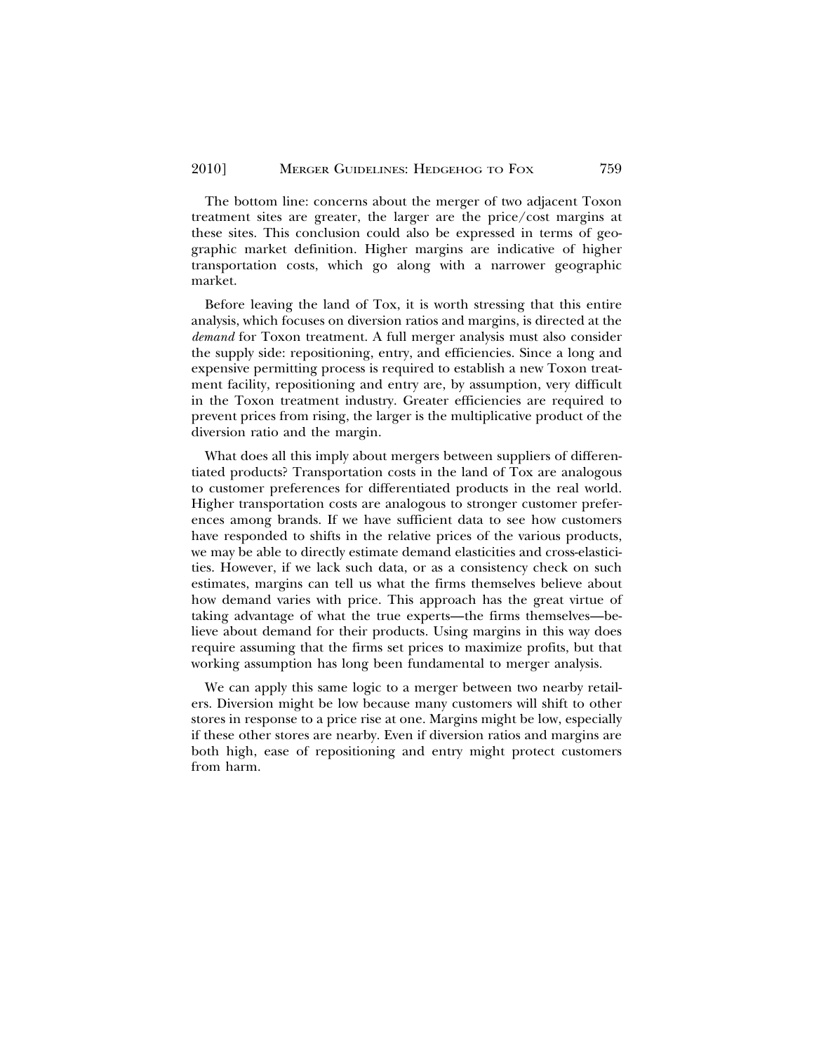The bottom line: concerns about the merger of two adjacent Toxon treatment sites are greater, the larger are the price/cost margins at these sites. This conclusion could also be expressed in terms of geographic market definition. Higher margins are indicative of higher transportation costs, which go along with a narrower geographic market.

Before leaving the land of Tox, it is worth stressing that this entire analysis, which focuses on diversion ratios and margins, is directed at the *demand* for Toxon treatment. A full merger analysis must also consider the supply side: repositioning, entry, and efficiencies. Since a long and expensive permitting process is required to establish a new Toxon treatment facility, repositioning and entry are, by assumption, very difficult in the Toxon treatment industry. Greater efficiencies are required to prevent prices from rising, the larger is the multiplicative product of the diversion ratio and the margin.

What does all this imply about mergers between suppliers of differentiated products? Transportation costs in the land of Tox are analogous to customer preferences for differentiated products in the real world. Higher transportation costs are analogous to stronger customer preferences among brands. If we have sufficient data to see how customers have responded to shifts in the relative prices of the various products, we may be able to directly estimate demand elasticities and cross-elasticities. However, if we lack such data, or as a consistency check on such estimates, margins can tell us what the firms themselves believe about how demand varies with price. This approach has the great virtue of taking advantage of what the true experts—the firms themselves—believe about demand for their products. Using margins in this way does require assuming that the firms set prices to maximize profits, but that working assumption has long been fundamental to merger analysis.

We can apply this same logic to a merger between two nearby retailers. Diversion might be low because many customers will shift to other stores in response to a price rise at one. Margins might be low, especially if these other stores are nearby. Even if diversion ratios and margins are both high, ease of repositioning and entry might protect customers from harm.